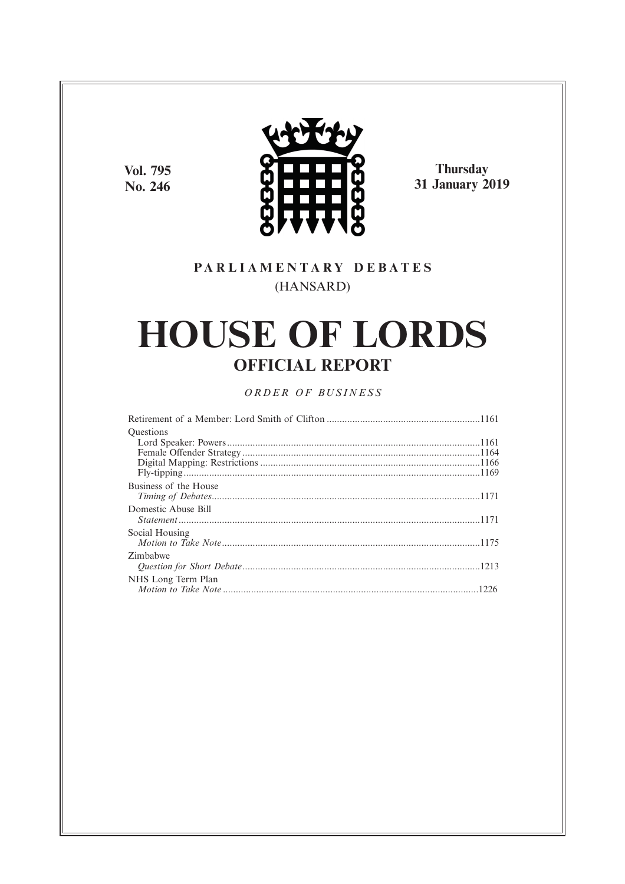Vol. 795
No. 246

Thursday
31 January 2019

PARLIAMENTARY DEBATES
(HANSARD)

# HOUSE OF LORDS

## OFFICIAL REPORT

*ORDER OF BUSINESS*

Retirement of a Member: Lord Smith of Clifton ........................................................... 1161

Questions

Lord Speaker: Powers ........................................................................................ 1161

Female Offender Strategy ................................................................................... 1164

Digital Mapping: Restrictions ............................................................................. 1166

Fly-tipping ......................................................................................................... 1169

Business of the House

*Timing of Debates* ............................................................................................ 1171

Domestic Abuse Bill

*Statement* ........................................................................................................ 1171

Social Housing

*Motion to Take Note* ........................................................................................ 1175

Zimbabwe

*Question for Short Debate* ............................................................................... 1213

NHS Long Term Plan

*Motion to Take Note* ........................................................................................ 1226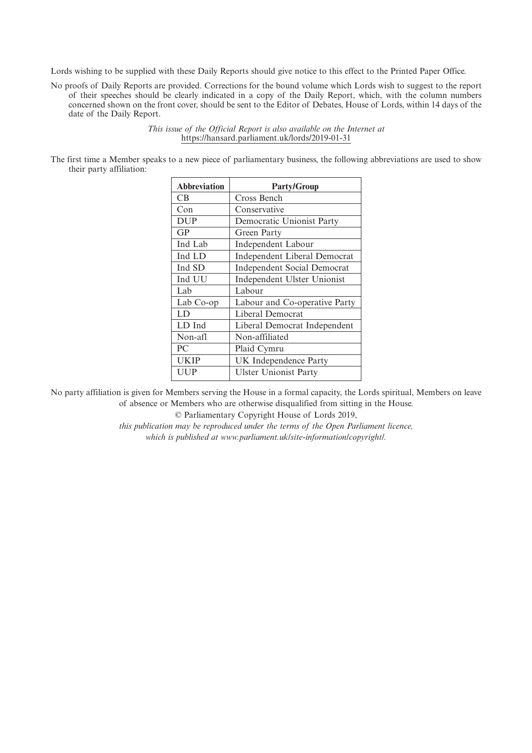Lords wishing to be supplied with these Daily Reports should give notice to this effect to the Printed Paper Office.

No proofs of Daily Reports are provided. Corrections for the bound volume which Lords wish to suggest to the report of their speeches should be clearly indicated in a copy of the Daily Report, which, with the column numbers concerned shown on the front cover, should be sent to the Editor of Debates, House of Lords, within 14 days of the date of the Daily Report.

*This issue of the Official Report is also available on the Internet at* https://hansard.parliament.uk/lords/2019-01-31

The first time a Member speaks to a new piece of parliamentary business, the following abbreviations are used to show their party affiliation:

| Abbreviation | Party/Group |
|---|---|
| CB | Cross Bench |
| Con | Conservative |
| DUP | Democratic Unionist Party |
| GP | Green Party |
| Ind Lab | Independent Labour |
| Ind LD | Independent Liberal Democrat |
| Ind SD | Independent Social Democrat |
| Ind UU | Independent Ulster Unionist |
| Lab | Labour |
| Lab Co-op | Labour and Co-operative Party |
| LD | Liberal Democrat |
| LD Ind | Liberal Democrat Independent |
| Non-afl | Non-affiliated |
| PC | Plaid Cymru |
| UKIP | UK Independence Party |
| UUP | Ulster Unionist Party |

No party affiliation is given for Members serving the House in a formal capacity, the Lords spiritual, Members on leave of absence or Members who are otherwise disqualified from sitting in the House.

© Parliamentary Copyright House of Lords 2019,

*this publication may be reproduced under the terms of the Open Parliament licence, which is published at www.parliament.uk/site-information/copyright/.*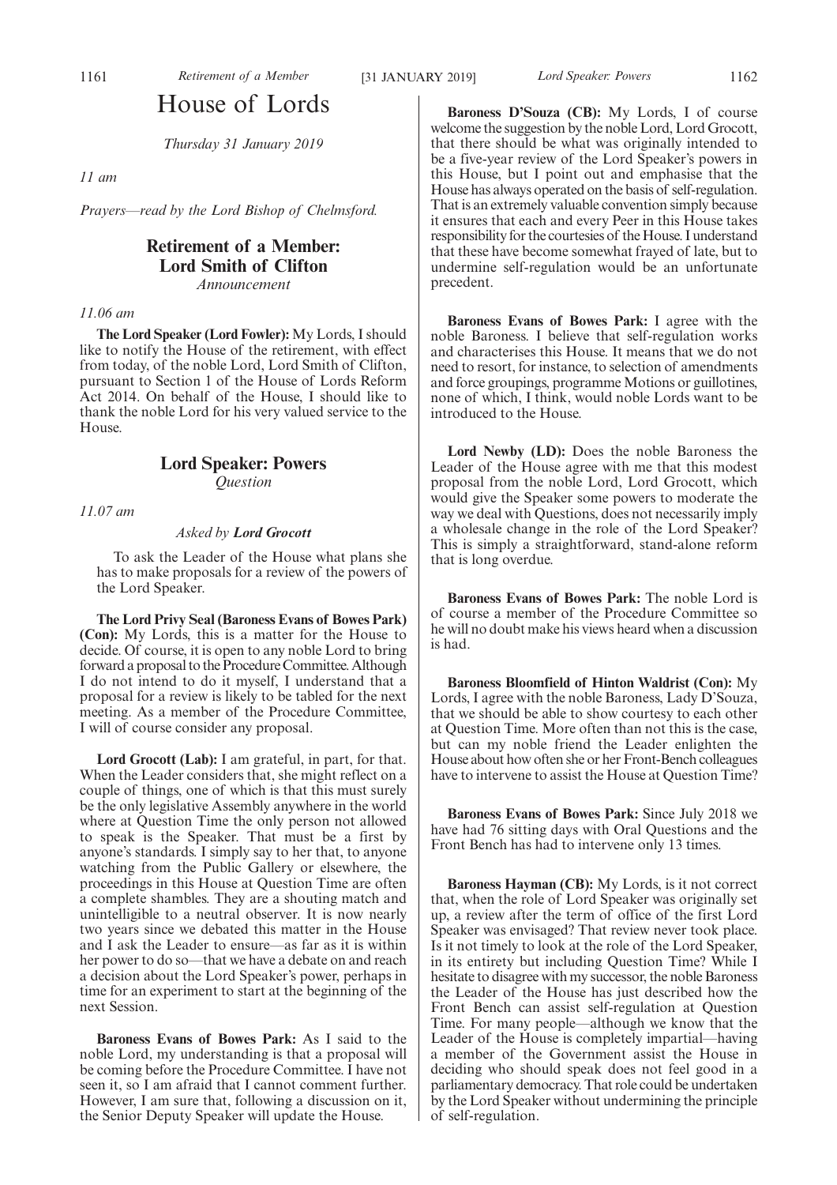# House of Lords

*Thursday 31 January 2019*

*11 am*

*Prayers—read by the Lord Bishop of Chelmsford.*

## Retirement of a Member: Lord Smith of Clifton

*Announcement*

*11.06 am*

**The Lord Speaker (Lord Fowler):** My Lords, I should like to notify the House of the retirement, with effect from today, of the noble Lord, Lord Smith of Clifton, pursuant to Section 1 of the House of Lords Reform Act 2014. On behalf of the House, I should like to thank the noble Lord for his very valued service to the House.

## Lord Speaker: Powers

*Question*

*11.07 am*

*Asked by **Lord Grocott***

> To ask the Leader of the House what plans she has to make proposals for a review of the powers of the Lord Speaker.

**The Lord Privy Seal (Baroness Evans of Bowes Park) (Con):** My Lords, this is a matter for the House to decide. Of course, it is open to any noble Lord to bring forward a proposal to the Procedure Committee. Although I do not intend to do it myself, I understand that a proposal for a review is likely to be tabled for the next meeting. As a member of the Procedure Committee, I will of course consider any proposal.

**Lord Grocott (Lab):** I am grateful, in part, for that. When the Leader considers that, she might reflect on a couple of things, one of which is that this must surely be the only legislative Assembly anywhere in the world where at Question Time the only person not allowed to speak is the Speaker. That must be a first by anyone's standards. I simply say to her that, to anyone watching from the Public Gallery or elsewhere, the proceedings in this House at Question Time are often a complete shambles. They are a shouting match and unintelligible to a neutral observer. It is now nearly two years since we debated this matter in the House and I ask the Leader to ensure—as far as it is within her power to do so—that we have a debate on and reach a decision about the Lord Speaker's power, perhaps in time for an experiment to start at the beginning of the next Session.

**Baroness Evans of Bowes Park:** As I said to the noble Lord, my understanding is that a proposal will be coming before the Procedure Committee. I have not seen it, so I am afraid that I cannot comment further. However, I am sure that, following a discussion on it, the Senior Deputy Speaker will update the House.

**Baroness D'Souza (CB):** My Lords, I of course welcome the suggestion by the noble Lord, Lord Grocott, that there should be what was originally intended to be a five-year review of the Lord Speaker's powers in this House, but I point out and emphasise that the House has always operated on the basis of self-regulation. That is an extremely valuable convention simply because it ensures that each and every Peer in this House takes responsibility for the courtesies of the House. I understand that these have become somewhat frayed of late, but to undermine self-regulation would be an unfortunate precedent.

**Baroness Evans of Bowes Park:** I agree with the noble Baroness. I believe that self-regulation works and characterises this House. It means that we do not need to resort, for instance, to selection of amendments and force groupings, programme Motions or guillotines, none of which, I think, would noble Lords want to be introduced to the House.

**Lord Newby (LD):** Does the noble Baroness the Leader of the House agree with me that this modest proposal from the noble Lord, Lord Grocott, which would give the Speaker some powers to moderate the way we deal with Questions, does not necessarily imply a wholesale change in the role of the Lord Speaker? This is simply a straightforward, stand-alone reform that is long overdue.

**Baroness Evans of Bowes Park:** The noble Lord is of course a member of the Procedure Committee so he will no doubt make his views heard when a discussion is had.

**Baroness Bloomfield of Hinton Waldrist (Con):** My Lords, I agree with the noble Baroness, Lady D'Souza, that we should be able to show courtesy to each other at Question Time. More often than not this is the case, but can my noble friend the Leader enlighten the House about how often she or her Front-Bench colleagues have to intervene to assist the House at Question Time?

**Baroness Evans of Bowes Park:** Since July 2018 we have had 76 sitting days with Oral Questions and the Front Bench has had to intervene only 13 times.

**Baroness Hayman (CB):** My Lords, is it not correct that, when the role of Lord Speaker was originally set up, a review after the term of office of the first Lord Speaker was envisaged? That review never took place. Is it not timely to look at the role of the Lord Speaker, in its entirety but including Question Time? While I hesitate to disagree with my successor, the noble Baroness the Leader of the House has just described how the Front Bench can assist self-regulation at Question Time. For many people—although we know that the Leader of the House is completely impartial—having a member of the Government assist the House in deciding who should speak does not feel good in a parliamentary democracy. That role could be undertaken by the Lord Speaker without undermining the principle of self-regulation.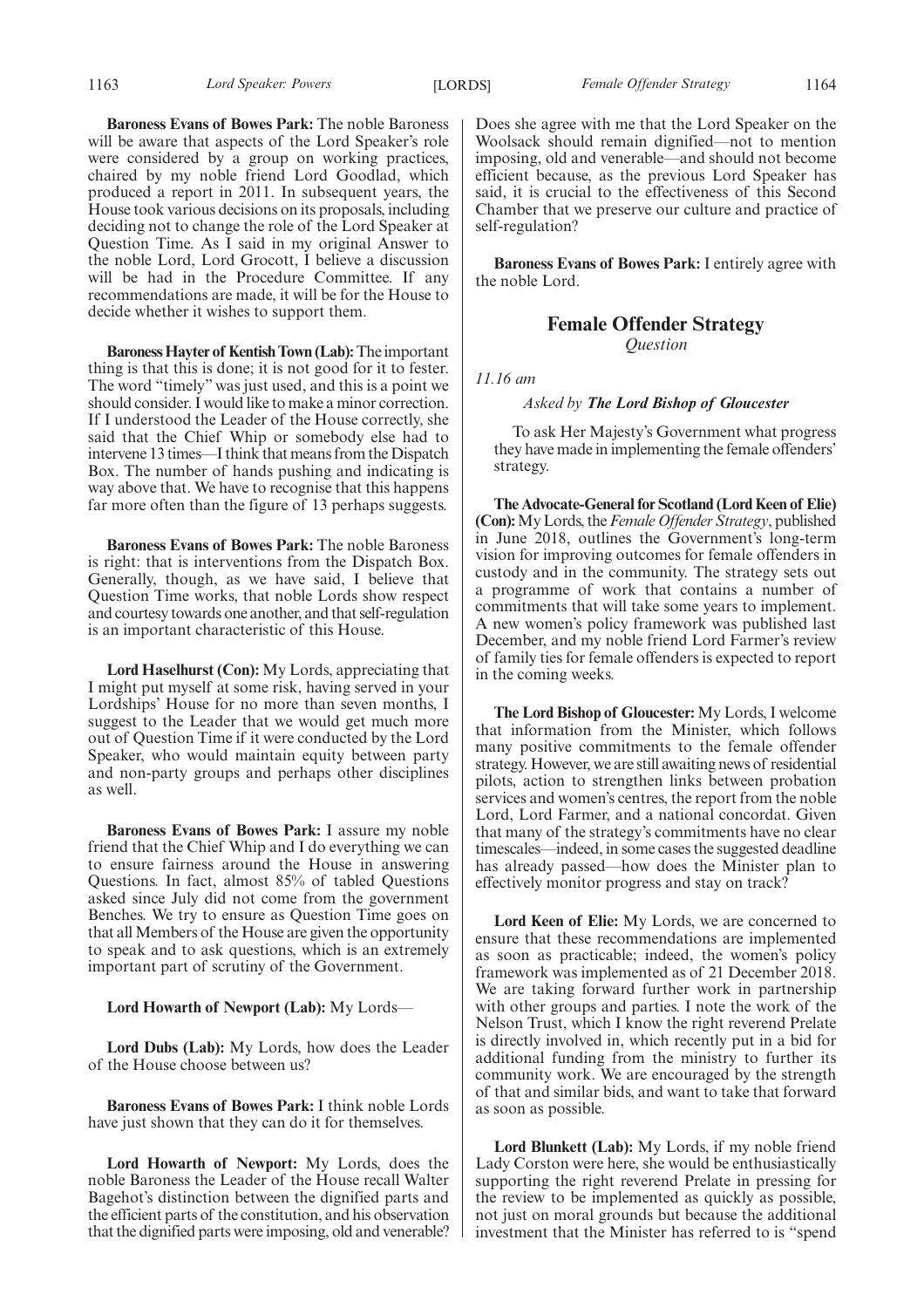**Baroness Evans of Bowes Park:** The noble Baroness will be aware that aspects of the Lord Speaker's role were considered by a group on working practices, chaired by my noble friend Lord Goodlad, which produced a report in 2011. In subsequent years, the House took various decisions on its proposals, including deciding not to change the role of the Lord Speaker at Question Time. As I said in my original Answer to the noble Lord, Lord Grocott, I believe a discussion will be had in the Procedure Committee. If any recommendations are made, it will be for the House to decide whether it wishes to support them.

**Baroness Hayter of Kentish Town (Lab):** The important thing is that this is done; it is not good for it to fester. The word "timely" was just used, and this is a point we should consider. I would like to make a minor correction. If I understood the Leader of the House correctly, she said that the Chief Whip or somebody else had to intervene 13 times—I think that means from the Dispatch Box. The number of hands pushing and indicating is way above that. We have to recognise that this happens far more often than the figure of 13 perhaps suggests.

**Baroness Evans of Bowes Park:** The noble Baroness is right: that is interventions from the Dispatch Box. Generally, though, as we have said, I believe that Question Time works, that noble Lords show respect and courtesy towards one another, and that self-regulation is an important characteristic of this House.

**Lord Haselhurst (Con):** My Lords, appreciating that I might put myself at some risk, having served in your Lordships' House for no more than seven months, I suggest to the Leader that we would get much more out of Question Time if it were conducted by the Lord Speaker, who would maintain equity between party and non-party groups and perhaps other disciplines as well.

**Baroness Evans of Bowes Park:** I assure my noble friend that the Chief Whip and I do everything we can to ensure fairness around the House in answering Questions. In fact, almost 85% of tabled Questions asked since July did not come from the government Benches. We try to ensure as Question Time goes on that all Members of the House are given the opportunity to speak and to ask questions, which is an extremely important part of scrutiny of the Government.

**Lord Howarth of Newport (Lab):** My Lords—

**Lord Dubs (Lab):** My Lords, how does the Leader of the House choose between us?

**Baroness Evans of Bowes Park:** I think noble Lords have just shown that they can do it for themselves.

**Lord Howarth of Newport:** My Lords, does the noble Baroness the Leader of the House recall Walter Bagehot's distinction between the dignified parts and the efficient parts of the constitution, and his observation that the dignified parts were imposing, old and venerable? Does she agree with me that the Lord Speaker on the Woolsack should remain dignified—not to mention imposing, old and venerable—and should not become efficient because, as the previous Lord Speaker has said, it is crucial to the effectiveness of this Second Chamber that we preserve our culture and practice of self-regulation?

**Baroness Evans of Bowes Park:** I entirely agree with the noble Lord.

## Female Offender Strategy

*Question*

*11.16 am*

*Asked by **The Lord Bishop of Gloucester***

To ask Her Majesty's Government what progress they have made in implementing the female offenders' strategy.

**The Advocate-General for Scotland (Lord Keen of Elie) (Con):** My Lords, the *Female Offender Strategy*, published in June 2018, outlines the Government's long-term vision for improving outcomes for female offenders in custody and in the community. The strategy sets out a programme of work that contains a number of commitments that will take some years to implement. A new women's policy framework was published last December, and my noble friend Lord Farmer's review of family ties for female offenders is expected to report in the coming weeks.

**The Lord Bishop of Gloucester:** My Lords, I welcome that information from the Minister, which follows many positive commitments to the female offender strategy. However, we are still awaiting news of residential pilots, action to strengthen links between probation services and women's centres, the report from the noble Lord, Lord Farmer, and a national concordat. Given that many of the strategy's commitments have no clear timescales—indeed, in some cases the suggested deadline has already passed—how does the Minister plan to effectively monitor progress and stay on track?

**Lord Keen of Elie:** My Lords, we are concerned to ensure that these recommendations are implemented as soon as practicable; indeed, the women's policy framework was implemented as of 21 December 2018. We are taking forward further work in partnership with other groups and parties. I note the work of the Nelson Trust, which I know the right reverend Prelate is directly involved in, which recently put in a bid for additional funding from the ministry to further its community work. We are encouraged by the strength of that and similar bids, and want to take that forward as soon as possible.

**Lord Blunkett (Lab):** My Lords, if my noble friend Lady Corston were here, she would be enthusiastically supporting the right reverend Prelate in pressing for the review to be implemented as quickly as possible, not just on moral grounds but because the additional investment that the Minister has referred to is "spend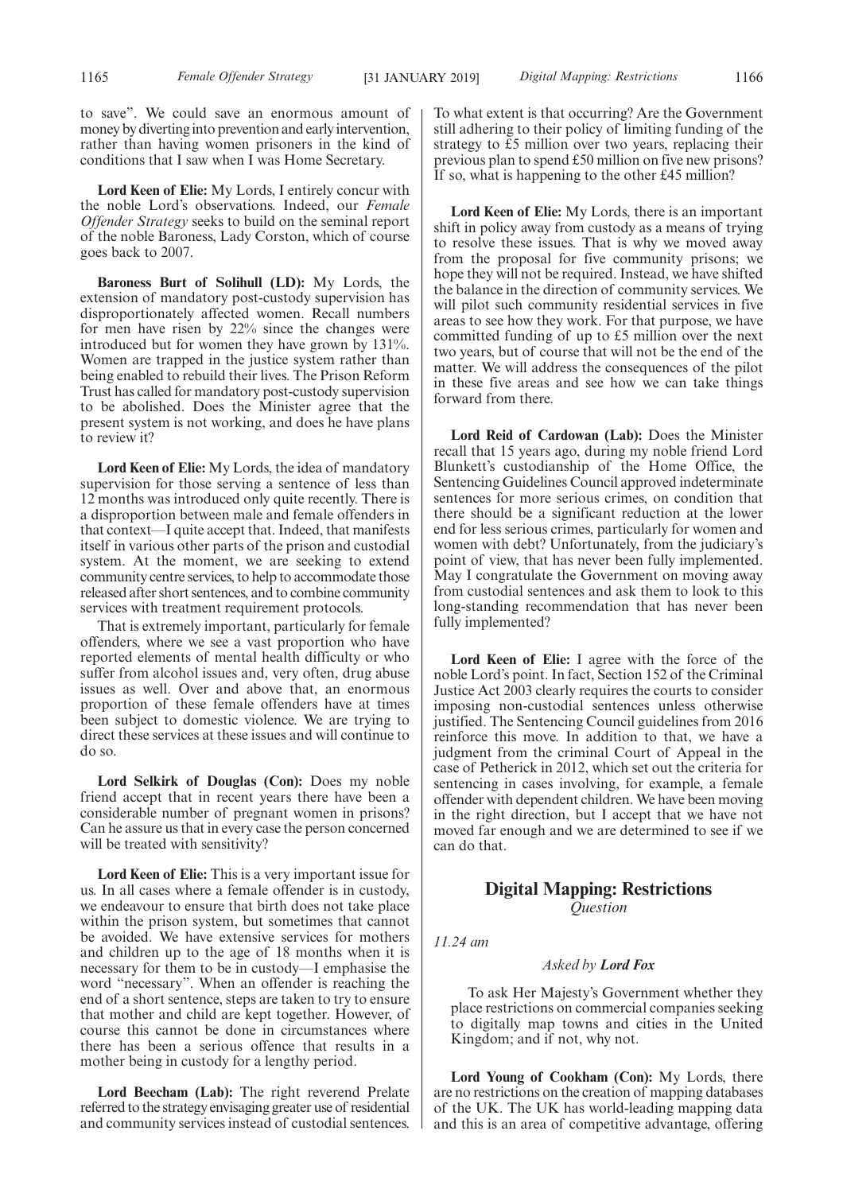to save". We could save an enormous amount of money by diverting into prevention and early intervention, rather than having women prisoners in the kind of conditions that I saw when I was Home Secretary.

**Lord Keen of Elie:** My Lords, I entirely concur with the noble Lord's observations. Indeed, our *Female Offender Strategy* seeks to build on the seminal report of the noble Baroness, Lady Corston, which of course goes back to 2007.

**Baroness Burt of Solihull (LD):** My Lords, the extension of mandatory post-custody supervision has disproportionately affected women. Recall numbers for men have risen by 22% since the changes were introduced but for women they have grown by 131%. Women are trapped in the justice system rather than being enabled to rebuild their lives. The Prison Reform Trust has called for mandatory post-custody supervision to be abolished. Does the Minister agree that the present system is not working, and does he have plans to review it?

**Lord Keen of Elie:** My Lords, the idea of mandatory supervision for those serving a sentence of less than 12 months was introduced only quite recently. There is a disproportion between male and female offenders in that context—I quite accept that. Indeed, that manifests itself in various other parts of the prison and custodial system. At the moment, we are seeking to extend community centre services, to help to accommodate those released after short sentences, and to combine community services with treatment requirement protocols.

That is extremely important, particularly for female offenders, where we see a vast proportion who have reported elements of mental health difficulty or who suffer from alcohol issues and, very often, drug abuse issues as well. Over and above that, an enormous proportion of these female offenders have at times been subject to domestic violence. We are trying to direct these services at these issues and will continue to do so.

**Lord Selkirk of Douglas (Con):** Does my noble friend accept that in recent years there have been a considerable number of pregnant women in prisons? Can he assure us that in every case the person concerned will be treated with sensitivity?

**Lord Keen of Elie:** This is a very important issue for us. In all cases where a female offender is in custody, we endeavour to ensure that birth does not take place within the prison system, but sometimes that cannot be avoided. We have extensive services for mothers and children up to the age of 18 months when it is necessary for them to be in custody—I emphasise the word "necessary". When an offender is reaching the end of a short sentence, steps are taken to try to ensure that mother and child are kept together. However, of course this cannot be done in circumstances where there has been a serious offence that results in a mother being in custody for a lengthy period.

**Lord Beecham (Lab):** The right reverend Prelate referred to the strategy envisaging greater use of residential and community services instead of custodial sentences. To what extent is that occurring? Are the Government still adhering to their policy of limiting funding of the strategy to £5 million over two years, replacing their previous plan to spend £50 million on five new prisons? If so, what is happening to the other £45 million?

**Lord Keen of Elie:** My Lords, there is an important shift in policy away from custody as a means of trying to resolve these issues. That is why we moved away from the proposal for five community prisons; we hope they will not be required. Instead, we have shifted the balance in the direction of community services. We will pilot such community residential services in five areas to see how they work. For that purpose, we have committed funding of up to £5 million over the next two years, but of course that will not be the end of the matter. We will address the consequences of the pilot in these five areas and see how we can take things forward from there.

**Lord Reid of Cardowan (Lab):** Does the Minister recall that 15 years ago, during my noble friend Lord Blunkett's custodianship of the Home Office, the Sentencing Guidelines Council approved indeterminate sentences for more serious crimes, on condition that there should be a significant reduction at the lower end for less serious crimes, particularly for women and women with debt? Unfortunately, from the judiciary's point of view, that has never been fully implemented. May I congratulate the Government on moving away from custodial sentences and ask them to look to this long-standing recommendation that has never been fully implemented?

**Lord Keen of Elie:** I agree with the force of the noble Lord's point. In fact, Section 152 of the Criminal Justice Act 2003 clearly requires the courts to consider imposing non-custodial sentences unless otherwise justified. The Sentencing Council guidelines from 2016 reinforce this move. In addition to that, we have a judgment from the criminal Court of Appeal in the case of Petherick in 2012, which set out the criteria for sentencing in cases involving, for example, a female offender with dependent children. We have been moving in the right direction, but I accept that we have not moved far enough and we are determined to see if we can do that.

## Digital Mapping: Restrictions

*Question*

*11.24 am*

*Asked by* ***Lord Fox***

To ask Her Majesty's Government whether they place restrictions on commercial companies seeking to digitally map towns and cities in the United Kingdom; and if not, why not.

**Lord Young of Cookham (Con):** My Lords, there are no restrictions on the creation of mapping databases of the UK. The UK has world-leading mapping data and this is an area of competitive advantage, offering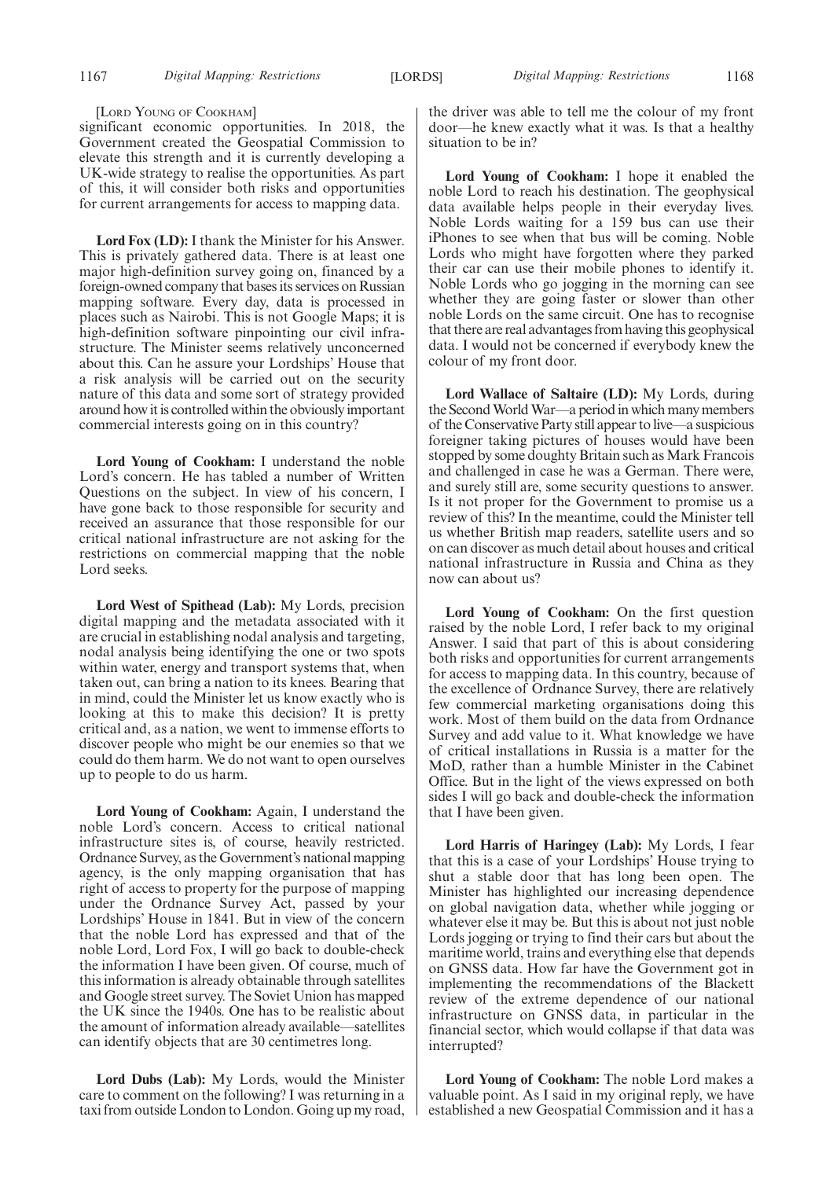[LORD YOUNG OF COOKHAM]

significant economic opportunities. In 2018, the Government created the Geospatial Commission to elevate this strength and it is currently developing a UK-wide strategy to realise the opportunities. As part of this, it will consider both risks and opportunities for current arrangements for access to mapping data.

**Lord Fox (LD):** I thank the Minister for his Answer. This is privately gathered data. There is at least one major high-definition survey going on, financed by a foreign-owned company that bases its services on Russian mapping software. Every day, data is processed in places such as Nairobi. This is not Google Maps; it is high-definition software pinpointing our civil infrastructure. The Minister seems relatively unconcerned about this. Can he assure your Lordships' House that a risk analysis will be carried out on the security nature of this data and some sort of strategy provided around how it is controlled within the obviously important commercial interests going on in this country?

**Lord Young of Cookham:** I understand the noble Lord's concern. He has tabled a number of Written Questions on the subject. In view of his concern, I have gone back to those responsible for security and received an assurance that those responsible for our critical national infrastructure are not asking for the restrictions on commercial mapping that the noble Lord seeks.

**Lord West of Spithead (Lab):** My Lords, precision digital mapping and the metadata associated with it are crucial in establishing nodal analysis and targeting, nodal analysis being identifying the one or two spots within water, energy and transport systems that, when taken out, can bring a nation to its knees. Bearing that in mind, could the Minister let us know exactly who is looking at this to make this decision? It is pretty critical and, as a nation, we went to immense efforts to discover people who might be our enemies so that we could do them harm. We do not want to open ourselves up to people to do us harm.

**Lord Young of Cookham:** Again, I understand the noble Lord's concern. Access to critical national infrastructure sites is, of course, heavily restricted. Ordnance Survey, as the Government's national mapping agency, is the only mapping organisation that has right of access to property for the purpose of mapping under the Ordnance Survey Act, passed by your Lordships' House in 1841. But in view of the concern that the noble Lord has expressed and that of the noble Lord, Lord Fox, I will go back to double-check the information I have been given. Of course, much of this information is already obtainable through satellites and Google street survey. The Soviet Union has mapped the UK since the 1940s. One has to be realistic about the amount of information already available—satellites can identify objects that are 30 centimetres long.

**Lord Dubs (Lab):** My Lords, would the Minister care to comment on the following? I was returning in a taxi from outside London to London. Going up my road, the driver was able to tell me the colour of my front door—he knew exactly what it was. Is that a healthy situation to be in?

**Lord Young of Cookham:** I hope it enabled the noble Lord to reach his destination. The geophysical data available helps people in their everyday lives. Noble Lords waiting for a 159 bus can use their iPhones to see when that bus will be coming. Noble Lords who might have forgotten where they parked their car can use their mobile phones to identify it. Noble Lords who go jogging in the morning can see whether they are going faster or slower than other noble Lords on the same circuit. One has to recognise that there are real advantages from having this geophysical data. I would not be concerned if everybody knew the colour of my front door.

**Lord Wallace of Saltaire (LD):** My Lords, during the Second World War—a period in which many members of the Conservative Party still appear to live—a suspicious foreigner taking pictures of houses would have been stopped by some doughty Britain such as Mark Francois and challenged in case he was a German. There were, and surely still are, some security questions to answer. Is it not proper for the Government to promise us a review of this? In the meantime, could the Minister tell us whether British map readers, satellite users and so on can discover as much detail about houses and critical national infrastructure in Russia and China as they now can about us?

**Lord Young of Cookham:** On the first question raised by the noble Lord, I refer back to my original Answer. I said that part of this is about considering both risks and opportunities for current arrangements for access to mapping data. In this country, because of the excellence of Ordnance Survey, there are relatively few commercial marketing organisations doing this work. Most of them build on the data from Ordnance Survey and add value to it. What knowledge we have of critical installations in Russia is a matter for the MoD, rather than a humble Minister in the Cabinet Office. But in the light of the views expressed on both sides I will go back and double-check the information that I have been given.

**Lord Harris of Haringey (Lab):** My Lords, I fear that this is a case of your Lordships' House trying to shut a stable door that has long been open. The Minister has highlighted our increasing dependence on global navigation data, whether while jogging or whatever else it may be. But this is about not just noble Lords jogging or trying to find their cars but about the maritime world, trains and everything else that depends on GNSS data. How far have the Government got in implementing the recommendations of the Blackett review of the extreme dependence of our national infrastructure on GNSS data, in particular in the financial sector, which would collapse if that data was interrupted?

**Lord Young of Cookham:** The noble Lord makes a valuable point. As I said in my original reply, we have established a new Geospatial Commission and it has a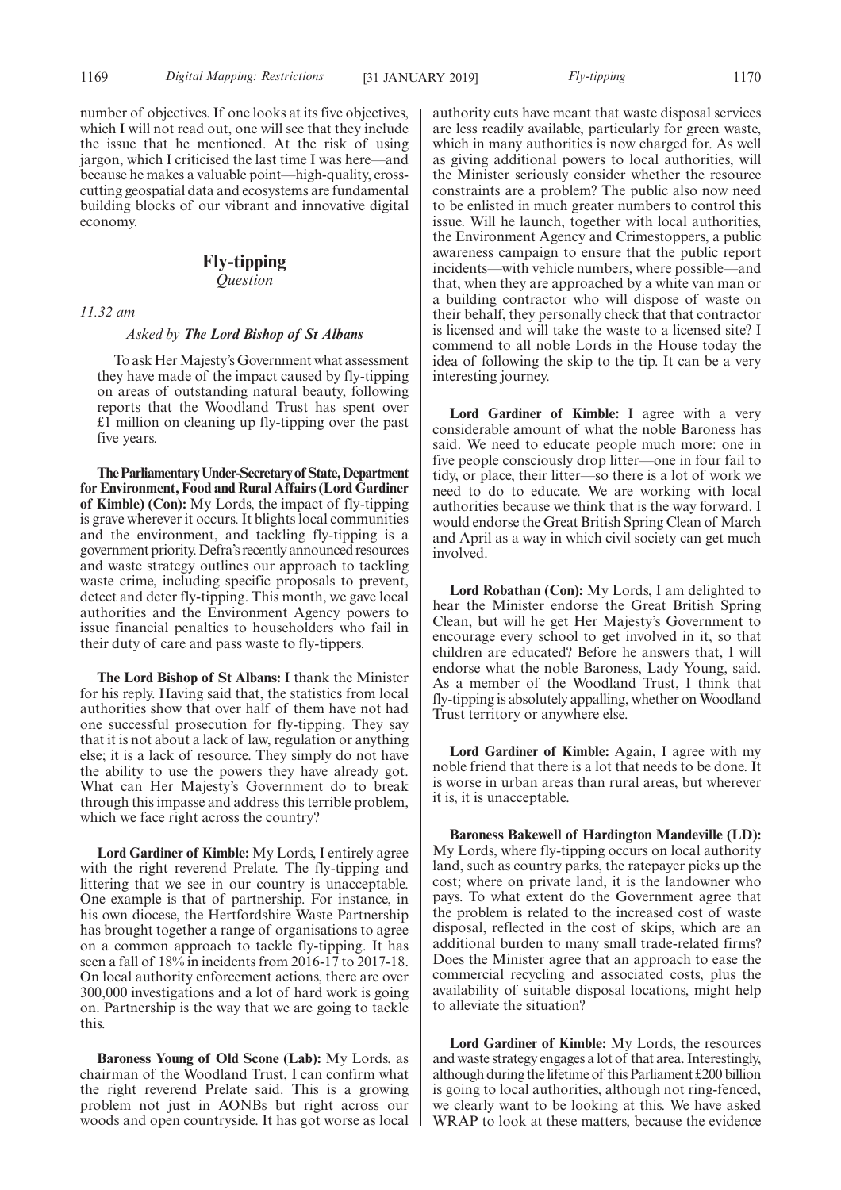number of objectives. If one looks at its five objectives, which I will not read out, one will see that they include the issue that he mentioned. At the risk of using jargon, which I criticised the last time I was here—and because he makes a valuable point—high-quality, cross-cutting geospatial data and ecosystems are fundamental building blocks of our vibrant and innovative digital economy.

## Fly-tipping

*Question*

*11.32 am*

*Asked by* ***The Lord Bishop of St Albans***

To ask Her Majesty's Government what assessment they have made of the impact caused by fly-tipping on areas of outstanding natural beauty, following reports that the Woodland Trust has spent over £1 million on cleaning up fly-tipping over the past five years.

**The Parliamentary Under-Secretary of State, Department for Environment, Food and Rural Affairs (Lord Gardiner of Kimble) (Con):** My Lords, the impact of fly-tipping is grave wherever it occurs. It blights local communities and the environment, and tackling fly-tipping is a government priority. Defra's recently announced resources and waste strategy outlines our approach to tackling waste crime, including specific proposals to prevent, detect and deter fly-tipping. This month, we gave local authorities and the Environment Agency powers to issue financial penalties to householders who fail in their duty of care and pass waste to fly-tippers.

**The Lord Bishop of St Albans:** I thank the Minister for his reply. Having said that, the statistics from local authorities show that over half of them have not had one successful prosecution for fly-tipping. They say that it is not about a lack of law, regulation or anything else; it is a lack of resource. They simply do not have the ability to use the powers they have already got. What can Her Majesty's Government do to break through this impasse and address this terrible problem, which we face right across the country?

**Lord Gardiner of Kimble:** My Lords, I entirely agree with the right reverend Prelate. The fly-tipping and littering that we see in our country is unacceptable. One example is that of partnership. For instance, in his own diocese, the Hertfordshire Waste Partnership has brought together a range of organisations to agree on a common approach to tackle fly-tipping. It has seen a fall of 18% in incidents from 2016-17 to 2017-18. On local authority enforcement actions, there are over 300,000 investigations and a lot of hard work is going on. Partnership is the way that we are going to tackle this.

**Baroness Young of Old Scone (Lab):** My Lords, as chairman of the Woodland Trust, I can confirm what the right reverend Prelate said. This is a growing problem not just in AONBs but right across our woods and open countryside. It has got worse as local authority cuts have meant that waste disposal services are less readily available, particularly for green waste, which in many authorities is now charged for. As well as giving additional powers to local authorities, will the Minister seriously consider whether the resource constraints are a problem? The public also now need to be enlisted in much greater numbers to control this issue. Will he launch, together with local authorities, the Environment Agency and Crimestoppers, a public awareness campaign to ensure that the public report incidents—with vehicle numbers, where possible—and that, when they are approached by a white van man or a building contractor who will dispose of waste on their behalf, they personally check that that contractor is licensed and will take the waste to a licensed site? I commend to all noble Lords in the House today the idea of following the skip to the tip. It can be a very interesting journey.

**Lord Gardiner of Kimble:** I agree with a very considerable amount of what the noble Baroness has said. We need to educate people much more: one in five people consciously drop litter—one in four fail to tidy, or place, their litter—so there is a lot of work we need to do to educate. We are working with local authorities because we think that is the way forward. I would endorse the Great British Spring Clean of March and April as a way in which civil society can get much involved.

**Lord Robathan (Con):** My Lords, I am delighted to hear the Minister endorse the Great British Spring Clean, but will he get Her Majesty's Government to encourage every school to get involved in it, so that children are educated? Before he answers that, I will endorse what the noble Baroness, Lady Young, said. As a member of the Woodland Trust, I think that fly-tipping is absolutely appalling, whether on Woodland Trust territory or anywhere else.

**Lord Gardiner of Kimble:** Again, I agree with my noble friend that there is a lot that needs to be done. It is worse in urban areas than rural areas, but wherever it is, it is unacceptable.

**Baroness Bakewell of Hardington Mandeville (LD):** My Lords, where fly-tipping occurs on local authority land, such as country parks, the ratepayer picks up the cost; where on private land, it is the landowner who pays. To what extent do the Government agree that the problem is related to the increased cost of waste disposal, reflected in the cost of skips, which are an additional burden to many small trade-related firms? Does the Minister agree that an approach to ease the commercial recycling and associated costs, plus the availability of suitable disposal locations, might help to alleviate the situation?

**Lord Gardiner of Kimble:** My Lords, the resources and waste strategy engages a lot of that area. Interestingly, although during the lifetime of this Parliament £200 billion is going to local authorities, although not ring-fenced, we clearly want to be looking at this. We have asked WRAP to look at these matters, because the evidence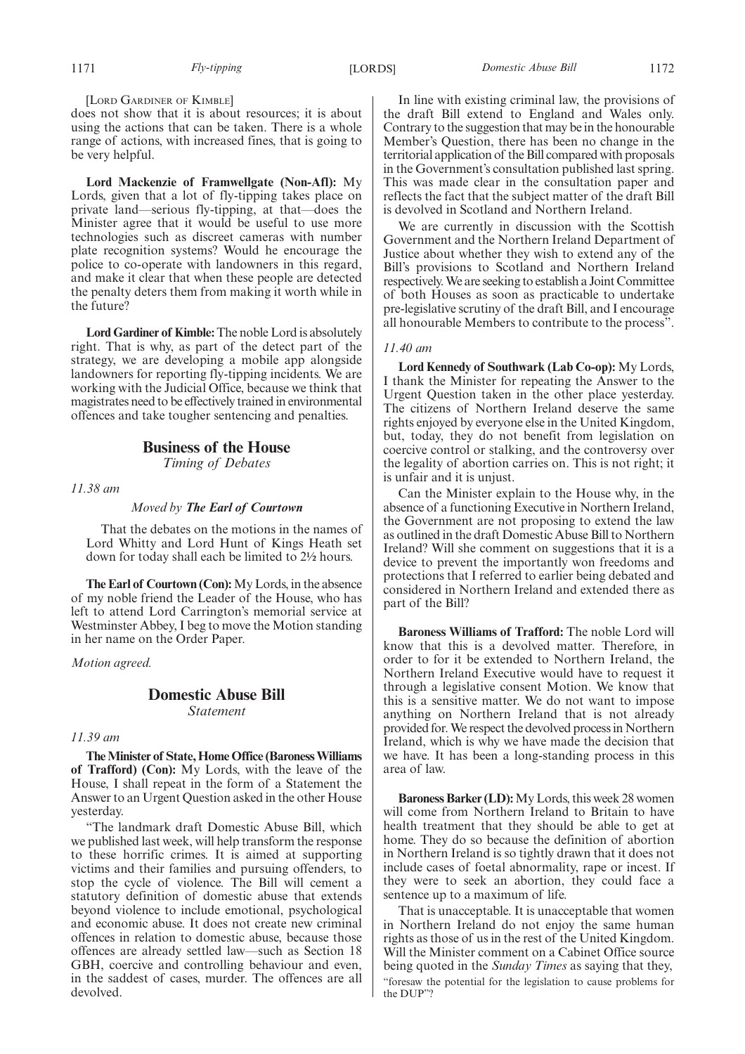[LORD GARDINER OF KIMBLE]

does not show that it is about resources; it is about using the actions that can be taken. There is a whole range of actions, with increased fines, that is going to be very helpful.

**Lord Mackenzie of Framwellgate (Non-Afl):** My Lords, given that a lot of fly-tipping takes place on private land—serious fly-tipping, at that—does the Minister agree that it would be useful to use more technologies such as discreet cameras with number plate recognition systems? Would he encourage the police to co-operate with landowners in this regard, and make it clear that when these people are detected the penalty deters them from making it worth while in the future?

**Lord Gardiner of Kimble:** The noble Lord is absolutely right. That is why, as part of the detect part of the strategy, we are developing a mobile app alongside landowners for reporting fly-tipping incidents. We are working with the Judicial Office, because we think that magistrates need to be effectively trained in environmental offences and take tougher sentencing and penalties.

## Business of the House

*Timing of Debates*

*11.38 am*

*Moved by* ***The Earl of Courtown***

That the debates on the motions in the names of Lord Whitty and Lord Hunt of Kings Heath set down for today shall each be limited to 2½ hours.

**The Earl of Courtown (Con):** My Lords, in the absence of my noble friend the Leader of the House, who has left to attend Lord Carrington's memorial service at Westminster Abbey, I beg to move the Motion standing in her name on the Order Paper.

*Motion agreed.*

## Domestic Abuse Bill

*Statement*

*11.39 am*

**The Minister of State, Home Office (Baroness Williams of Trafford) (Con):** My Lords, with the leave of the House, I shall repeat in the form of a Statement the Answer to an Urgent Question asked in the other House yesterday.

"The landmark draft Domestic Abuse Bill, which we published last week, will help transform the response to these horrific crimes. It is aimed at supporting victims and their families and pursuing offenders, to stop the cycle of violence. The Bill will cement a statutory definition of domestic abuse that extends beyond violence to include emotional, psychological and economic abuse. It does not create new criminal offences in relation to domestic abuse, because those offences are already settled law—such as Section 18 GBH, coercive and controlling behaviour and even, in the saddest of cases, murder. The offences are all devolved.

In line with existing criminal law, the provisions of the draft Bill extend to England and Wales only. Contrary to the suggestion that may be in the honourable Member's Question, there has been no change in the territorial application of the Bill compared with proposals in the Government's consultation published last spring. This was made clear in the consultation paper and reflects the fact that the subject matter of the draft Bill is devolved in Scotland and Northern Ireland.

We are currently in discussion with the Scottish Government and the Northern Ireland Department of Justice about whether they wish to extend any of the Bill's provisions to Scotland and Northern Ireland respectively. We are seeking to establish a Joint Committee of both Houses as soon as practicable to undertake pre-legislative scrutiny of the draft Bill, and I encourage all honourable Members to contribute to the process".

*11.40 am*

**Lord Kennedy of Southwark (Lab Co-op):** My Lords, I thank the Minister for repeating the Answer to the Urgent Question taken in the other place yesterday. The citizens of Northern Ireland deserve the same rights enjoyed by everyone else in the United Kingdom, but, today, they do not benefit from legislation on coercive control or stalking, and the controversy over the legality of abortion carries on. This is not right; it is unfair and it is unjust.

Can the Minister explain to the House why, in the absence of a functioning Executive in Northern Ireland, the Government are not proposing to extend the law as outlined in the draft Domestic Abuse Bill to Northern Ireland? Will she comment on suggestions that it is a device to prevent the importantly won freedoms and protections that I referred to earlier being debated and considered in Northern Ireland and extended there as part of the Bill?

**Baroness Williams of Trafford:** The noble Lord will know that this is a devolved matter. Therefore, in order to for it be extended to Northern Ireland, the Northern Ireland Executive would have to request it through a legislative consent Motion. We know that this is a sensitive matter. We do not want to impose anything on Northern Ireland that is not already provided for. We respect the devolved process in Northern Ireland, which is why we have made the decision that we have. It has been a long-standing process in this area of law.

**Baroness Barker (LD):** My Lords, this week 28 women will come from Northern Ireland to Britain to have health treatment that they should be able to get at home. They do so because the definition of abortion in Northern Ireland is so tightly drawn that it does not include cases of foetal abnormality, rape or incest. If they were to seek an abortion, they could face a sentence up to a maximum of life.

That is unacceptable. It is unacceptable that women in Northern Ireland do not enjoy the same human rights as those of us in the rest of the United Kingdom. Will the Minister comment on a Cabinet Office source being quoted in the *Sunday Times* as saying that they,

"foresaw the potential for the legislation to cause problems for the DUP"?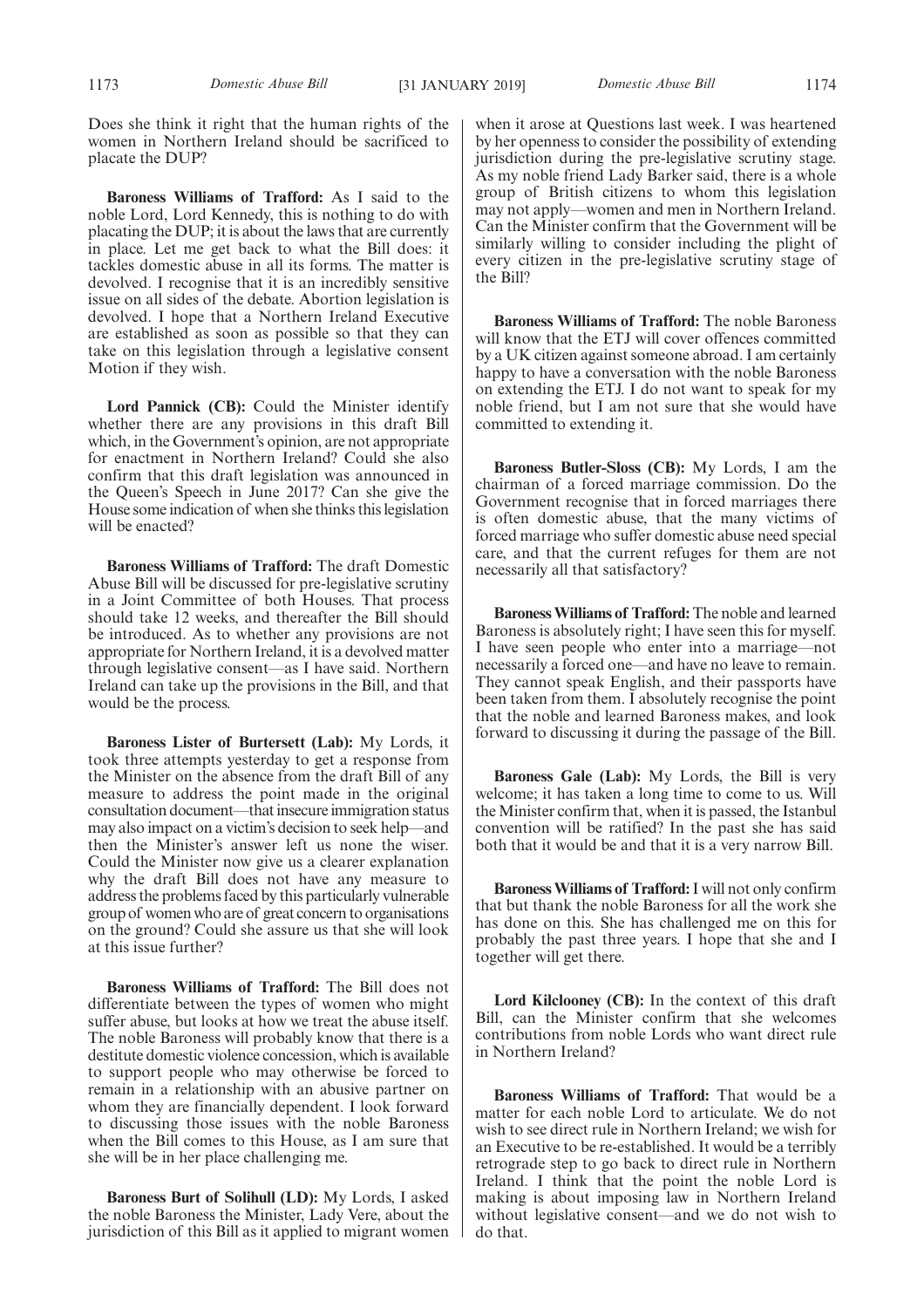Does she think it right that the human rights of the women in Northern Ireland should be sacrificed to placate the DUP?

**Baroness Williams of Trafford:** As I said to the noble Lord, Lord Kennedy, this is nothing to do with placating the DUP; it is about the laws that are currently in place. Let me get back to what the Bill does: it tackles domestic abuse in all its forms. The matter is devolved. I recognise that it is an incredibly sensitive issue on all sides of the debate. Abortion legislation is devolved. I hope that a Northern Ireland Executive are established as soon as possible so that they can take on this legislation through a legislative consent Motion if they wish.

**Lord Pannick (CB):** Could the Minister identify whether there are any provisions in this draft Bill which, in the Government's opinion, are not appropriate for enactment in Northern Ireland? Could she also confirm that this draft legislation was announced in the Queen's Speech in June 2017? Can she give the House some indication of when she thinks this legislation will be enacted?

**Baroness Williams of Trafford:** The draft Domestic Abuse Bill will be discussed for pre-legislative scrutiny in a Joint Committee of both Houses. That process should take 12 weeks, and thereafter the Bill should be introduced. As to whether any provisions are not appropriate for Northern Ireland, it is a devolved matter through legislative consent—as I have said. Northern Ireland can take up the provisions in the Bill, and that would be the process.

**Baroness Lister of Burtersett (Lab):** My Lords, it took three attempts yesterday to get a response from the Minister on the absence from the draft Bill of any measure to address the point made in the original consultation document—that insecure immigration status may also impact on a victim's decision to seek help—and then the Minister's answer left us none the wiser. Could the Minister now give us a clearer explanation why the draft Bill does not have any measure to address the problems faced by this particularly vulnerable group of women who are of great concern to organisations on the ground? Could she assure us that she will look at this issue further?

**Baroness Williams of Trafford:** The Bill does not differentiate between the types of women who might suffer abuse, but looks at how we treat the abuse itself. The noble Baroness will probably know that there is a destitute domestic violence concession, which is available to support people who may otherwise be forced to remain in a relationship with an abusive partner on whom they are financially dependent. I look forward to discussing those issues with the noble Baroness when the Bill comes to this House, as I am sure that she will be in her place challenging me.

**Baroness Burt of Solihull (LD):** My Lords, I asked the noble Baroness the Minister, Lady Vere, about the jurisdiction of this Bill as it applied to migrant women when it arose at Questions last week. I was heartened by her openness to consider the possibility of extending jurisdiction during the pre-legislative scrutiny stage. As my noble friend Lady Barker said, there is a whole group of British citizens to whom this legislation may not apply—women and men in Northern Ireland. Can the Minister confirm that the Government will be similarly willing to consider including the plight of every citizen in the pre-legislative scrutiny stage of the Bill?

**Baroness Williams of Trafford:** The noble Baroness will know that the ETJ will cover offences committed by a UK citizen against someone abroad. I am certainly happy to have a conversation with the noble Baroness on extending the ETJ. I do not want to speak for my noble friend, but I am not sure that she would have committed to extending it.

**Baroness Butler-Sloss (CB):** My Lords, I am the chairman of a forced marriage commission. Do the Government recognise that in forced marriages there is often domestic abuse, that the many victims of forced marriage who suffer domestic abuse need special care, and that the current refuges for them are not necessarily all that satisfactory?

**Baroness Williams of Trafford:** The noble and learned Baroness is absolutely right; I have seen this for myself. I have seen people who enter into a marriage—not necessarily a forced one—and have no leave to remain. They cannot speak English, and their passports have been taken from them. I absolutely recognise the point that the noble and learned Baroness makes, and look forward to discussing it during the passage of the Bill.

**Baroness Gale (Lab):** My Lords, the Bill is very welcome; it has taken a long time to come to us. Will the Minister confirm that, when it is passed, the Istanbul convention will be ratified? In the past she has said both that it would be and that it is a very narrow Bill.

**Baroness Williams of Trafford:** I will not only confirm that but thank the noble Baroness for all the work she has done on this. She has challenged me on this for probably the past three years. I hope that she and I together will get there.

**Lord Kilclooney (CB):** In the context of this draft Bill, can the Minister confirm that she welcomes contributions from noble Lords who want direct rule in Northern Ireland?

**Baroness Williams of Trafford:** That would be a matter for each noble Lord to articulate. We do not wish to see direct rule in Northern Ireland; we wish for an Executive to be re-established. It would be a terribly retrograde step to go back to direct rule in Northern Ireland. I think that the point the noble Lord is making is about imposing law in Northern Ireland without legislative consent—and we do not wish to do that.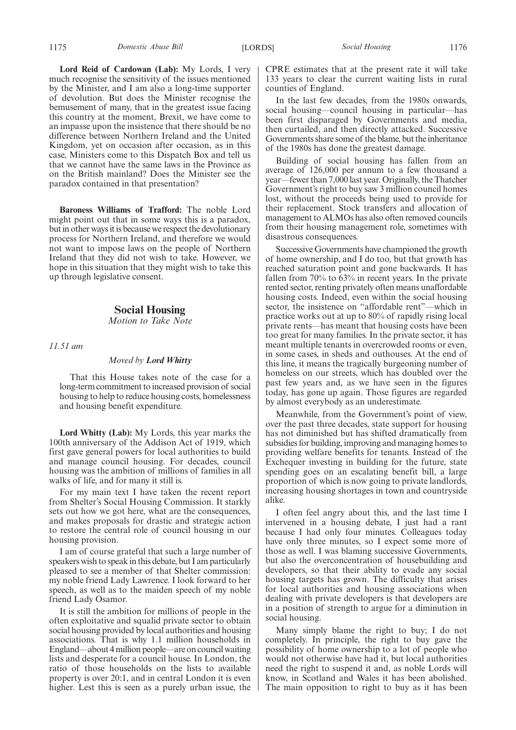**Lord Reid of Cardowan (Lab):** My Lords, I very much recognise the sensitivity of the issues mentioned by the Minister, and I am also a long-time supporter of devolution. But does the Minister recognise the bemusement of many, that in the greatest issue facing this country at the moment, Brexit, we have come to an impasse upon the insistence that there should be no difference between Northern Ireland and the United Kingdom, yet on occasion after occasion, as in this case, Ministers come to this Dispatch Box and tell us that we cannot have the same laws in the Province as on the British mainland? Does the Minister see the paradox contained in that presentation?

**Baroness Williams of Trafford:** The noble Lord might point out that in some ways this is a paradox, but in other ways it is because we respect the devolutionary process for Northern Ireland, and therefore we would not want to impose laws on the people of Northern Ireland that they did not wish to take. However, we hope in this situation that they might wish to take this up through legislative consent.

## Social Housing

*Motion to Take Note*

*11.51 am*

*Moved by **Lord Whitty***

That this House takes note of the case for a long-term commitment to increased provision of social housing to help to reduce housing costs, homelessness and housing benefit expenditure.

**Lord Whitty (Lab):** My Lords, this year marks the 100th anniversary of the Addison Act of 1919, which first gave general powers for local authorities to build and manage council housing. For decades, council housing was the ambition of millions of families in all walks of life, and for many it still is.

For my main text I have taken the recent report from Shelter's Social Housing Commission. It starkly sets out how we got here, what are the consequences, and makes proposals for drastic and strategic action to restore the central role of council housing in our housing provision.

I am of course grateful that such a large number of speakers wish to speak in this debate, but I am particularly pleased to see a member of that Shelter commission: my noble friend Lady Lawrence. I look forward to her speech, as well as to the maiden speech of my noble friend Lady Osamor.

It is still the ambition for millions of people in the often exploitative and squalid private sector to obtain social housing provided by local authorities and housing associations. That is why 1.1 million households in England—about 4 million people—are on council waiting lists and desperate for a council house. In London, the ratio of those households on the lists to available property is over 20:1, and in central London it is even higher. Lest this is seen as a purely urban issue, the CPRE estimates that at the present rate it will take 133 years to clear the current waiting lists in rural counties of England.

In the last few decades, from the 1980s onwards, social housing—council housing in particular—has been first disparaged by Governments and media, then curtailed, and then directly attacked. Successive Governments share some of the blame, but the inheritance of the 1980s has done the greatest damage.

Building of social housing has fallen from an average of 126,000 per annum to a few thousand a year—fewer than 7,000 last year. Originally, the Thatcher Government's right to buy saw 3 million council homes lost, without the proceeds being used to provide for their replacement. Stock transfers and allocation of management to ALMOs has also often removed councils from their housing management role, sometimes with disastrous consequences.

Successive Governments have championed the growth of home ownership, and I do too, but that growth has reached saturation point and gone backwards. It has fallen from 70% to 63% in recent years. In the private rented sector, renting privately often means unaffordable housing costs. Indeed, even within the social housing sector, the insistence on "affordable rent"—which in practice works out at up to 80% of rapidly rising local private rents—has meant that housing costs have been too great for many families. In the private sector, it has meant multiple tenants in overcrowded rooms or even, in some cases, in sheds and outhouses. At the end of this line, it means the tragically burgeoning number of homeless on our streets, which has doubled over the past few years and, as we have seen in the figures today, has gone up again. Those figures are regarded by almost everybody as an underestimate.

Meanwhile, from the Government's point of view, over the past three decades, state support for housing has not diminished but has shifted dramatically from subsidies for building, improving and managing homes to providing welfare benefits for tenants. Instead of the Exchequer investing in building for the future, state spending goes on an escalating benefit bill, a large proportion of which is now going to private landlords, increasing housing shortages in town and countryside alike.

I often feel angry about this, and the last time I intervened in a housing debate, I just had a rant because I had only four minutes. Colleagues today have only three minutes, so I expect some more of those as well. I was blaming successive Governments, but also the overconcentration of housebuilding and developers, so that their ability to evade any social housing targets has grown. The difficulty that arises for local authorities and housing associations when dealing with private developers is that developers are in a position of strength to argue for a diminution in social housing.

Many simply blame the right to buy; I do not completely. In principle, the right to buy gave the possibility of home ownership to a lot of people who would not otherwise have had it, but local authorities need the right to suspend it and, as noble Lords will know, in Scotland and Wales it has been abolished. The main opposition to right to buy as it has been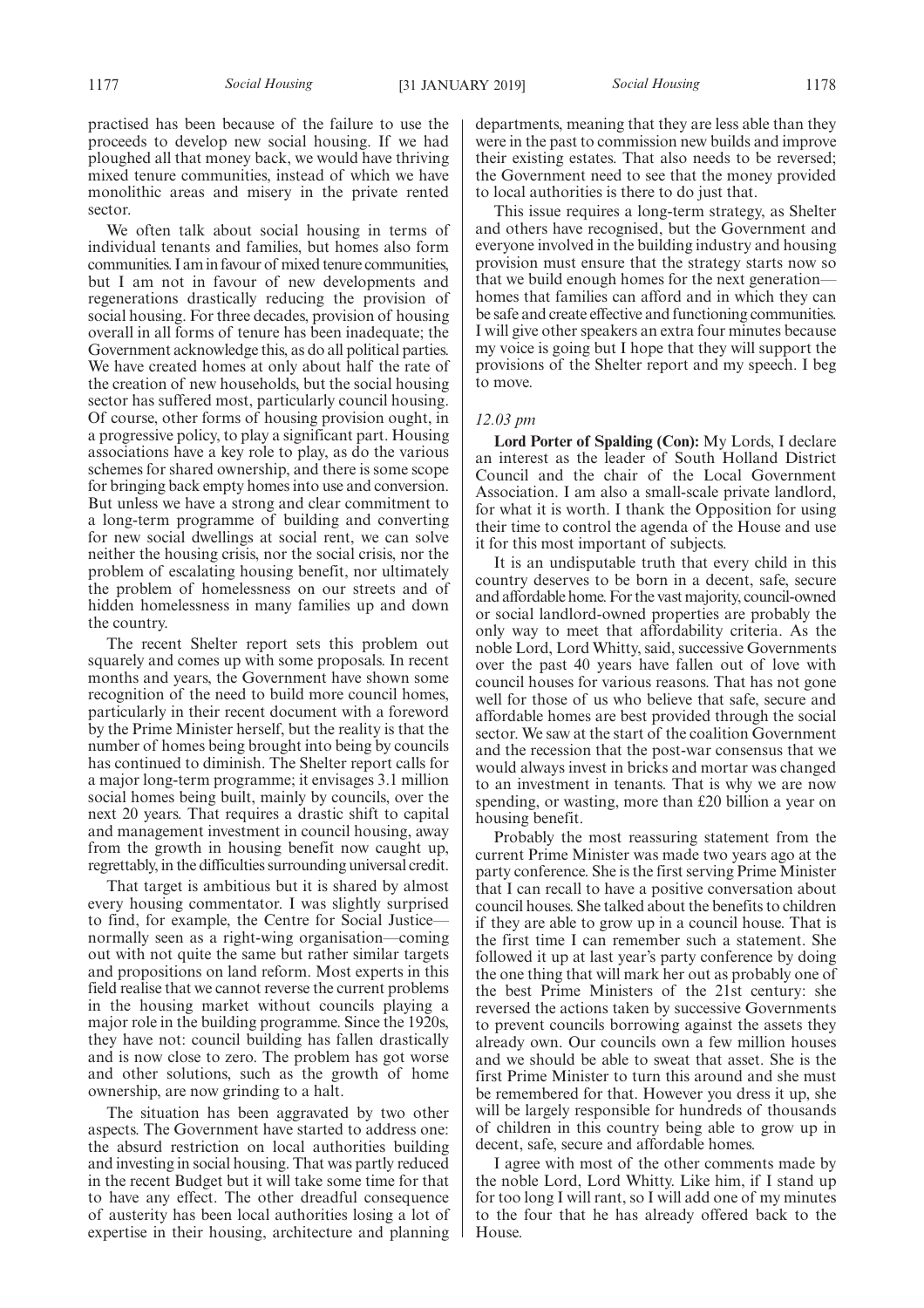practised has been because of the failure to use the proceeds to develop new social housing. If we had ploughed all that money back, we would have thriving mixed tenure communities, instead of which we have monolithic areas and misery in the private rented sector.

We often talk about social housing in terms of individual tenants and families, but homes also form communities. I am in favour of mixed tenure communities, but I am not in favour of new developments and regenerations drastically reducing the provision of social housing. For three decades, provision of housing overall in all forms of tenure has been inadequate; the Government acknowledge this, as do all political parties. We have created homes at only about half the rate of the creation of new households, but the social housing sector has suffered most, particularly council housing. Of course, other forms of housing provision ought, in a progressive policy, to play a significant part. Housing associations have a key role to play, as do the various schemes for shared ownership, and there is some scope for bringing back empty homes into use and conversion. But unless we have a strong and clear commitment to a long-term programme of building and converting for new social dwellings at social rent, we can solve neither the housing crisis, nor the social crisis, nor the problem of escalating housing benefit, nor ultimately the problem of homelessness on our streets and of hidden homelessness in many families up and down the country.

The recent Shelter report sets this problem out squarely and comes up with some proposals. In recent months and years, the Government have shown some recognition of the need to build more council homes, particularly in their recent document with a foreword by the Prime Minister herself, but the reality is that the number of homes being brought into being by councils has continued to diminish. The Shelter report calls for a major long-term programme; it envisages 3.1 million social homes being built, mainly by councils, over the next 20 years. That requires a drastic shift to capital and management investment in council housing, away from the growth in housing benefit now caught up, regrettably, in the difficulties surrounding universal credit.

That target is ambitious but it is shared by almost every housing commentator. I was slightly surprised to find, for example, the Centre for Social Justice—normally seen as a right-wing organisation—coming out with not quite the same but rather similar targets and propositions on land reform. Most experts in this field realise that we cannot reverse the current problems in the housing market without councils playing a major role in the building programme. Since the 1920s, they have not: council building has fallen drastically and is now close to zero. The problem has got worse and other solutions, such as the growth of home ownership, are now grinding to a halt.

The situation has been aggravated by two other aspects. The Government have started to address one: the absurd restriction on local authorities building and investing in social housing. That was partly reduced in the recent Budget but it will take some time for that to have any effect. The other dreadful consequence of austerity has been local authorities losing a lot of expertise in their housing, architecture and planning departments, meaning that they are less able than they were in the past to commission new builds and improve their existing estates. That also needs to be reversed; the Government need to see that the money provided to local authorities is there to do just that.

This issue requires a long-term strategy, as Shelter and others have recognised, but the Government and everyone involved in the building industry and housing provision must ensure that the strategy starts now so that we build enough homes for the next generation—homes that families can afford and in which they can be safe and create effective and functioning communities. I will give other speakers an extra four minutes because my voice is going but I hope that they will support the provisions of the Shelter report and my speech. I beg to move.

*12.03 pm*

**Lord Porter of Spalding (Con):** My Lords, I declare an interest as the leader of South Holland District Council and the chair of the Local Government Association. I am also a small-scale private landlord, for what it is worth. I thank the Opposition for using their time to control the agenda of the House and use it for this most important of subjects.

It is an undisputable truth that every child in this country deserves to be born in a decent, safe, secure and affordable home. For the vast majority, council-owned or social landlord-owned properties are probably the only way to meet that affordability criteria. As the noble Lord, Lord Whitty, said, successive Governments over the past 40 years have fallen out of love with council houses for various reasons. That has not gone well for those of us who believe that safe, secure and affordable homes are best provided through the social sector. We saw at the start of the coalition Government and the recession that the post-war consensus that we would always invest in bricks and mortar was changed to an investment in tenants. That is why we are now spending, or wasting, more than £20 billion a year on housing benefit.

Probably the most reassuring statement from the current Prime Minister was made two years ago at the party conference. She is the first serving Prime Minister that I can recall to have a positive conversation about council houses. She talked about the benefits to children if they are able to grow up in a council house. That is the first time I can remember such a statement. She followed it up at last year's party conference by doing the one thing that will mark her out as probably one of the best Prime Ministers of the 21st century: she reversed the actions taken by successive Governments to prevent councils borrowing against the assets they already own. Our councils own a few million houses and we should be able to sweat that asset. She is the first Prime Minister to turn this around and she must be remembered for that. However you dress it up, she will be largely responsible for hundreds of thousands of children in this country being able to grow up in decent, safe, secure and affordable homes.

I agree with most of the other comments made by the noble Lord, Lord Whitty. Like him, if I stand up for too long I will rant, so I will add one of my minutes to the four that he has already offered back to the House.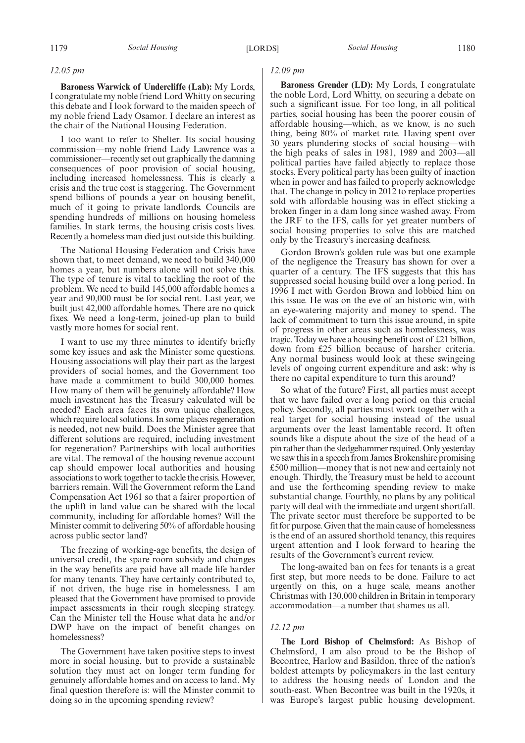*12.05 pm*

**Baroness Warwick of Undercliffe (Lab):** My Lords, I congratulate my noble friend Lord Whitty on securing this debate and I look forward to the maiden speech of my noble friend Lady Osamor. I declare an interest as the chair of the National Housing Federation.

I too want to refer to Shelter. Its social housing commission—my noble friend Lady Lawrence was a commissioner—recently set out graphically the damning consequences of poor provision of social housing, including increased homelessness. This is clearly a crisis and the true cost is staggering. The Government spend billions of pounds a year on housing benefit, much of it going to private landlords. Councils are spending hundreds of millions on housing homeless families. In stark terms, the housing crisis costs lives. Recently a homeless man died just outside this building.

The National Housing Federation and Crisis have shown that, to meet demand, we need to build 340,000 homes a year, but numbers alone will not solve this. The type of tenure is vital to tackling the root of the problem. We need to build 145,000 affordable homes a year and 90,000 must be for social rent. Last year, we built just 42,000 affordable homes. There are no quick fixes. We need a long-term, joined-up plan to build vastly more homes for social rent.

I want to use my three minutes to identify briefly some key issues and ask the Minister some questions. Housing associations will play their part as the largest providers of social homes, and the Government too have made a commitment to build 300,000 homes. How many of them will be genuinely affordable? How much investment has the Treasury calculated will be needed? Each area faces its own unique challenges, which require local solutions. In some places regeneration is needed, not new build. Does the Minister agree that different solutions are required, including investment for regeneration? Partnerships with local authorities are vital. The removal of the housing revenue account cap should empower local authorities and housing associations to work together to tackle the crisis. However, barriers remain. Will the Government reform the Land Compensation Act 1961 so that a fairer proportion of the uplift in land value can be shared with the local community, including for affordable homes? Will the Minister commit to delivering 50% of affordable housing across public sector land?

The freezing of working-age benefits, the design of universal credit, the spare room subsidy and changes in the way benefits are paid have all made life harder for many tenants. They have certainly contributed to, if not driven, the huge rise in homelessness. I am pleased that the Government have promised to provide impact assessments in their rough sleeping strategy. Can the Minister tell the House what data he and/or DWP have on the impact of benefit changes on homelessness?

The Government have taken positive steps to invest more in social housing, but to provide a sustainable solution they must act on longer term funding for genuinely affordable homes and on access to land. My final question therefore is: will the Minster commit to doing so in the upcoming spending review?

*12.09 pm*

**Baroness Grender (LD):** My Lords, I congratulate the noble Lord, Lord Whitty, on securing a debate on such a significant issue. For too long, in all political parties, social housing has been the poorer cousin of affordable housing—which, as we know, is no such thing, being 80% of market rate. Having spent over 30 years plundering stocks of social housing—with the high peaks of sales in 1981, 1989 and 2003—all political parties have failed abjectly to replace those stocks. Every political party has been guilty of inaction when in power and has failed to properly acknowledge that. The change in policy in 2012 to replace properties sold with affordable housing was in effect sticking a broken finger in a dam long since washed away. From the JRF to the IFS, calls for yet greater numbers of social housing properties to solve this are matched only by the Treasury's increasing deafness.

Gordon Brown's golden rule was but one example of the negligence the Treasury has shown for over a quarter of a century. The IFS suggests that this has suppressed social housing build over a long period. In 1996 I met with Gordon Brown and lobbied him on this issue. He was on the eve of an historic win, with an eye-watering majority and money to spend. The lack of commitment to turn this issue around, in spite of progress in other areas such as homelessness, was tragic. Today we have a housing benefit cost of £21 billion, down from £25 billion because of harsher criteria. Any normal business would look at these swingeing levels of ongoing current expenditure and ask: why is there no capital expenditure to turn this around?

So what of the future? First, all parties must accept that we have failed over a long period on this crucial policy. Secondly, all parties must work together with a real target for social housing instead of the usual arguments over the least lamentable record. It often sounds like a dispute about the size of the head of a pin rather than the sledgehammer required. Only yesterday we saw this in a speech from James Brokenshire promising £500 million—money that is not new and certainly not enough. Thirdly, the Treasury must be held to account and use the forthcoming spending review to make substantial change. Fourthly, no plans by any political party will deal with the immediate and urgent shortfall. The private sector must therefore be supported to be fit for purpose. Given that the main cause of homelessness is the end of an assured shorthold tenancy, this requires urgent attention and I look forward to hearing the results of the Government's current review.

The long-awaited ban on fees for tenants is a great first step, but more needs to be done. Failure to act urgently on this, on a huge scale, means another Christmas with 130,000 children in Britain in temporary accommodation—a number that shames us all.

*12.12 pm*

**The Lord Bishop of Chelmsford:** As Bishop of Chelmsford, I am also proud to be the Bishop of Becontree, Harlow and Basildon, three of the nation's boldest attempts by policymakers in the last century to address the housing needs of London and the south-east. When Becontree was built in the 1920s, it was Europe's largest public housing development.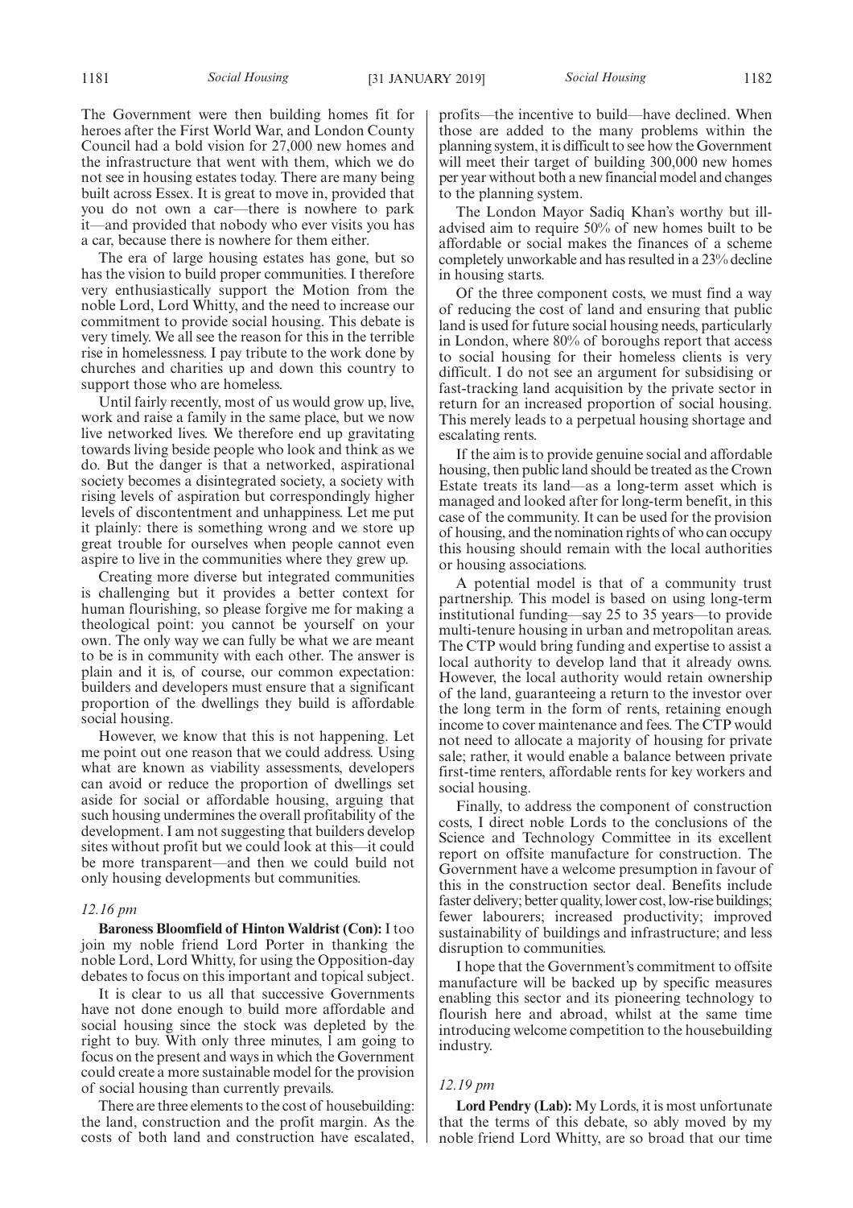The Government were then building homes fit for heroes after the First World War, and London County Council had a bold vision for 27,000 new homes and the infrastructure that went with them, which we do not see in housing estates today. There are many being built across Essex. It is great to move in, provided that you do not own a car—there is nowhere to park it—and provided that nobody who ever visits you has a car, because there is nowhere for them either.

The era of large housing estates has gone, but so has the vision to build proper communities. I therefore very enthusiastically support the Motion from the noble Lord, Lord Whitty, and the need to increase our commitment to provide social housing. This debate is very timely. We all see the reason for this in the terrible rise in homelessness. I pay tribute to the work done by churches and charities up and down this country to support those who are homeless.

Until fairly recently, most of us would grow up, live, work and raise a family in the same place, but we now live networked lives. We therefore end up gravitating towards living beside people who look and think as we do. But the danger is that a networked, aspirational society becomes a disintegrated society, a society with rising levels of aspiration but correspondingly higher levels of discontentment and unhappiness. Let me put it plainly: there is something wrong and we store up great trouble for ourselves when people cannot even aspire to live in the communities where they grew up.

Creating more diverse but integrated communities is challenging but it provides a better context for human flourishing, so please forgive me for making a theological point: you cannot be yourself on your own. The only way we can fully be what we are meant to be is in community with each other. The answer is plain and it is, of course, our common expectation: builders and developers must ensure that a significant proportion of the dwellings they build is affordable social housing.

However, we know that this is not happening. Let me point out one reason that we could address. Using what are known as viability assessments, developers can avoid or reduce the proportion of dwellings set aside for social or affordable housing, arguing that such housing undermines the overall profitability of the development. I am not suggesting that builders develop sites without profit but we could look at this—it could be more transparent—and then we could build not only housing developments but communities.

*12.16 pm*

**Baroness Bloomfield of Hinton Waldrist (Con):** I too join my noble friend Lord Porter in thanking the noble Lord, Lord Whitty, for using the Opposition-day debates to focus on this important and topical subject.

It is clear to us all that successive Governments have not done enough to build more affordable and social housing since the stock was depleted by the right to buy. With only three minutes, I am going to focus on the present and ways in which the Government could create a more sustainable model for the provision of social housing than currently prevails.

There are three elements to the cost of housebuilding: the land, construction and the profit margin. As the costs of both land and construction have escalated, profits—the incentive to build—have declined. When those are added to the many problems within the planning system, it is difficult to see how the Government will meet their target of building 300,000 new homes per year without both a new financial model and changes to the planning system.

The London Mayor Sadiq Khan's worthy but ill-advised aim to require 50% of new homes built to be affordable or social makes the finances of a scheme completely unworkable and has resulted in a 23% decline in housing starts.

Of the three component costs, we must find a way of reducing the cost of land and ensuring that public land is used for future social housing needs, particularly in London, where 80% of boroughs report that access to social housing for their homeless clients is very difficult. I do not see an argument for subsidising or fast-tracking land acquisition by the private sector in return for an increased proportion of social housing. This merely leads to a perpetual housing shortage and escalating rents.

If the aim is to provide genuine social and affordable housing, then public land should be treated as the Crown Estate treats its land—as a long-term asset which is managed and looked after for long-term benefit, in this case of the community. It can be used for the provision of housing, and the nomination rights of who can occupy this housing should remain with the local authorities or housing associations.

A potential model is that of a community trust partnership. This model is based on using long-term institutional funding—say 25 to 35 years—to provide multi-tenure housing in urban and metropolitan areas. The CTP would bring funding and expertise to assist a local authority to develop land that it already owns. However, the local authority would retain ownership of the land, guaranteeing a return to the investor over the long term in the form of rents, retaining enough income to cover maintenance and fees. The CTP would not need to allocate a majority of housing for private sale; rather, it would enable a balance between private first-time renters, affordable rents for key workers and social housing.

Finally, to address the component of construction costs, I direct noble Lords to the conclusions of the Science and Technology Committee in its excellent report on offsite manufacture for construction. The Government have a welcome presumption in favour of this in the construction sector deal. Benefits include faster delivery; better quality, lower cost, low-rise buildings; fewer labourers; increased productivity; improved sustainability of buildings and infrastructure; and less disruption to communities.

I hope that the Government's commitment to offsite manufacture will be backed up by specific measures enabling this sector and its pioneering technology to flourish here and abroad, whilst at the same time introducing welcome competition to the housebuilding industry.

*12.19 pm*

**Lord Pendry (Lab):** My Lords, it is most unfortunate that the terms of this debate, so ably moved by my noble friend Lord Whitty, are so broad that our time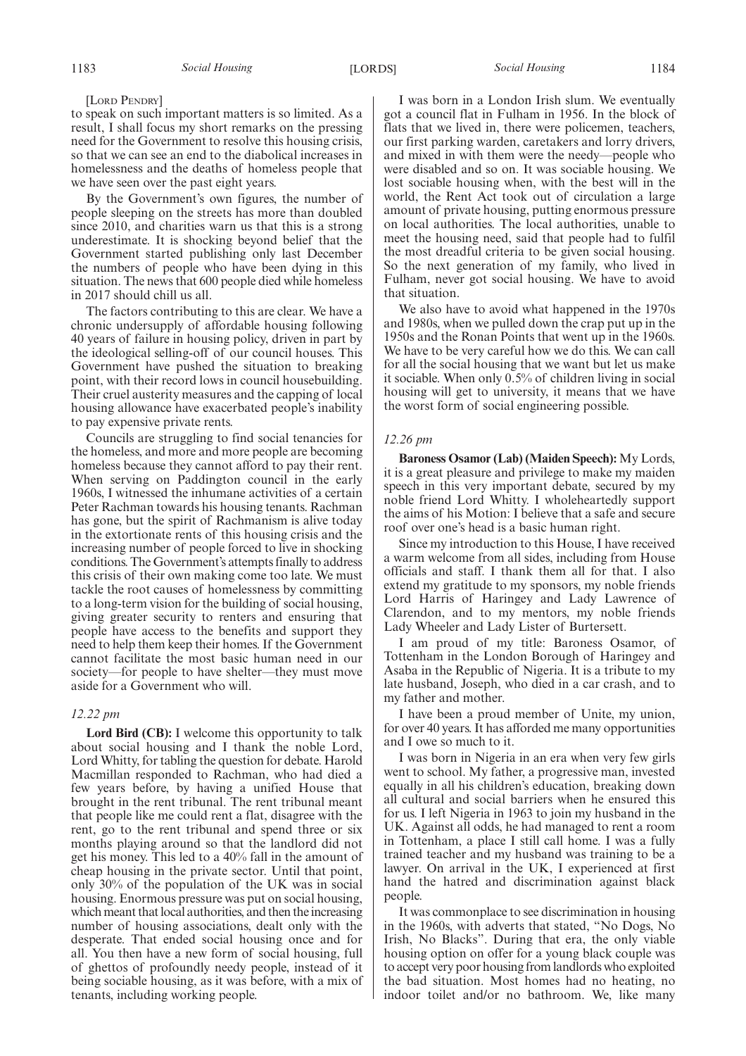[LORD PENDRY]

to speak on such important matters is so limited. As a result, I shall focus my short remarks on the pressing need for the Government to resolve this housing crisis, so that we can see an end to the diabolical increases in homelessness and the deaths of homeless people that we have seen over the past eight years.

By the Government's own figures, the number of people sleeping on the streets has more than doubled since 2010, and charities warn us that this is a strong underestimate. It is shocking beyond belief that the Government started publishing only last December the numbers of people who have been dying in this situation. The news that 600 people died while homeless in 2017 should chill us all.

The factors contributing to this are clear. We have a chronic undersupply of affordable housing following 40 years of failure in housing policy, driven in part by the ideological selling-off of our council houses. This Government have pushed the situation to breaking point, with their record lows in council housebuilding. Their cruel austerity measures and the capping of local housing allowance have exacerbated people's inability to pay expensive private rents.

Councils are struggling to find social tenancies for the homeless, and more and more people are becoming homeless because they cannot afford to pay their rent. When serving on Paddington council in the early 1960s, I witnessed the inhumane activities of a certain Peter Rachman towards his housing tenants. Rachman has gone, but the spirit of Rachmanism is alive today in the extortionate rents of this housing crisis and the increasing number of people forced to live in shocking conditions. The Government's attempts finally to address this crisis of their own making come too late. We must tackle the root causes of homelessness by committing to a long-term vision for the building of social housing, giving greater security to renters and ensuring that people have access to the benefits and support they need to help them keep their homes. If the Government cannot facilitate the most basic human need in our society—for people to have shelter—they must move aside for a Government who will.

*12.22 pm*

**Lord Bird (CB):** I welcome this opportunity to talk about social housing and I thank the noble Lord, Lord Whitty, for tabling the question for debate. Harold Macmillan responded to Rachman, who had died a few years before, by having a unified House that brought in the rent tribunal. The rent tribunal meant that people like me could rent a flat, disagree with the rent, go to the rent tribunal and spend three or six months playing around so that the landlord did not get his money. This led to a 40% fall in the amount of cheap housing in the private sector. Until that point, only 30% of the population of the UK was in social housing. Enormous pressure was put on social housing, which meant that local authorities, and then the increasing number of housing associations, dealt only with the desperate. That ended social housing once and for all. You then have a new form of social housing, full of ghettos of profoundly needy people, instead of it being sociable housing, as it was before, with a mix of tenants, including working people.

I was born in a London Irish slum. We eventually got a council flat in Fulham in 1956. In the block of flats that we lived in, there were policemen, teachers, our first parking warden, caretakers and lorry drivers, and mixed in with them were the needy—people who were disabled and so on. It was sociable housing. We lost sociable housing when, with the best will in the world, the Rent Act took out of circulation a large amount of private housing, putting enormous pressure on local authorities. The local authorities, unable to meet the housing need, said that people had to fulfil the most dreadful criteria to be given social housing. So the next generation of my family, who lived in Fulham, never got social housing. We have to avoid that situation.

We also have to avoid what happened in the 1970s and 1980s, when we pulled down the crap put up in the 1950s and the Ronan Points that went up in the 1960s. We have to be very careful how we do this. We can call for all the social housing that we want but let us make it sociable. When only 0.5% of children living in social housing will get to university, it means that we have the worst form of social engineering possible.

*12.26 pm*

**Baroness Osamor (Lab) (Maiden Speech):** My Lords, it is a great pleasure and privilege to make my maiden speech in this very important debate, secured by my noble friend Lord Whitty. I wholeheartedly support the aims of his Motion: I believe that a safe and secure roof over one's head is a basic human right.

Since my introduction to this House, I have received a warm welcome from all sides, including from House officials and staff. I thank them all for that. I also extend my gratitude to my sponsors, my noble friends Lord Harris of Haringey and Lady Lawrence of Clarendon, and to my mentors, my noble friends Lady Wheeler and Lady Lister of Burtersett.

I am proud of my title: Baroness Osamor, of Tottenham in the London Borough of Haringey and Asaba in the Republic of Nigeria. It is a tribute to my late husband, Joseph, who died in a car crash, and to my father and mother.

I have been a proud member of Unite, my union, for over 40 years. It has afforded me many opportunities and I owe so much to it.

I was born in Nigeria in an era when very few girls went to school. My father, a progressive man, invested equally in all his children's education, breaking down all cultural and social barriers when he ensured this for us. I left Nigeria in 1963 to join my husband in the UK. Against all odds, he had managed to rent a room in Tottenham, a place I still call home. I was a fully trained teacher and my husband was training to be a lawyer. On arrival in the UK, I experienced at first hand the hatred and discrimination against black people.

It was commonplace to see discrimination in housing in the 1960s, with adverts that stated, "No Dogs, No Irish, No Blacks". During that era, the only viable housing option on offer for a young black couple was to accept very poor housing from landlords who exploited the bad situation. Most homes had no heating, no indoor toilet and/or no bathroom. We, like many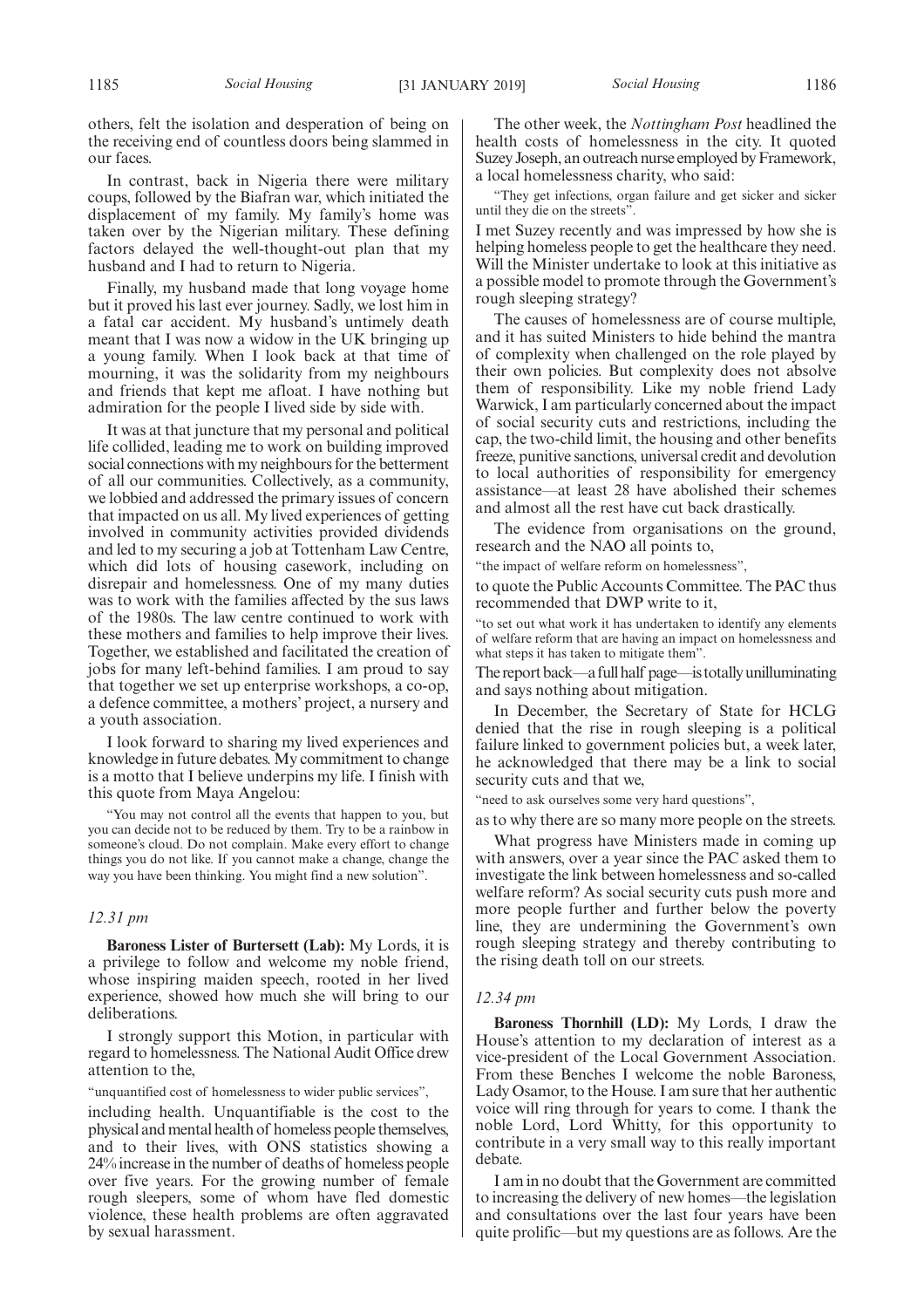others, felt the isolation and desperation of being on the receiving end of countless doors being slammed in our faces.

In contrast, back in Nigeria there were military coups, followed by the Biafran war, which initiated the displacement of my family. My family's home was taken over by the Nigerian military. These defining factors delayed the well-thought-out plan that my husband and I had to return to Nigeria.

Finally, my husband made that long voyage home but it proved his last ever journey. Sadly, we lost him in a fatal car accident. My husband's untimely death meant that I was now a widow in the UK bringing up a young family. When I look back at that time of mourning, it was the solidarity from my neighbours and friends that kept me afloat. I have nothing but admiration for the people I lived side by side with.

It was at that juncture that my personal and political life collided, leading me to work on building improved social connections with my neighbours for the betterment of all our communities. Collectively, as a community, we lobbied and addressed the primary issues of concern that impacted on us all. My lived experiences of getting involved in community activities provided dividends and led to my securing a job at Tottenham Law Centre, which did lots of housing casework, including on disrepair and homelessness. One of my many duties was to work with the families affected by the sus laws of the 1980s. The law centre continued to work with these mothers and families to help improve their lives. Together, we established and facilitated the creation of jobs for many left-behind families. I am proud to say that together we set up enterprise workshops, a co-op, a defence committee, a mothers' project, a nursery and a youth association.

I look forward to sharing my lived experiences and knowledge in future debates. My commitment to change is a motto that I believe underpins my life. I finish with this quote from Maya Angelou:

"You may not control all the events that happen to you, but you can decide not to be reduced by them. Try to be a rainbow in someone's cloud. Do not complain. Make every effort to change things you do not like. If you cannot make a change, change the way you have been thinking. You might find a new solution".

*12.31 pm*

**Baroness Lister of Burtersett (Lab):** My Lords, it is a privilege to follow and welcome my noble friend, whose inspiring maiden speech, rooted in her lived experience, showed how much she will bring to our deliberations.

I strongly support this Motion, in particular with regard to homelessness. The National Audit Office drew attention to the,

"unquantified cost of homelessness to wider public services",

including health. Unquantifiable is the cost to the physical and mental health of homeless people themselves, and to their lives, with ONS statistics showing a 24% increase in the number of deaths of homeless people over five years. For the growing number of female rough sleepers, some of whom have fled domestic violence, these health problems are often aggravated by sexual harassment.

The other week, the *Nottingham Post* headlined the health costs of homelessness in the city. It quoted Suzey Joseph, an outreach nurse employed by Framework, a local homelessness charity, who said:

"They get infections, organ failure and get sicker and sicker until they die on the streets".

I met Suzey recently and was impressed by how she is helping homeless people to get the healthcare they need. Will the Minister undertake to look at this initiative as a possible model to promote through the Government's rough sleeping strategy?

The causes of homelessness are of course multiple, and it has suited Ministers to hide behind the mantra of complexity when challenged on the role played by their own policies. But complexity does not absolve them of responsibility. Like my noble friend Lady Warwick, I am particularly concerned about the impact of social security cuts and restrictions, including the cap, the two-child limit, the housing and other benefits freeze, punitive sanctions, universal credit and devolution to local authorities of responsibility for emergency assistance—at least 28 have abolished their schemes and almost all the rest have cut back drastically.

The evidence from organisations on the ground, research and the NAO all points to,

"the impact of welfare reform on homelessness",

to quote the Public Accounts Committee. The PAC thus recommended that DWP write to it,

"to set out what work it has undertaken to identify any elements of welfare reform that are having an impact on homelessness and what steps it has taken to mitigate them".

The report back—a full half page—is totally unilluminating and says nothing about mitigation.

In December, the Secretary of State for HCLG denied that the rise in rough sleeping is a political failure linked to government policies but, a week later, he acknowledged that there may be a link to social security cuts and that we,

"need to ask ourselves some very hard questions",

as to why there are so many more people on the streets.

What progress have Ministers made in coming up with answers, over a year since the PAC asked them to investigate the link between homelessness and so-called welfare reform? As social security cuts push more and more people further and further below the poverty line, they are undermining the Government's own rough sleeping strategy and thereby contributing to the rising death toll on our streets.

*12.34 pm*

**Baroness Thornhill (LD):** My Lords, I draw the House's attention to my declaration of interest as a vice-president of the Local Government Association. From these Benches I welcome the noble Baroness, Lady Osamor, to the House. I am sure that her authentic voice will ring through for years to come. I thank the noble Lord, Lord Whitty, for this opportunity to contribute in a very small way to this really important debate.

I am in no doubt that the Government are committed to increasing the delivery of new homes—the legislation and consultations over the last four years have been quite prolific—but my questions are as follows. Are the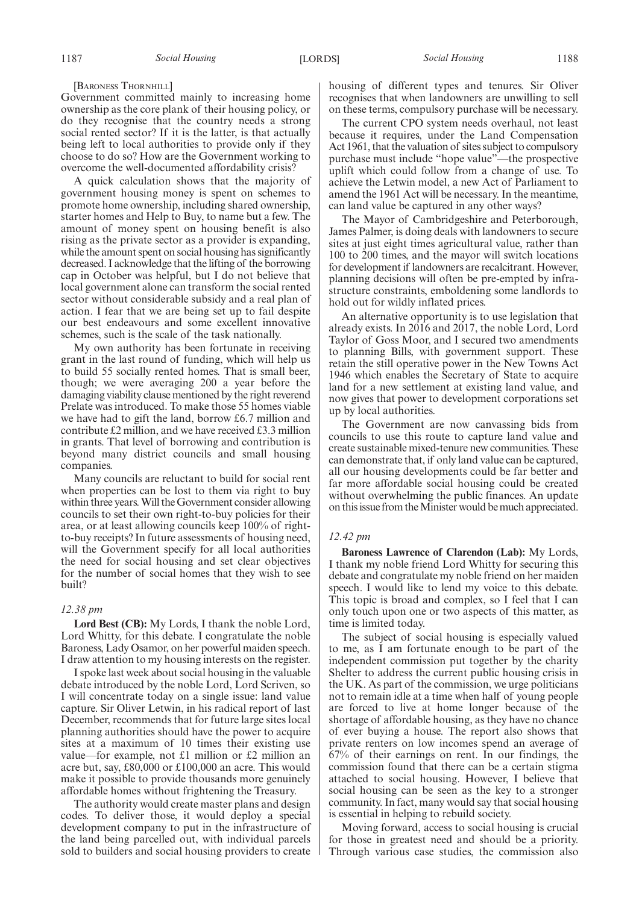[Baroness Thornhill]

Government committed mainly to increasing home ownership as the core plank of their housing policy, or do they recognise that the country needs a strong social rented sector? If it is the latter, is that actually being left to local authorities to provide only if they choose to do so? How are the Government working to overcome the well-documented affordability crisis?

A quick calculation shows that the majority of government housing money is spent on schemes to promote home ownership, including shared ownership, starter homes and Help to Buy, to name but a few. The amount of money spent on housing benefit is also rising as the private sector as a provider is expanding, while the amount spent on social housing has significantly decreased. I acknowledge that the lifting of the borrowing cap in October was helpful, but I do not believe that local government alone can transform the social rented sector without considerable subsidy and a real plan of action. I fear that we are being set up to fail despite our best endeavours and some excellent innovative schemes, such is the scale of the task nationally.

My own authority has been fortunate in receiving grant in the last round of funding, which will help us to build 55 socially rented homes. That is small beer, though; we were averaging 200 a year before the damaging viability clause mentioned by the right reverend Prelate was introduced. To make those 55 homes viable we have had to gift the land, borrow £6.7 million and contribute £2 million, and we have received £3.3 million in grants. That level of borrowing and contribution is beyond many district councils and small housing companies.

Many councils are reluctant to build for social rent when properties can be lost to them via right to buy within three years. Will the Government consider allowing councils to set their own right-to-buy policies for their area, or at least allowing councils keep 100% of right-to-buy receipts? In future assessments of housing need, will the Government specify for all local authorities the need for social housing and set clear objectives for the number of social homes that they wish to see built?

*12.38 pm*

**Lord Best (CB):** My Lords, I thank the noble Lord, Lord Whitty, for this debate. I congratulate the noble Baroness, Lady Osamor, on her powerful maiden speech. I draw attention to my housing interests on the register.

I spoke last week about social housing in the valuable debate introduced by the noble Lord, Lord Scriven, so I will concentrate today on a single issue: land value capture. Sir Oliver Letwin, in his radical report of last December, recommends that for future large sites local planning authorities should have the power to acquire sites at a maximum of 10 times their existing use value—for example, not £1 million or £2 million an acre but, say, £80,000 or £100,000 an acre. This would make it possible to provide thousands more genuinely affordable homes without frightening the Treasury.

The authority would create master plans and design codes. To deliver those, it would deploy a special development company to put in the infrastructure of the land being parcelled out, with individual parcels sold to builders and social housing providers to create housing of different types and tenures. Sir Oliver recognises that when landowners are unwilling to sell on these terms, compulsory purchase will be necessary.

The current CPO system needs overhaul, not least because it requires, under the Land Compensation Act 1961, that the valuation of sites subject to compulsory purchase must include "hope value"—the prospective uplift which could follow from a change of use. To achieve the Letwin model, a new Act of Parliament to amend the 1961 Act will be necessary. In the meantime, can land value be captured in any other ways?

The Mayor of Cambridgeshire and Peterborough, James Palmer, is doing deals with landowners to secure sites at just eight times agricultural value, rather than 100 to 200 times, and the mayor will switch locations for development if landowners are recalcitrant. However, planning decisions will often be pre-empted by infrastructure constraints, emboldening some landlords to hold out for wildly inflated prices.

An alternative opportunity is to use legislation that already exists. In 2016 and 2017, the noble Lord, Lord Taylor of Goss Moor, and I secured two amendments to planning Bills, with government support. These retain the still operative power in the New Towns Act 1946 which enables the Secretary of State to acquire land for a new settlement at existing land value, and now gives that power to development corporations set up by local authorities.

The Government are now canvassing bids from councils to use this route to capture land value and create sustainable mixed-tenure new communities. These can demonstrate that, if only land value can be captured, all our housing developments could be far better and far more affordable social housing could be created without overwhelming the public finances. An update on this issue from the Minister would be much appreciated.

*12.42 pm*

**Baroness Lawrence of Clarendon (Lab):** My Lords, I thank my noble friend Lord Whitty for securing this debate and congratulate my noble friend on her maiden speech. I would like to lend my voice to this debate. This topic is broad and complex, so I feel that I can only touch upon one or two aspects of this matter, as time is limited today.

The subject of social housing is especially valued to me, as I am fortunate enough to be part of the independent commission put together by the charity Shelter to address the current public housing crisis in the UK. As part of the commission, we urge politicians not to remain idle at a time when half of young people are forced to live at home longer because of the shortage of affordable housing, as they have no chance of ever buying a house. The report also shows that private renters on low incomes spend an average of 67% of their earnings on rent. In our findings, the commission found that there can be a certain stigma attached to social housing. However, I believe that social housing can be seen as the key to a stronger community. In fact, many would say that social housing is essential in helping to rebuild society.

Moving forward, access to social housing is crucial for those in greatest need and should be a priority. Through various case studies, the commission also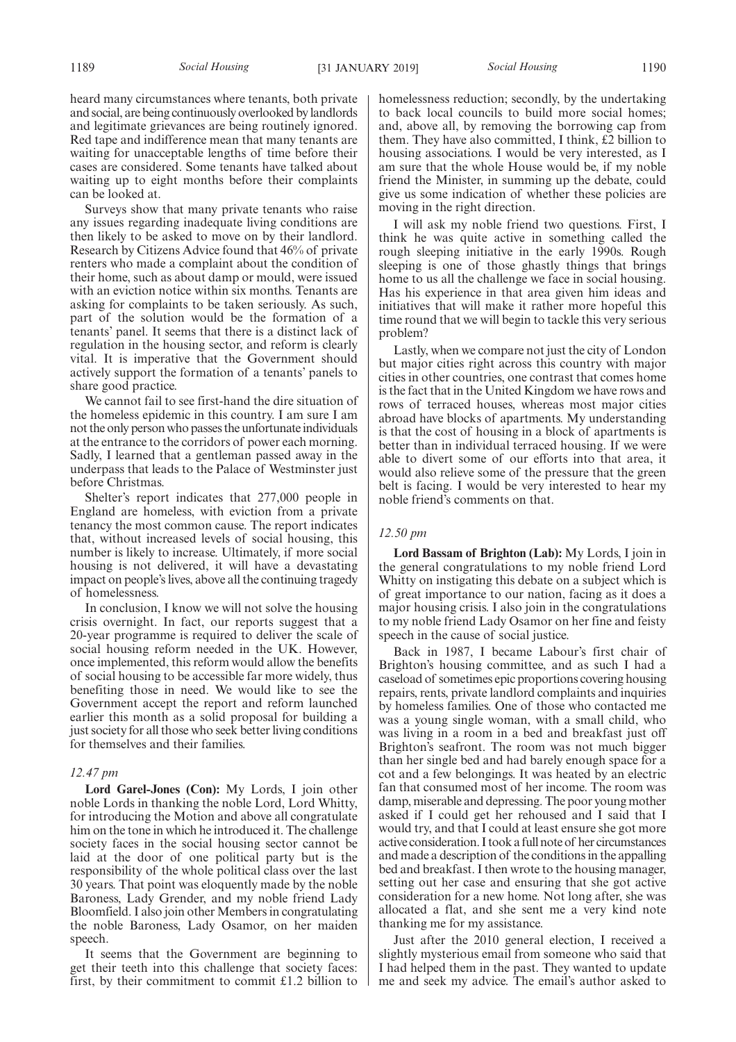heard many circumstances where tenants, both private and social, are being continuously overlooked by landlords and legitimate grievances are being routinely ignored. Red tape and indifference mean that many tenants are waiting for unacceptable lengths of time before their cases are considered. Some tenants have talked about waiting up to eight months before their complaints can be looked at.

Surveys show that many private tenants who raise any issues regarding inadequate living conditions are then likely to be asked to move on by their landlord. Research by Citizens Advice found that 46% of private renters who made a complaint about the condition of their home, such as about damp or mould, were issued with an eviction notice within six months. Tenants are asking for complaints to be taken seriously. As such, part of the solution would be the formation of a tenants' panel. It seems that there is a distinct lack of regulation in the housing sector, and reform is clearly vital. It is imperative that the Government should actively support the formation of a tenants' panels to share good practice.

We cannot fail to see first-hand the dire situation of the homeless epidemic in this country. I am sure I am not the only person who passes the unfortunate individuals at the entrance to the corridors of power each morning. Sadly, I learned that a gentleman passed away in the underpass that leads to the Palace of Westminster just before Christmas.

Shelter's report indicates that 277,000 people in England are homeless, with eviction from a private tenancy the most common cause. The report indicates that, without increased levels of social housing, this number is likely to increase. Ultimately, if more social housing is not delivered, it will have a devastating impact on people's lives, above all the continuing tragedy of homelessness.

In conclusion, I know we will not solve the housing crisis overnight. In fact, our reports suggest that a 20-year programme is required to deliver the scale of social housing reform needed in the UK. However, once implemented, this reform would allow the benefits of social housing to be accessible far more widely, thus benefiting those in need. We would like to see the Government accept the report and reform launched earlier this month as a solid proposal for building a just society for all those who seek better living conditions for themselves and their families.

*12.47 pm*

**Lord Garel-Jones (Con):** My Lords, I join other noble Lords in thanking the noble Lord, Lord Whitty, for introducing the Motion and above all congratulate him on the tone in which he introduced it. The challenge society faces in the social housing sector cannot be laid at the door of one political party but is the responsibility of the whole political class over the last 30 years. That point was eloquently made by the noble Baroness, Lady Grender, and my noble friend Lady Bloomfield. I also join other Members in congratulating the noble Baroness, Lady Osamor, on her maiden speech.

It seems that the Government are beginning to get their teeth into this challenge that society faces: first, by their commitment to commit £1.2 billion to homelessness reduction; secondly, by the undertaking to back local councils to build more social homes; and, above all, by removing the borrowing cap from them. They have also committed, I think, £2 billion to housing associations. I would be very interested, as I am sure that the whole House would be, if my noble friend the Minister, in summing up the debate, could give us some indication of whether these policies are moving in the right direction.

I will ask my noble friend two questions. First, I think he was quite active in something called the rough sleeping initiative in the early 1990s. Rough sleeping is one of those ghastly things that brings home to us all the challenge we face in social housing. Has his experience in that area given him ideas and initiatives that will make it rather more hopeful this time round that we will begin to tackle this very serious problem?

Lastly, when we compare not just the city of London but major cities right across this country with major cities in other countries, one contrast that comes home is the fact that in the United Kingdom we have rows and rows of terraced houses, whereas most major cities abroad have blocks of apartments. My understanding is that the cost of housing in a block of apartments is better than in individual terraced housing. If we were able to divert some of our efforts into that area, it would also relieve some of the pressure that the green belt is facing. I would be very interested to hear my noble friend's comments on that.

*12.50 pm*

**Lord Bassam of Brighton (Lab):** My Lords, I join in the general congratulations to my noble friend Lord Whitty on instigating this debate on a subject which is of great importance to our nation, facing as it does a major housing crisis. I also join in the congratulations to my noble friend Lady Osamor on her fine and feisty speech in the cause of social justice.

Back in 1987, I became Labour's first chair of Brighton's housing committee, and as such I had a caseload of sometimes epic proportions covering housing repairs, rents, private landlord complaints and inquiries by homeless families. One of those who contacted me was a young single woman, with a small child, who was living in a room in a bed and breakfast just off Brighton's seafront. The room was not much bigger than her single bed and had barely enough space for a cot and a few belongings. It was heated by an electric fan that consumed most of her income. The room was damp, miserable and depressing. The poor young mother asked if I could get her rehoused and I said that I would try, and that I could at least ensure she got more active consideration. I took a full note of her circumstances and made a description of the conditions in the appalling bed and breakfast. I then wrote to the housing manager, setting out her case and ensuring that she got active consideration for a new home. Not long after, she was allocated a flat, and she sent me a very kind note thanking me for my assistance.

Just after the 2010 general election, I received a slightly mysterious email from someone who said that I had helped them in the past. They wanted to update me and seek my advice. The email's author asked to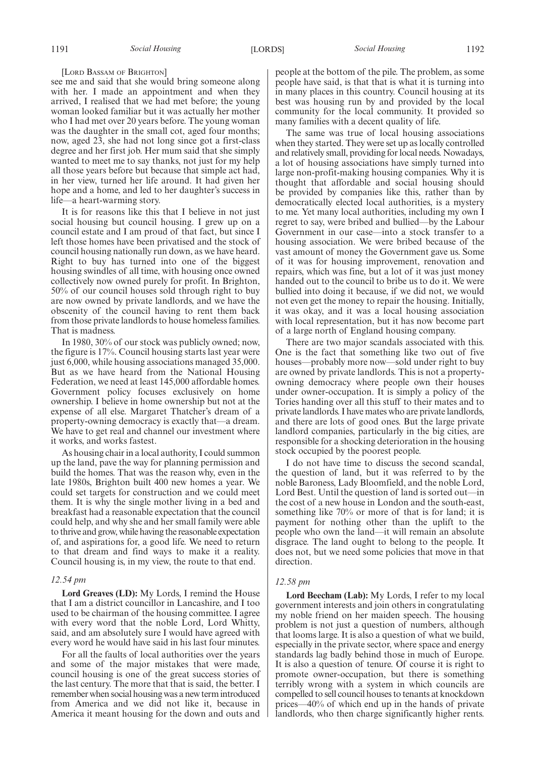[LORD BASSAM OF BRIGHTON]

see me and said that she would bring someone along with her. I made an appointment and when they arrived, I realised that we had met before; the young woman looked familiar but it was actually her mother who I had met over 20 years before. The young woman was the daughter in the small cot, aged four months; now, aged 23, she had not long since got a first-class degree and her first job. Her mum said that she simply wanted to meet me to say thanks, not just for my help all those years before but because that simple act had, in her view, turned her life around. It had given her hope and a home, and led to her daughter's success in life—a heart-warming story.

It is for reasons like this that I believe in not just social housing but council housing. I grew up on a council estate and I am proud of that fact, but since I left those homes have been privatised and the stock of council housing nationally run down, as we have heard. Right to buy has turned into one of the biggest housing swindles of all time, with housing once owned collectively now owned purely for profit. In Brighton, 50% of our council houses sold through right to buy are now owned by private landlords, and we have the obscenity of the council having to rent them back from those private landlords to house homeless families. That is madness.

In 1980, 30% of our stock was publicly owned; now, the figure is 17%. Council housing starts last year were just 6,000, while housing associations managed 35,000. But as we have heard from the National Housing Federation, we need at least 145,000 affordable homes. Government policy focuses exclusively on home ownership. I believe in home ownership but not at the expense of all else. Margaret Thatcher's dream of a property-owning democracy is exactly that—a dream. We have to get real and channel our investment where it works, and works fastest.

As housing chair in a local authority, I could summon up the land, pave the way for planning permission and build the homes. That was the reason why, even in the late 1980s, Brighton built 400 new homes a year. We could set targets for construction and we could meet them. It is why the single mother living in a bed and breakfast had a reasonable expectation that the council could help, and why she and her small family were able to thrive and grow, while having the reasonable expectation of, and aspirations for, a good life. We need to return to that dream and find ways to make it a reality. Council housing is, in my view, the route to that end.

*12.54 pm*

**Lord Greaves (LD):** My Lords, I remind the House that I am a district councillor in Lancashire, and I too used to be chairman of the housing committee. I agree with every word that the noble Lord, Lord Whitty, said, and am absolutely sure I would have agreed with every word he would have said in his last four minutes.

For all the faults of local authorities over the years and some of the major mistakes that were made, council housing is one of the great success stories of the last century. The more that that is said, the better. I remember when social housing was a new term introduced from America and we did not like it, because in America it meant housing for the down and outs and people at the bottom of the pile. The problem, as some people have said, is that that is what it is turning into in many places in this country. Council housing at its best was housing run by and provided by the local community for the local community. It provided so many families with a decent quality of life.

The same was true of local housing associations when they started. They were set up as locally controlled and relatively small, providing for local needs. Nowadays, a lot of housing associations have simply turned into large non-profit-making housing companies. Why it is thought that affordable and social housing should be provided by companies like this, rather than by democratically elected local authorities, is a mystery to me. Yet many local authorities, including my own I regret to say, were bribed and bullied—by the Labour Government in our case—into a stock transfer to a housing association. We were bribed because of the vast amount of money the Government gave us. Some of it was for housing improvement, renovation and repairs, which was fine, but a lot of it was just money handed out to the council to bribe us to do it. We were bullied into doing it because, if we did not, we would not even get the money to repair the housing. Initially, it was okay, and it was a local housing association with local representation, but it has now become part of a large north of England housing company.

There are two major scandals associated with this. One is the fact that something like two out of five houses—probably more now—sold under right to buy are owned by private landlords. This is not a property-owning democracy where people own their houses under owner-occupation. It is simply a policy of the Tories handing over all this stuff to their mates and to private landlords. I have mates who are private landlords, and there are lots of good ones. But the large private landlord companies, particularly in the big cities, are responsible for a shocking deterioration in the housing stock occupied by the poorest people.

I do not have time to discuss the second scandal, the question of land, but it was referred to by the noble Baroness, Lady Bloomfield, and the noble Lord, Lord Best. Until the question of land is sorted out—in the cost of a new house in London and the south-east, something like 70% or more of that is for land; it is payment for nothing other than the uplift to the people who own the land—it will remain an absolute disgrace. The land ought to belong to the people. It does not, but we need some policies that move in that direction.

*12.58 pm*

**Lord Beecham (Lab):** My Lords, I refer to my local government interests and join others in congratulating my noble friend on her maiden speech. The housing problem is not just a question of numbers, although that looms large. It is also a question of what we build, especially in the private sector, where space and energy standards lag badly behind those in much of Europe. It is also a question of tenure. Of course it is right to promote owner-occupation, but there is something terribly wrong with a system in which councils are compelled to sell council houses to tenants at knockdown prices—40% of which end up in the hands of private landlords, who then charge significantly higher rents.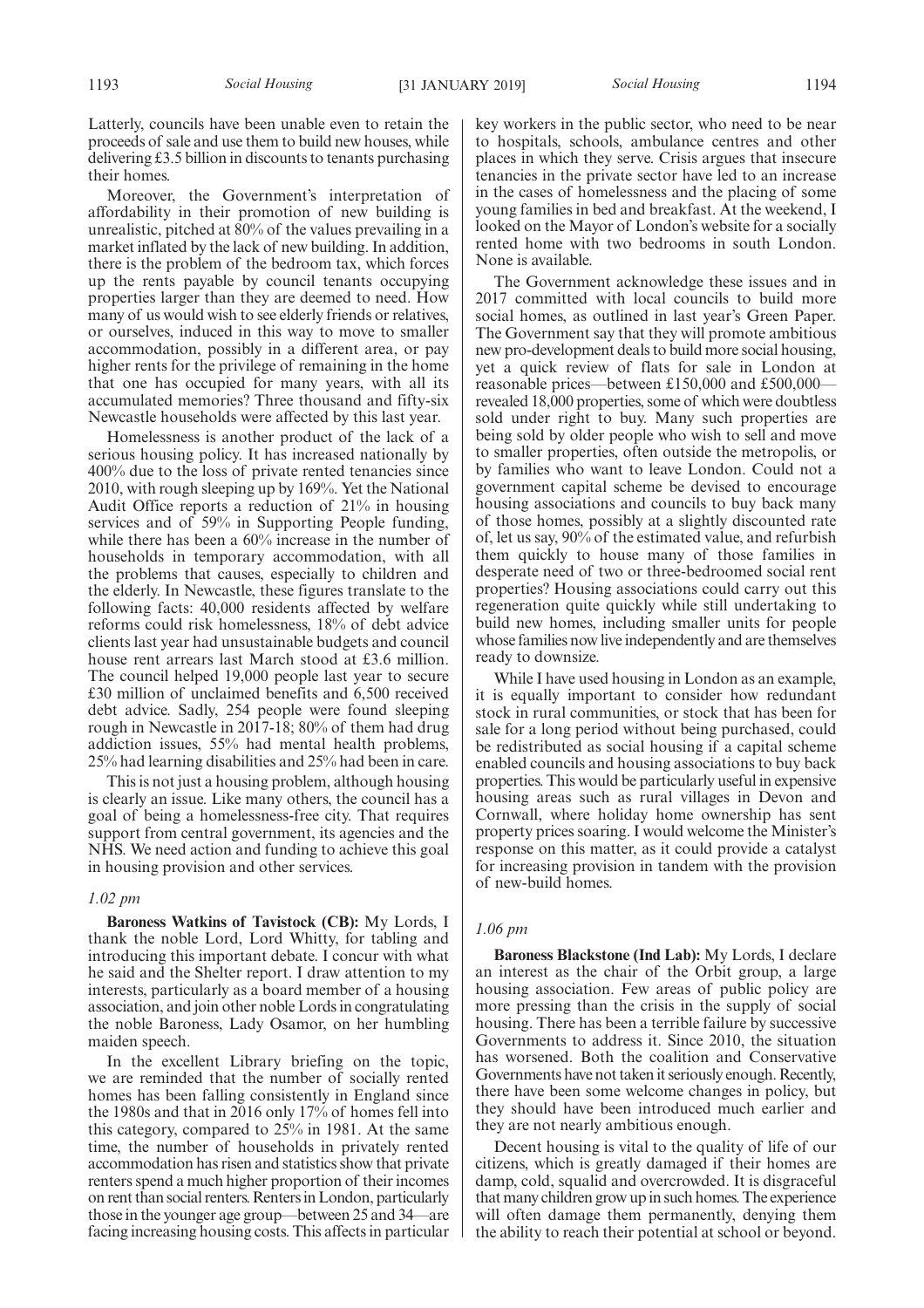Latterly, councils have been unable even to retain the proceeds of sale and use them to build new houses, while delivering £3.5 billion in discounts to tenants purchasing their homes.

Moreover, the Government's interpretation of affordability in their promotion of new building is unrealistic, pitched at 80% of the values prevailing in a market inflated by the lack of new building. In addition, there is the problem of the bedroom tax, which forces up the rents payable by council tenants occupying properties larger than they are deemed to need. How many of us would wish to see elderly friends or relatives, or ourselves, induced in this way to move to smaller accommodation, possibly in a different area, or pay higher rents for the privilege of remaining in the home that one has occupied for many years, with all its accumulated memories? Three thousand and fifty-six Newcastle households were affected by this last year.

Homelessness is another product of the lack of a serious housing policy. It has increased nationally by 400% due to the loss of private rented tenancies since 2010, with rough sleeping up by 169%. Yet the National Audit Office reports a reduction of 21% in housing services and of 59% in Supporting People funding, while there has been a 60% increase in the number of households in temporary accommodation, with all the problems that causes, especially to children and the elderly. In Newcastle, these figures translate to the following facts: 40,000 residents affected by welfare reforms could risk homelessness, 18% of debt advice clients last year had unsustainable budgets and council house rent arrears last March stood at £3.6 million. The council helped 19,000 people last year to secure £30 million of unclaimed benefits and 6,500 received debt advice. Sadly, 254 people were found sleeping rough in Newcastle in 2017-18; 80% of them had drug addiction issues, 55% had mental health problems, 25% had learning disabilities and 25% had been in care.

This is not just a housing problem, although housing is clearly an issue. Like many others, the council has a goal of being a homelessness-free city. That requires support from central government, its agencies and the NHS. We need action and funding to achieve this goal in housing provision and other services.

*1.02 pm*

**Baroness Watkins of Tavistock (CB):** My Lords, I thank the noble Lord, Lord Whitty, for tabling and introducing this important debate. I concur with what he said and the Shelter report. I draw attention to my interests, particularly as a board member of a housing association, and join other noble Lords in congratulating the noble Baroness, Lady Osamor, on her humbling maiden speech.

In the excellent Library briefing on the topic, we are reminded that the number of socially rented homes has been falling consistently in England since the 1980s and that in 2016 only 17% of homes fell into this category, compared to 25% in 1981. At the same time, the number of households in privately rented accommodation has risen and statistics show that private renters spend a much higher proportion of their incomes on rent than social renters. Renters in London, particularly those in the younger age group—between 25 and 34—are facing increasing housing costs. This affects in particular key workers in the public sector, who need to be near to hospitals, schools, ambulance centres and other places in which they serve. Crisis argues that insecure tenancies in the private sector have led to an increase in the cases of homelessness and the placing of some young families in bed and breakfast. At the weekend, I looked on the Mayor of London's website for a socially rented home with two bedrooms in south London. None is available.

The Government acknowledge these issues and in 2017 committed with local councils to build more social homes, as outlined in last year's Green Paper. The Government say that they will promote ambitious new pro-development deals to build more social housing, yet a quick review of flats for sale in London at reasonable prices—between £150,000 and £500,000—revealed 18,000 properties, some of which were doubtless sold under right to buy. Many such properties are being sold by older people who wish to sell and move to smaller properties, often outside the metropolis, or by families who want to leave London. Could not a government capital scheme be devised to encourage housing associations and councils to buy back many of those homes, possibly at a slightly discounted rate of, let us say, 90% of the estimated value, and refurbish them quickly to house many of those families in desperate need of two or three-bedroomed social rent properties? Housing associations could carry out this regeneration quite quickly while still undertaking to build new homes, including smaller units for people whose families now live independently and are themselves ready to downsize.

While I have used housing in London as an example, it is equally important to consider how redundant stock in rural communities, or stock that has been for sale for a long period without being purchased, could be redistributed as social housing if a capital scheme enabled councils and housing associations to buy back properties. This would be particularly useful in expensive housing areas such as rural villages in Devon and Cornwall, where holiday home ownership has sent property prices soaring. I would welcome the Minister's response on this matter, as it could provide a catalyst for increasing provision in tandem with the provision of new-build homes.

*1.06 pm*

**Baroness Blackstone (Ind Lab):** My Lords, I declare an interest as the chair of the Orbit group, a large housing association. Few areas of public policy are more pressing than the crisis in the supply of social housing. There has been a terrible failure by successive Governments to address it. Since 2010, the situation has worsened. Both the coalition and Conservative Governments have not taken it seriously enough. Recently, there have been some welcome changes in policy, but they should have been introduced much earlier and they are not nearly ambitious enough.

Decent housing is vital to the quality of life of our citizens, which is greatly damaged if their homes are damp, cold, squalid and overcrowded. It is disgraceful that many children grow up in such homes. The experience will often damage them permanently, denying them the ability to reach their potential at school or beyond.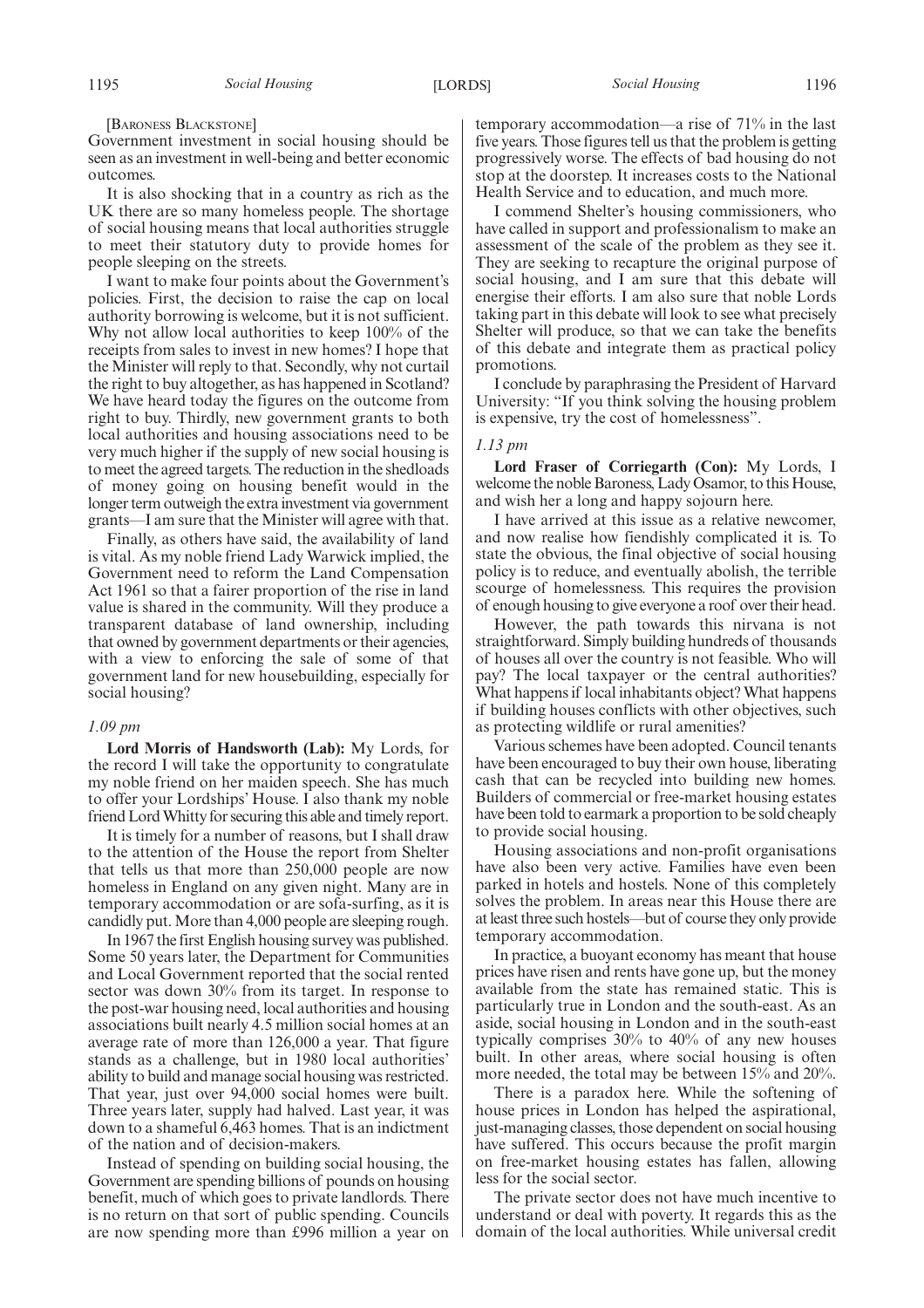[BARONESS BLACKSTONE]

Government investment in social housing should be seen as an investment in well-being and better economic outcomes.

It is also shocking that in a country as rich as the UK there are so many homeless people. The shortage of social housing means that local authorities struggle to meet their statutory duty to provide homes for people sleeping on the streets.

I want to make four points about the Government's policies. First, the decision to raise the cap on local authority borrowing is welcome, but it is not sufficient. Why not allow local authorities to keep 100% of the receipts from sales to invest in new homes? I hope that the Minister will reply to that. Secondly, why not curtail the right to buy altogether, as has happened in Scotland? We have heard today the figures on the outcome from right to buy. Thirdly, new government grants to both local authorities and housing associations need to be very much higher if the supply of new social housing is to meet the agreed targets. The reduction in the shedloads of money going on housing benefit would in the longer term outweigh the extra investment via government grants—I am sure that the Minister will agree with that.

Finally, as others have said, the availability of land is vital. As my noble friend Lady Warwick implied, the Government need to reform the Land Compensation Act 1961 so that a fairer proportion of the rise in land value is shared in the community. Will they produce a transparent database of land ownership, including that owned by government departments or their agencies, with a view to enforcing the sale of some of that government land for new housebuilding, especially for social housing?

*1.09 pm*

**Lord Morris of Handsworth (Lab):** My Lords, for the record I will take the opportunity to congratulate my noble friend on her maiden speech. She has much to offer your Lordships' House. I also thank my noble friend Lord Whitty for securing this able and timely report.

It is timely for a number of reasons, but I shall draw to the attention of the House the report from Shelter that tells us that more than 250,000 people are now homeless in England on any given night. Many are in temporary accommodation or are sofa-surfing, as it is candidly put. More than 4,000 people are sleeping rough.

In 1967 the first English housing survey was published. Some 50 years later, the Department for Communities and Local Government reported that the social rented sector was down 30% from its target. In response to the post-war housing need, local authorities and housing associations built nearly 4.5 million social homes at an average rate of more than 126,000 a year. That figure stands as a challenge, but in 1980 local authorities' ability to build and manage social housing was restricted. That year, just over 94,000 social homes were built. Three years later, supply had halved. Last year, it was down to a shameful 6,463 homes. That is an indictment of the nation and of decision-makers.

Instead of spending on building social housing, the Government are spending billions of pounds on housing benefit, much of which goes to private landlords. There is no return on that sort of public spending. Councils are now spending more than £996 million a year on temporary accommodation—a rise of 71% in the last five years. Those figures tell us that the problem is getting progressively worse. The effects of bad housing do not stop at the doorstep. It increases costs to the National Health Service and to education, and much more.

I commend Shelter's housing commissioners, who have called in support and professionalism to make an assessment of the scale of the problem as they see it. They are seeking to recapture the original purpose of social housing, and I am sure that this debate will energise their efforts. I am also sure that noble Lords taking part in this debate will look to see what precisely Shelter will produce, so that we can take the benefits of this debate and integrate them as practical policy promotions.

I conclude by paraphrasing the President of Harvard University: "If you think solving the housing problem is expensive, try the cost of homelessness".

*1.13 pm*

**Lord Fraser of Corriegarth (Con):** My Lords, I welcome the noble Baroness, Lady Osamor, to this House, and wish her a long and happy sojourn here.

I have arrived at this issue as a relative newcomer, and now realise how fiendishly complicated it is. To state the obvious, the final objective of social housing policy is to reduce, and eventually abolish, the terrible scourge of homelessness. This requires the provision of enough housing to give everyone a roof over their head.

However, the path towards this nirvana is not straightforward. Simply building hundreds of thousands of houses all over the country is not feasible. Who will pay? The local taxpayer or the central authorities? What happens if local inhabitants object? What happens if building houses conflicts with other objectives, such as protecting wildlife or rural amenities?

Various schemes have been adopted. Council tenants have been encouraged to buy their own house, liberating cash that can be recycled into building new homes. Builders of commercial or free-market housing estates have been told to earmark a proportion to be sold cheaply to provide social housing.

Housing associations and non-profit organisations have also been very active. Families have even been parked in hotels and hostels. None of this completely solves the problem. In areas near this House there are at least three such hostels—but of course they only provide temporary accommodation.

In practice, a buoyant economy has meant that house prices have risen and rents have gone up, but the money available from the state has remained static. This is particularly true in London and the south-east. As an aside, social housing in London and in the south-east typically comprises 30% to 40% of any new houses built. In other areas, where social housing is often more needed, the total may be between 15% and 20%.

There is a paradox here. While the softening of house prices in London has helped the aspirational, just-managing classes, those dependent on social housing have suffered. This occurs because the profit margin on free-market housing estates has fallen, allowing less for the social sector.

The private sector does not have much incentive to understand or deal with poverty. It regards this as the domain of the local authorities. While universal credit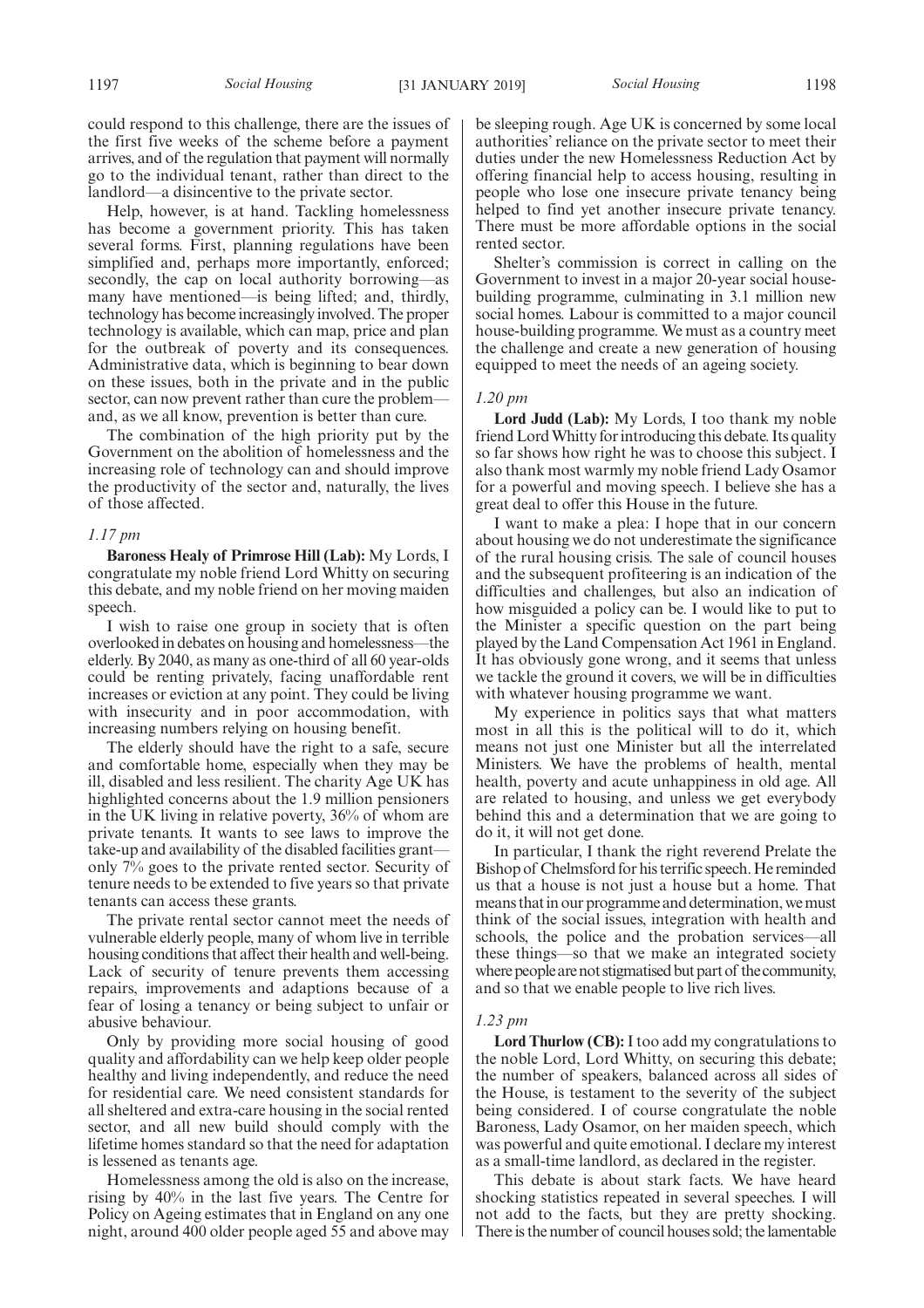could respond to this challenge, there are the issues of the first five weeks of the scheme before a payment arrives, and of the regulation that payment will normally go to the individual tenant, rather than direct to the landlord—a disincentive to the private sector.

Help, however, is at hand. Tackling homelessness has become a government priority. This has taken several forms. First, planning regulations have been simplified and, perhaps more importantly, enforced; secondly, the cap on local authority borrowing—as many have mentioned—is being lifted; and, thirdly, technology has become increasingly involved. The proper technology is available, which can map, price and plan for the outbreak of poverty and its consequences. Administrative data, which is beginning to bear down on these issues, both in the private and in the public sector, can now prevent rather than cure the problem—and, as we all know, prevention is better than cure.

The combination of the high priority put by the Government on the abolition of homelessness and the increasing role of technology can and should improve the productivity of the sector and, naturally, the lives of those affected.

*1.17 pm*

**Baroness Healy of Primrose Hill (Lab):** My Lords, I congratulate my noble friend Lord Whitty on securing this debate, and my noble friend on her moving maiden speech.

I wish to raise one group in society that is often overlooked in debates on housing and homelessness—the elderly. By 2040, as many as one-third of all 60 year-olds could be renting privately, facing unaffordable rent increases or eviction at any point. They could be living with insecurity and in poor accommodation, with increasing numbers relying on housing benefit.

The elderly should have the right to a safe, secure and comfortable home, especially when they may be ill, disabled and less resilient. The charity Age UK has highlighted concerns about the 1.9 million pensioners in the UK living in relative poverty, 36% of whom are private tenants. It wants to see laws to improve the take-up and availability of the disabled facilities grant—only 7% goes to the private rented sector. Security of tenure needs to be extended to five years so that private tenants can access these grants.

The private rental sector cannot meet the needs of vulnerable elderly people, many of whom live in terrible housing conditions that affect their health and well-being. Lack of security of tenure prevents them accessing repairs, improvements and adaptions because of a fear of losing a tenancy or being subject to unfair or abusive behaviour.

Only by providing more social housing of good quality and affordability can we help keep older people healthy and living independently, and reduce the need for residential care. We need consistent standards for all sheltered and extra-care housing in the social rented sector, and all new build should comply with the lifetime homes standard so that the need for adaptation is lessened as tenants age.

Homelessness among the old is also on the increase, rising by 40% in the last five years. The Centre for Policy on Ageing estimates that in England on any one night, around 400 older people aged 55 and above may be sleeping rough. Age UK is concerned by some local authorities' reliance on the private sector to meet their duties under the new Homelessness Reduction Act by offering financial help to access housing, resulting in people who lose one insecure private tenancy being helped to find yet another insecure private tenancy. There must be more affordable options in the social rented sector.

Shelter's commission is correct in calling on the Government to invest in a major 20-year social house-building programme, culminating in 3.1 million new social homes. Labour is committed to a major council house-building programme. We must as a country meet the challenge and create a new generation of housing equipped to meet the needs of an ageing society.

*1.20 pm*

**Lord Judd (Lab):** My Lords, I too thank my noble friend Lord Whitty for introducing this debate. Its quality so far shows how right he was to choose this subject. I also thank most warmly my noble friend Lady Osamor for a powerful and moving speech. I believe she has a great deal to offer this House in the future.

I want to make a plea: I hope that in our concern about housing we do not underestimate the significance of the rural housing crisis. The sale of council houses and the subsequent profiteering is an indication of the difficulties and challenges, but also an indication of how misguided a policy can be. I would like to put to the Minister a specific question on the part being played by the Land Compensation Act 1961 in England. It has obviously gone wrong, and it seems that unless we tackle the ground it covers, we will be in difficulties with whatever housing programme we want.

My experience in politics says that what matters most in all this is the political will to do it, which means not just one Minister but all the interrelated Ministers. We have the problems of health, mental health, poverty and acute unhappiness in old age. All are related to housing, and unless we get everybody behind this and a determination that we are going to do it, it will not get done.

In particular, I thank the right reverend Prelate the Bishop of Chelmsford for his terrific speech. He reminded us that a house is not just a house but a home. That means that in our programme and determination, we must think of the social issues, integration with health and schools, the police and the probation services—all these things—so that we make an integrated society where people are not stigmatised but part of the community, and so that we enable people to live rich lives.

*1.23 pm*

**Lord Thurlow (CB):** I too add my congratulations to the noble Lord, Lord Whitty, on securing this debate; the number of speakers, balanced across all sides of the House, is testament to the severity of the subject being considered. I of course congratulate the noble Baroness, Lady Osamor, on her maiden speech, which was powerful and quite emotional. I declare my interest as a small-time landlord, as declared in the register.

This debate is about stark facts. We have heard shocking statistics repeated in several speeches. I will not add to the facts, but they are pretty shocking. There is the number of council houses sold; the lamentable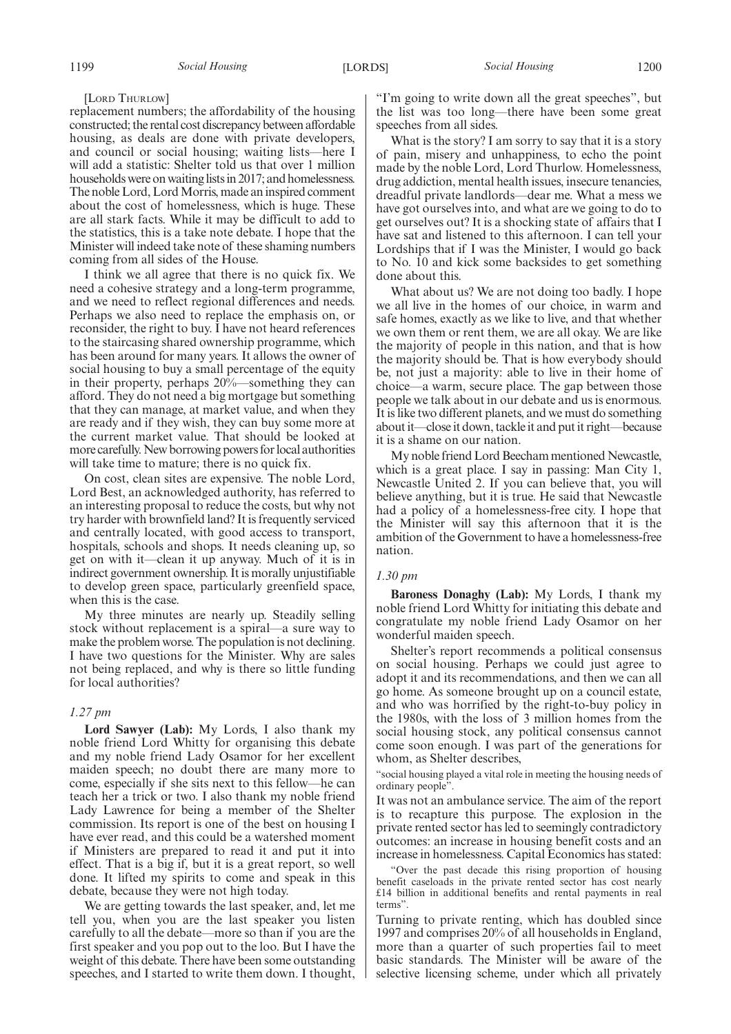[LORD THURLOW]

replacement numbers; the affordability of the housing constructed; the rental cost discrepancy between affordable housing, as deals are done with private developers, and council or social housing; waiting lists—here I will add a statistic: Shelter told us that over 1 million households were on waiting lists in 2017; and homelessness. The noble Lord, Lord Morris, made an inspired comment about the cost of homelessness, which is huge. These are all stark facts. While it may be difficult to add to the statistics, this is a take note debate. I hope that the Minister will indeed take note of these shaming numbers coming from all sides of the House.

I think we all agree that there is no quick fix. We need a cohesive strategy and a long-term programme, and we need to reflect regional differences and needs. Perhaps we also need to replace the emphasis on, or reconsider, the right to buy. I have not heard references to the staircasing shared ownership programme, which has been around for many years. It allows the owner of social housing to buy a small percentage of the equity in their property, perhaps 20%—something they can afford. They do not need a big mortgage but something that they can manage, at market value, and when they are ready and if they wish, they can buy some more at the current market value. That should be looked at more carefully. New borrowing powers for local authorities will take time to mature; there is no quick fix.

On cost, clean sites are expensive. The noble Lord, Lord Best, an acknowledged authority, has referred to an interesting proposal to reduce the costs, but why not try harder with brownfield land? It is frequently serviced and centrally located, with good access to transport, hospitals, schools and shops. It needs cleaning up, so get on with it—clean it up anyway. Much of it is in indirect government ownership. It is morally unjustifiable to develop green space, particularly greenfield space, when this is the case.

My three minutes are nearly up. Steadily selling stock without replacement is a spiral—a sure way to make the problem worse. The population is not declining. I have two questions for the Minister. Why are sales not being replaced, and why is there so little funding for local authorities?

*1.27 pm*

**Lord Sawyer (Lab):** My Lords, I also thank my noble friend Lord Whitty for organising this debate and my noble friend Lady Osamor for her excellent maiden speech; no doubt there are many more to come, especially if she sits next to this fellow—he can teach her a trick or two. I also thank my noble friend Lady Lawrence for being a member of the Shelter commission. Its report is one of the best on housing I have ever read, and this could be a watershed moment if Ministers are prepared to read it and put it into effect. That is a big if, but it is a great report, so well done. It lifted my spirits to come and speak in this debate, because they were not high today.

We are getting towards the last speaker, and, let me tell you, when you are the last speaker you listen carefully to all the debate—more so than if you are the first speaker and you pop out to the loo. But I have the weight of this debate. There have been some outstanding speeches, and I started to write them down. I thought, "I'm going to write down all the great speeches", but the list was too long—there have been some great speeches from all sides.

What is the story? I am sorry to say that it is a story of pain, misery and unhappiness, to echo the point made by the noble Lord, Lord Thurlow. Homelessness, drug addiction, mental health issues, insecure tenancies, dreadful private landlords—dear me. What a mess we have got ourselves into, and what are we going to do to get ourselves out? It is a shocking state of affairs that I have sat and listened to this afternoon. I can tell your Lordships that if I was the Minister, I would go back to No. 10 and kick some backsides to get something done about this.

What about us? We are not doing too badly. I hope we all live in the homes of our choice, in warm and safe homes, exactly as we like to live, and that whether we own them or rent them, we are all okay. We are like the majority of people in this nation, and that is how the majority should be. That is how everybody should be, not just a majority: able to live in their home of choice—a warm, secure place. The gap between those people we talk about in our debate and us is enormous. It is like two different planets, and we must do something about it—close it down, tackle it and put it right—because it is a shame on our nation.

My noble friend Lord Beecham mentioned Newcastle, which is a great place. I say in passing: Man City 1, Newcastle United 2. If you can believe that, you will believe anything, but it is true. He said that Newcastle had a policy of a homelessness-free city. I hope that the Minister will say this afternoon that it is the ambition of the Government to have a homelessness-free nation.

*1.30 pm*

**Baroness Donaghy (Lab):** My Lords, I thank my noble friend Lord Whitty for initiating this debate and congratulate my noble friend Lady Osamor on her wonderful maiden speech.

Shelter's report recommends a political consensus on social housing. Perhaps we could just agree to adopt it and its recommendations, and then we can all go home. As someone brought up on a council estate, and who was horrified by the right-to-buy policy in the 1980s, with the loss of 3 million homes from the social housing stock, any political consensus cannot come soon enough. I was part of the generations for whom, as Shelter describes,

"social housing played a vital role in meeting the housing needs of ordinary people".

It was not an ambulance service. The aim of the report is to recapture this purpose. The explosion in the private rented sector has led to seemingly contradictory outcomes: an increase in housing benefit costs and an increase in homelessness. Capital Economics has stated:

"Over the past decade this rising proportion of housing benefit caseloads in the private rented sector has cost nearly £14 billion in additional benefits and rental payments in real terms".

Turning to private renting, which has doubled since 1997 and comprises 20% of all households in England, more than a quarter of such properties fail to meet basic standards. The Minister will be aware of the selective licensing scheme, under which all privately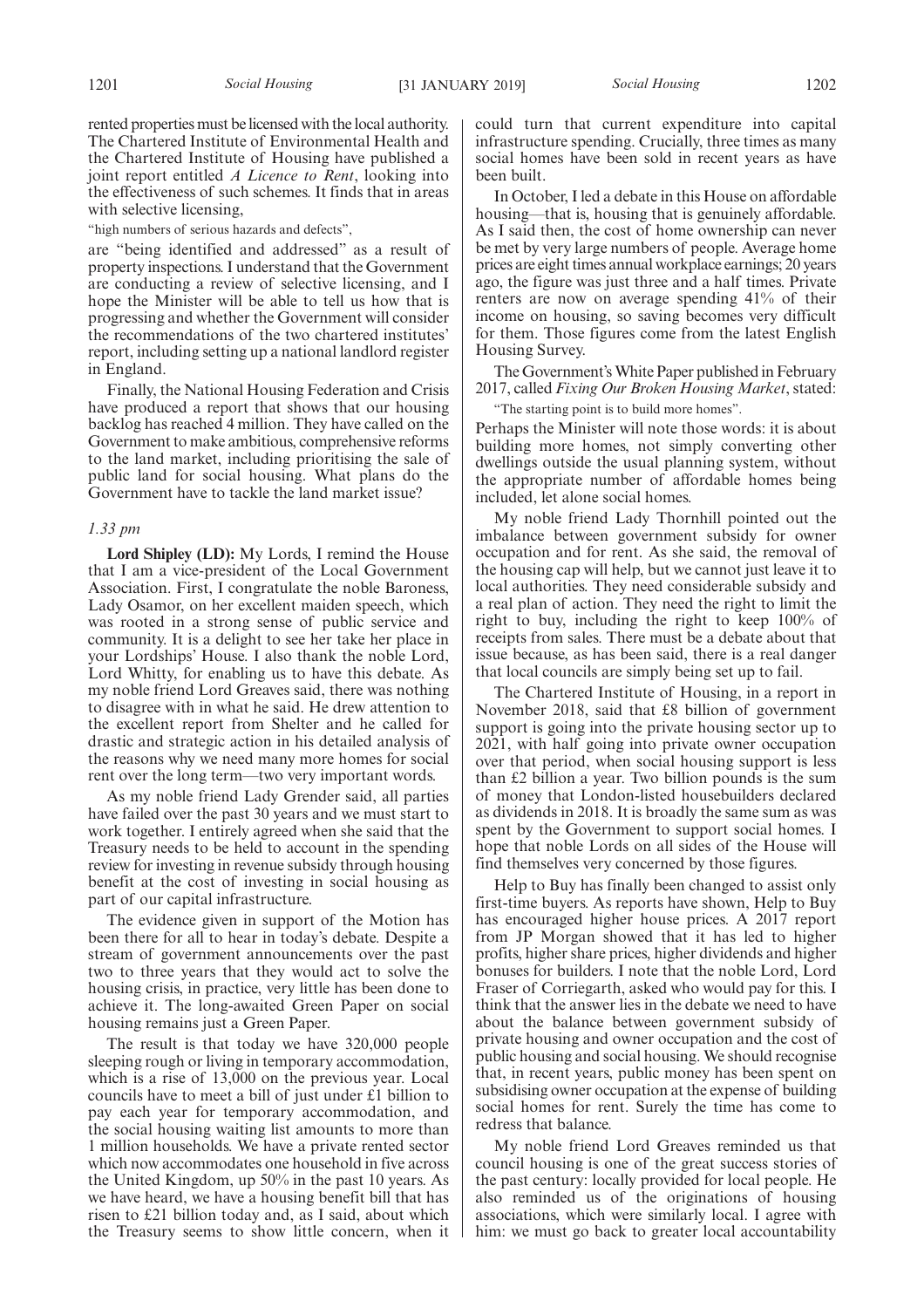rented properties must be licensed with the local authority. The Chartered Institute of Environmental Health and the Chartered Institute of Housing have published a joint report entitled *A Licence to Rent*, looking into the effectiveness of such schemes. It finds that in areas with selective licensing,

"high numbers of serious hazards and defects",

are "being identified and addressed" as a result of property inspections. I understand that the Government are conducting a review of selective licensing, and I hope the Minister will be able to tell us how that is progressing and whether the Government will consider the recommendations of the two chartered institutes' report, including setting up a national landlord register in England.

Finally, the National Housing Federation and Crisis have produced a report that shows that our housing backlog has reached 4 million. They have called on the Government to make ambitious, comprehensive reforms to the land market, including prioritising the sale of public land for social housing. What plans do the Government have to tackle the land market issue?

*1.33 pm*

**Lord Shipley (LD):** My Lords, I remind the House that I am a vice-president of the Local Government Association. First, I congratulate the noble Baroness, Lady Osamor, on her excellent maiden speech, which was rooted in a strong sense of public service and community. It is a delight to see her take her place in your Lordships' House. I also thank the noble Lord, Lord Whitty, for enabling us to have this debate. As my noble friend Lord Greaves said, there was nothing to disagree with in what he said. He drew attention to the excellent report from Shelter and he called for drastic and strategic action in his detailed analysis of the reasons why we need many more homes for social rent over the long term—two very important words.

As my noble friend Lady Grender said, all parties have failed over the past 30 years and we must start to work together. I entirely agreed when she said that the Treasury needs to be held to account in the spending review for investing in revenue subsidy through housing benefit at the cost of investing in social housing as part of our capital infrastructure.

The evidence given in support of the Motion has been there for all to hear in today's debate. Despite a stream of government announcements over the past two to three years that they would act to solve the housing crisis, in practice, very little has been done to achieve it. The long-awaited Green Paper on social housing remains just a Green Paper.

The result is that today we have 320,000 people sleeping rough or living in temporary accommodation, which is a rise of 13,000 on the previous year. Local councils have to meet a bill of just under £1 billion to pay each year for temporary accommodation, and the social housing waiting list amounts to more than 1 million households. We have a private rented sector which now accommodates one household in five across the United Kingdom, up 50% in the past 10 years. As we have heard, we have a housing benefit bill that has risen to £21 billion today and, as I said, about which the Treasury seems to show little concern, when it could turn that current expenditure into capital infrastructure spending. Crucially, three times as many social homes have been sold in recent years as have been built.

In October, I led a debate in this House on affordable housing—that is, housing that is genuinely affordable. As I said then, the cost of home ownership can never be met by very large numbers of people. Average home prices are eight times annual workplace earnings; 20 years ago, the figure was just three and a half times. Private renters are now on average spending 41% of their income on housing, so saving becomes very difficult for them. Those figures come from the latest English Housing Survey.

The Government's White Paper published in February 2017, called *Fixing Our Broken Housing Market*, stated:

"The starting point is to build more homes".

Perhaps the Minister will note those words: it is about building more homes, not simply converting other dwellings outside the usual planning system, without the appropriate number of affordable homes being included, let alone social homes.

My noble friend Lady Thornhill pointed out the imbalance between government subsidy for owner occupation and for rent. As she said, the removal of the housing cap will help, but we cannot just leave it to local authorities. They need considerable subsidy and a real plan of action. They need the right to limit the right to buy, including the right to keep 100% of receipts from sales. There must be a debate about that issue because, as has been said, there is a real danger that local councils are simply being set up to fail.

The Chartered Institute of Housing, in a report in November 2018, said that £8 billion of government support is going into the private housing sector up to 2021, with half going into private owner occupation over that period, when social housing support is less than £2 billion a year. Two billion pounds is the sum of money that London-listed housebuilders declared as dividends in 2018. It is broadly the same sum as was spent by the Government to support social homes. I hope that noble Lords on all sides of the House will find themselves very concerned by those figures.

Help to Buy has finally been changed to assist only first-time buyers. As reports have shown, Help to Buy has encouraged higher house prices. A 2017 report from JP Morgan showed that it has led to higher profits, higher share prices, higher dividends and higher bonuses for builders. I note that the noble Lord, Lord Fraser of Corriegarth, asked who would pay for this. I think that the answer lies in the debate we need to have about the balance between government subsidy of private housing and owner occupation and the cost of public housing and social housing. We should recognise that, in recent years, public money has been spent on subsidising owner occupation at the expense of building social homes for rent. Surely the time has come to redress that balance.

My noble friend Lord Greaves reminded us that council housing is one of the great success stories of the past century: locally provided for local people. He also reminded us of the originations of housing associations, which were similarly local. I agree with him: we must go back to greater local accountability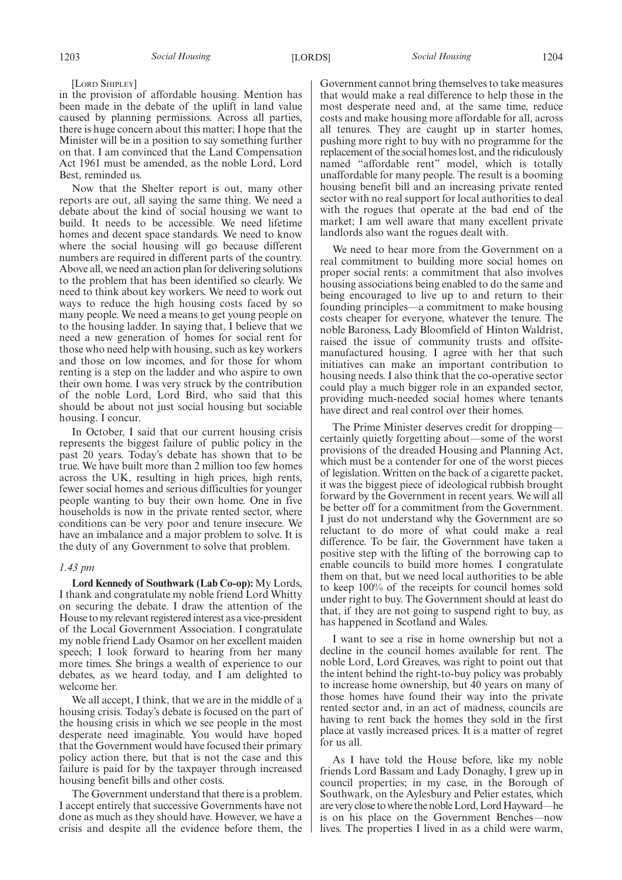[Lord Shipley]

in the provision of affordable housing. Mention has been made in the debate of the uplift in land value caused by planning permissions. Across all parties, there is huge concern about this matter; I hope that the Minister will be in a position to say something further on that. I am convinced that the Land Compensation Act 1961 must be amended, as the noble Lord, Lord Best, reminded us.

Now that the Shelter report is out, many other reports are out, all saying the same thing. We need a debate about the kind of social housing we want to build. It needs to be accessible. We need lifetime homes and decent space standards. We need to know where the social housing will go because different numbers are required in different parts of the country. Above all, we need an action plan for delivering solutions to the problem that has been identified so clearly. We need to think about key workers. We need to work out ways to reduce the high housing costs faced by so many people. We need a means to get young people on to the housing ladder. In saying that, I believe that we need a new generation of homes for social rent for those who need help with housing, such as key workers and those on low incomes, and for those for whom renting is a step on the ladder and who aspire to own their own home. I was very struck by the contribution of the noble Lord, Lord Bird, who said that this should be about not just social housing but sociable housing. I concur.

In October, I said that our current housing crisis represents the biggest failure of public policy in the past 20 years. Today's debate has shown that to be true. We have built more than 2 million too few homes across the UK, resulting in high prices, high rents, fewer social homes and serious difficulties for younger people wanting to buy their own home. One in five households is now in the private rented sector, where conditions can be very poor and tenure insecure. We have an imbalance and a major problem to solve. It is the duty of any Government to solve that problem.

*1.43 pm*

**Lord Kennedy of Southwark (Lab Co-op):** My Lords, I thank and congratulate my noble friend Lord Whitty on securing the debate. I draw the attention of the House to my relevant registered interest as a vice-president of the Local Government Association. I congratulate my noble friend Lady Osamor on her excellent maiden speech; I look forward to hearing from her many more times. She brings a wealth of experience to our debates, as we heard today, and I am delighted to welcome her.

We all accept, I think, that we are in the middle of a housing crisis. Today's debate is focused on the part of the housing crisis in which we see people in the most desperate need imaginable. You would have hoped that the Government would have focused their primary policy action there, but that is not the case and this failure is paid for by the taxpayer through increased housing benefit bills and other costs.

The Government understand that there is a problem. I accept entirely that successive Governments have not done as much as they should have. However, we have a crisis and despite all the evidence before them, the Government cannot bring themselves to take measures that would make a real difference to help those in the most desperate need and, at the same time, reduce costs and make housing more affordable for all, across all tenures. They are caught up in starter homes, pushing more right to buy with no programme for the replacement of the social homes lost, and the ridiculously named "affordable rent" model, which is totally unaffordable for many people. The result is a booming housing benefit bill and an increasing private rented sector with no real support for local authorities to deal with the rogues that operate at the bad end of the market; I am well aware that many excellent private landlords also want the rogues dealt with.

We need to hear more from the Government on a real commitment to building more social homes on proper social rents: a commitment that also involves housing associations being enabled to do the same and being encouraged to live up to and return to their founding principles—a commitment to make housing costs cheaper for everyone, whatever the tenure. The noble Baroness, Lady Bloomfield of Hinton Waldrist, raised the issue of community trusts and offsite-manufactured housing. I agree with her that such initiatives can make an important contribution to housing needs. I also think that the co-operative sector could play a much bigger role in an expanded sector, providing much-needed social homes where tenants have direct and real control over their homes.

The Prime Minister deserves credit for dropping—certainly quietly forgetting about—some of the worst provisions of the dreaded Housing and Planning Act, which must be a contender for one of the worst pieces of legislation. Written on the back of a cigarette packet, it was the biggest piece of ideological rubbish brought forward by the Government in recent years. We will all be better off for a commitment from the Government. I just do not understand why the Government are so reluctant to do more of what could make a real difference. To be fair, the Government have taken a positive step with the lifting of the borrowing cap to enable councils to build more homes. I congratulate them on that, but we need local authorities to be able to keep 100% of the receipts for council homes sold under right to buy. The Government should at least do that, if they are not going to suspend right to buy, as has happened in Scotland and Wales.

I want to see a rise in home ownership but not a decline in the council homes available for rent. The noble Lord, Lord Greaves, was right to point out that the intent behind the right-to-buy policy was probably to increase home ownership, but 40 years on many of those homes have found their way into the private rented sector and, in an act of madness, councils are having to rent back the homes they sold in the first place at vastly increased prices. It is a matter of regret for us all.

As I have told the House before, like my noble friends Lord Bassam and Lady Donaghy, I grew up in council properties; in my case, in the Borough of Southwark, on the Aylesbury and Pelier estates, which are very close to where the noble Lord, Lord Hayward—he is on his place on the Government Benches—now lives. The properties I lived in as a child were warm,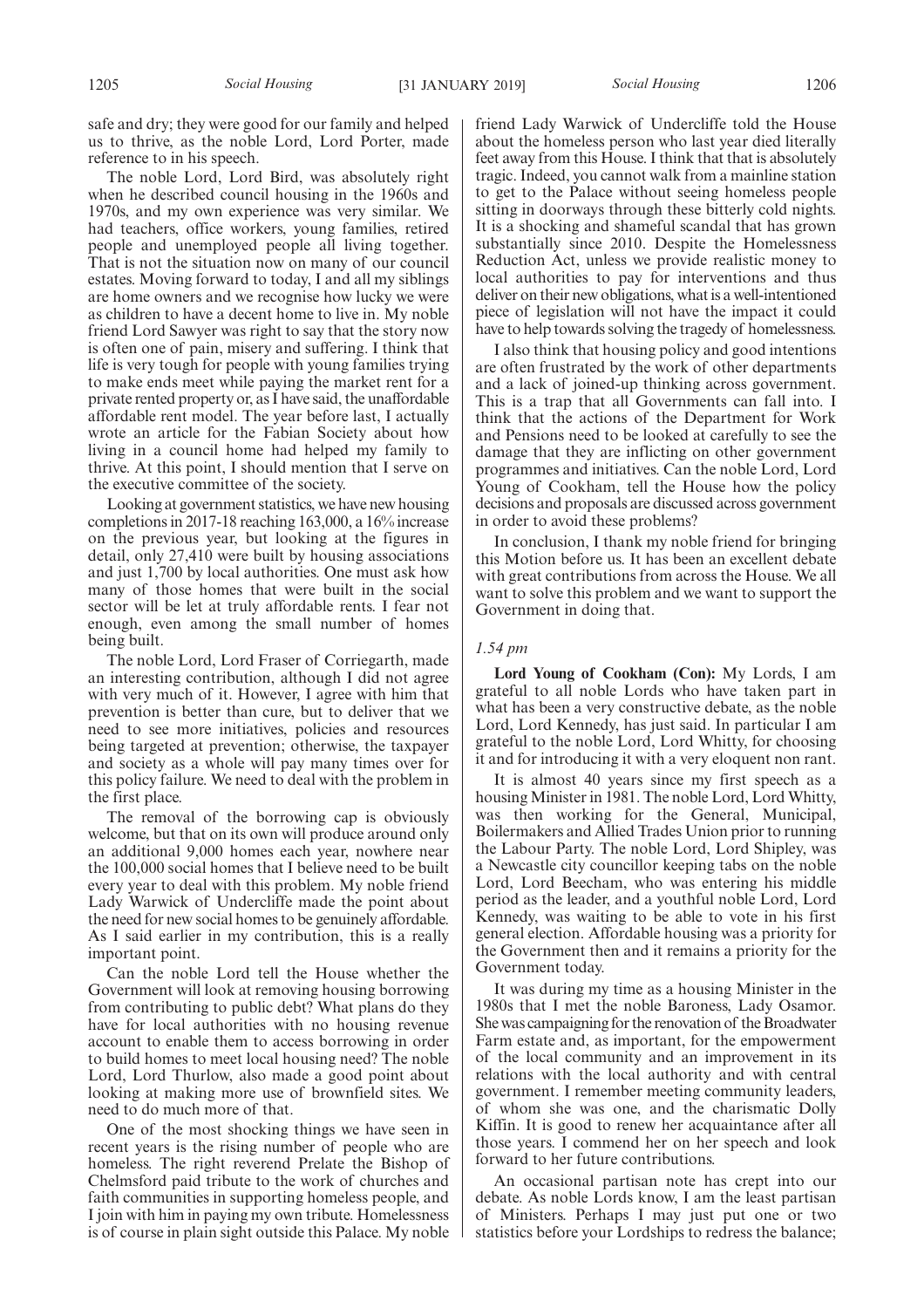safe and dry; they were good for our family and helped us to thrive, as the noble Lord, Lord Porter, made reference to in his speech.

The noble Lord, Lord Bird, was absolutely right when he described council housing in the 1960s and 1970s, and my own experience was very similar. We had teachers, office workers, young families, retired people and unemployed people all living together. That is not the situation now on many of our council estates. Moving forward to today, I and all my siblings are home owners and we recognise how lucky we were as children to have a decent home to live in. My noble friend Lord Sawyer was right to say that the story now is often one of pain, misery and suffering. I think that life is very tough for people with young families trying to make ends meet while paying the market rent for a private rented property or, as I have said, the unaffordable affordable rent model. The year before last, I actually wrote an article for the Fabian Society about how living in a council home had helped my family to thrive. At this point, I should mention that I serve on the executive committee of the society.

Looking at government statistics, we have new housing completions in 2017-18 reaching 163,000, a 16% increase on the previous year, but looking at the figures in detail, only 27,410 were built by housing associations and just 1,700 by local authorities. One must ask how many of those homes that were built in the social sector will be let at truly affordable rents. I fear not enough, even among the small number of homes being built.

The noble Lord, Lord Fraser of Corriegarth, made an interesting contribution, although I did not agree with very much of it. However, I agree with him that prevention is better than cure, but to deliver that we need to see more initiatives, policies and resources being targeted at prevention; otherwise, the taxpayer and society as a whole will pay many times over for this policy failure. We need to deal with the problem in the first place.

The removal of the borrowing cap is obviously welcome, but that on its own will produce around only an additional 9,000 homes each year, nowhere near the 100,000 social homes that I believe need to be built every year to deal with this problem. My noble friend Lady Warwick of Undercliffe made the point about the need for new social homes to be genuinely affordable. As I said earlier in my contribution, this is a really important point.

Can the noble Lord tell the House whether the Government will look at removing housing borrowing from contributing to public debt? What plans do they have for local authorities with no housing revenue account to enable them to access borrowing in order to build homes to meet local housing need? The noble Lord, Lord Thurlow, also made a good point about looking at making more use of brownfield sites. We need to do much more of that.

One of the most shocking things we have seen in recent years is the rising number of people who are homeless. The right reverend Prelate the Bishop of Chelmsford paid tribute to the work of churches and faith communities in supporting homeless people, and I join with him in paying my own tribute. Homelessness is of course in plain sight outside this Palace. My noble friend Lady Warwick of Undercliffe told the House about the homeless person who last year died literally feet away from this House. I think that that is absolutely tragic. Indeed, you cannot walk from a mainline station to get to the Palace without seeing homeless people sitting in doorways through these bitterly cold nights. It is a shocking and shameful scandal that has grown substantially since 2010. Despite the Homelessness Reduction Act, unless we provide realistic money to local authorities to pay for interventions and thus deliver on their new obligations, what is a well-intentioned piece of legislation will not have the impact it could have to help towards solving the tragedy of homelessness.

I also think that housing policy and good intentions are often frustrated by the work of other departments and a lack of joined-up thinking across government. This is a trap that all Governments can fall into. I think that the actions of the Department for Work and Pensions need to be looked at carefully to see the damage that they are inflicting on other government programmes and initiatives. Can the noble Lord, Lord Young of Cookham, tell the House how the policy decisions and proposals are discussed across government in order to avoid these problems?

In conclusion, I thank my noble friend for bringing this Motion before us. It has been an excellent debate with great contributions from across the House. We all want to solve this problem and we want to support the Government in doing that.

*1.54 pm*

**Lord Young of Cookham (Con):** My Lords, I am grateful to all noble Lords who have taken part in what has been a very constructive debate, as the noble Lord, Lord Kennedy, has just said. In particular I am grateful to the noble Lord, Lord Whitty, for choosing it and for introducing it with a very eloquent non rant.

It is almost 40 years since my first speech as a housing Minister in 1981. The noble Lord, Lord Whitty, was then working for the General, Municipal, Boilermakers and Allied Trades Union prior to running the Labour Party. The noble Lord, Lord Shipley, was a Newcastle city councillor keeping tabs on the noble Lord, Lord Beecham, who was entering his middle period as the leader, and a youthful noble Lord, Lord Kennedy, was waiting to be able to vote in his first general election. Affordable housing was a priority for the Government then and it remains a priority for the Government today.

It was during my time as a housing Minister in the 1980s that I met the noble Baroness, Lady Osamor. She was campaigning for the renovation of the Broadwater Farm estate and, as important, for the empowerment of the local community and an improvement in its relations with the local authority and with central government. I remember meeting community leaders, of whom she was one, and the charismatic Dolly Kiffin. It is good to renew her acquaintance after all those years. I commend her on her speech and look forward to her future contributions.

An occasional partisan note has crept into our debate. As noble Lords know, I am the least partisan of Ministers. Perhaps I may just put one or two statistics before your Lordships to redress the balance;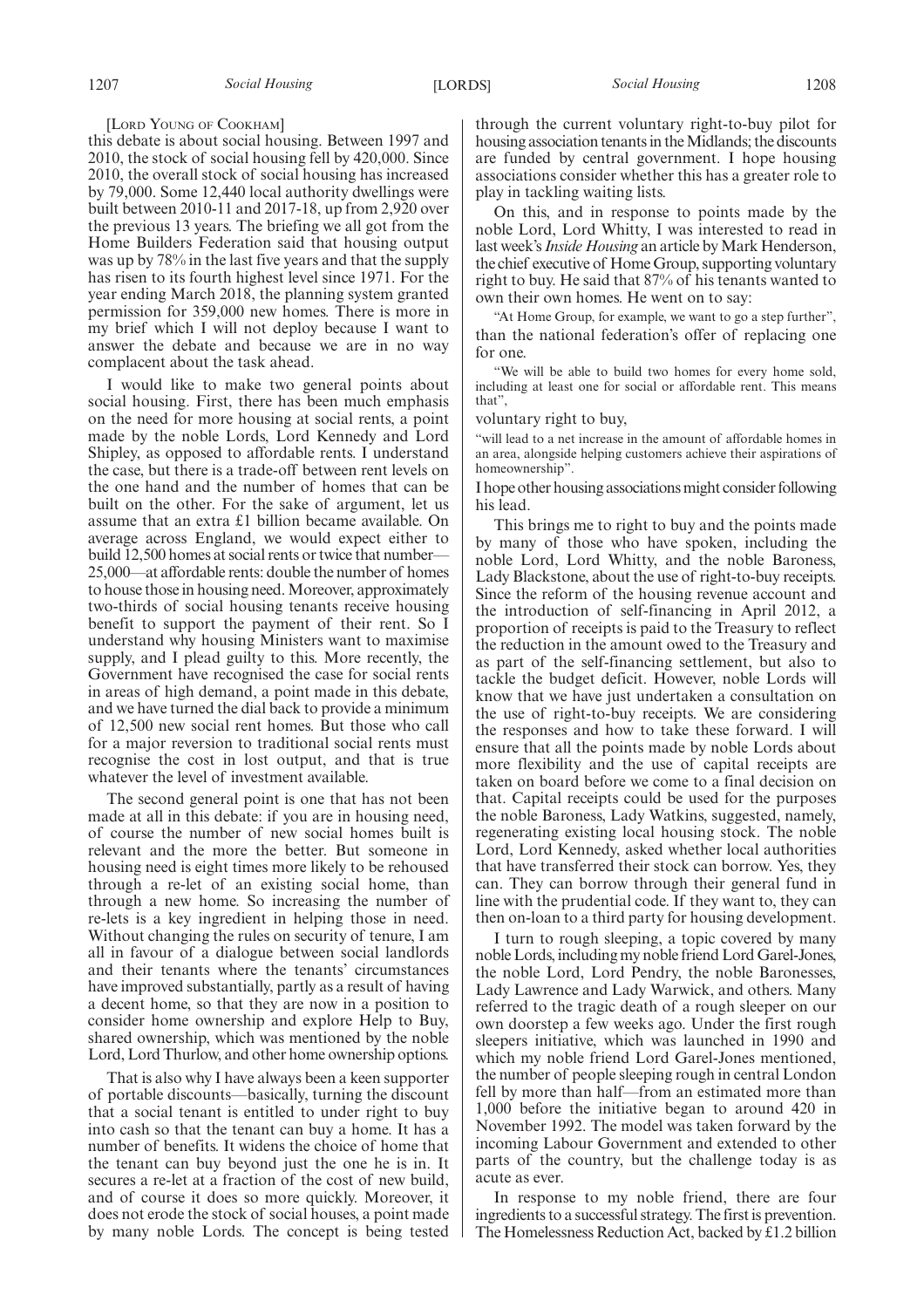[LORD YOUNG OF COOKHAM]

this debate is about social housing. Between 1997 and 2010, the stock of social housing fell by 420,000. Since 2010, the overall stock of social housing has increased by 79,000. Some 12,440 local authority dwellings were built between 2010-11 and 2017-18, up from 2,920 over the previous 13 years. The briefing we all got from the Home Builders Federation said that housing output was up by 78% in the last five years and that the supply has risen to its fourth highest level since 1971. For the year ending March 2018, the planning system granted permission for 359,000 new homes. There is more in my brief which I will not deploy because I want to answer the debate and because we are in no way complacent about the task ahead.

I would like to make two general points about social housing. First, there has been much emphasis on the need for more housing at social rents, a point made by the noble Lords, Lord Kennedy and Lord Shipley, as opposed to affordable rents. I understand the case, but there is a trade-off between rent levels on the one hand and the number of homes that can be built on the other. For the sake of argument, let us assume that an extra £1 billion became available. On average across England, we would expect either to build 12,500 homes at social rents or twice that number—25,000—at affordable rents: double the number of homes to house those in housing need. Moreover, approximately two-thirds of social housing tenants receive housing benefit to support the payment of their rent. So I understand why housing Ministers want to maximise supply, and I plead guilty to this. More recently, the Government have recognised the case for social rents in areas of high demand, a point made in this debate, and we have turned the dial back to provide a minimum of 12,500 new social rent homes. But those who call for a major reversion to traditional social rents must recognise the cost in lost output, and that is true whatever the level of investment available.

The second general point is one that has not been made at all in this debate: if you are in housing need, of course the number of new social homes built is relevant and the more the better. But someone in housing need is eight times more likely to be rehoused through a re-let of an existing social home, than through a new home. So increasing the number of re-lets is a key ingredient in helping those in need. Without changing the rules on security of tenure, I am all in favour of a dialogue between social landlords and their tenants where the tenants' circumstances have improved substantially, partly as a result of having a decent home, so that they are now in a position to consider home ownership and explore Help to Buy, shared ownership, which was mentioned by the noble Lord, Lord Thurlow, and other home ownership options.

That is also why I have always been a keen supporter of portable discounts—basically, turning the discount that a social tenant is entitled to under right to buy into cash so that the tenant can buy a home. It has a number of benefits. It widens the choice of home that the tenant can buy beyond just the one he is in. It secures a re-let at a fraction of the cost of new build, and of course it does so more quickly. Moreover, it does not erode the stock of social houses, a point made by many noble Lords. The concept is being tested through the current voluntary right-to-buy pilot for housing association tenants in the Midlands; the discounts are funded by central government. I hope housing associations consider whether this has a greater role to play in tackling waiting lists.

On this, and in response to points made by the noble Lord, Lord Whitty, I was interested to read in last week's *Inside Housing* an article by Mark Henderson, the chief executive of Home Group, supporting voluntary right to buy. He said that 87% of his tenants wanted to own their own homes. He went on to say:

"At Home Group, for example, we want to go a step further",

than the national federation's offer of replacing one for one.

"We will be able to build two homes for every home sold, including at least one for social or affordable rent. This means that",

voluntary right to buy,

"will lead to a net increase in the amount of affordable homes in an area, alongside helping customers achieve their aspirations of homeownership".

I hope other housing associations might consider following his lead.

This brings me to right to buy and the points made by many of those who have spoken, including the noble Lord, Lord Whitty, and the noble Baroness, Lady Blackstone, about the use of right-to-buy receipts. Since the reform of the housing revenue account and the introduction of self-financing in April 2012, a proportion of receipts is paid to the Treasury to reflect the reduction in the amount owed to the Treasury and as part of the self-financing settlement, but also to tackle the budget deficit. However, noble Lords will know that we have just undertaken a consultation on the use of right-to-buy receipts. We are considering the responses and how to take these forward. I will ensure that all the points made by noble Lords about more flexibility and the use of capital receipts are taken on board before we come to a final decision on that. Capital receipts could be used for the purposes the noble Baroness, Lady Watkins, suggested, namely, regenerating existing local housing stock. The noble Lord, Lord Kennedy, asked whether local authorities that have transferred their stock can borrow. Yes, they can. They can borrow through their general fund in line with the prudential code. If they want to, they can then on-loan to a third party for housing development.

I turn to rough sleeping, a topic covered by many noble Lords, including my noble friend Lord Garel-Jones, the noble Lord, Lord Pendry, the noble Baronesses, Lady Lawrence and Lady Warwick, and others. Many referred to the tragic death of a rough sleeper on our own doorstep a few weeks ago. Under the first rough sleepers initiative, which was launched in 1990 and which my noble friend Lord Garel-Jones mentioned, the number of people sleeping rough in central London fell by more than half—from an estimated more than 1,000 before the initiative began to around 420 in November 1992. The model was taken forward by the incoming Labour Government and extended to other parts of the country, but the challenge today is as acute as ever.

In response to my noble friend, there are four ingredients to a successful strategy. The first is prevention. The Homelessness Reduction Act, backed by £1.2 billion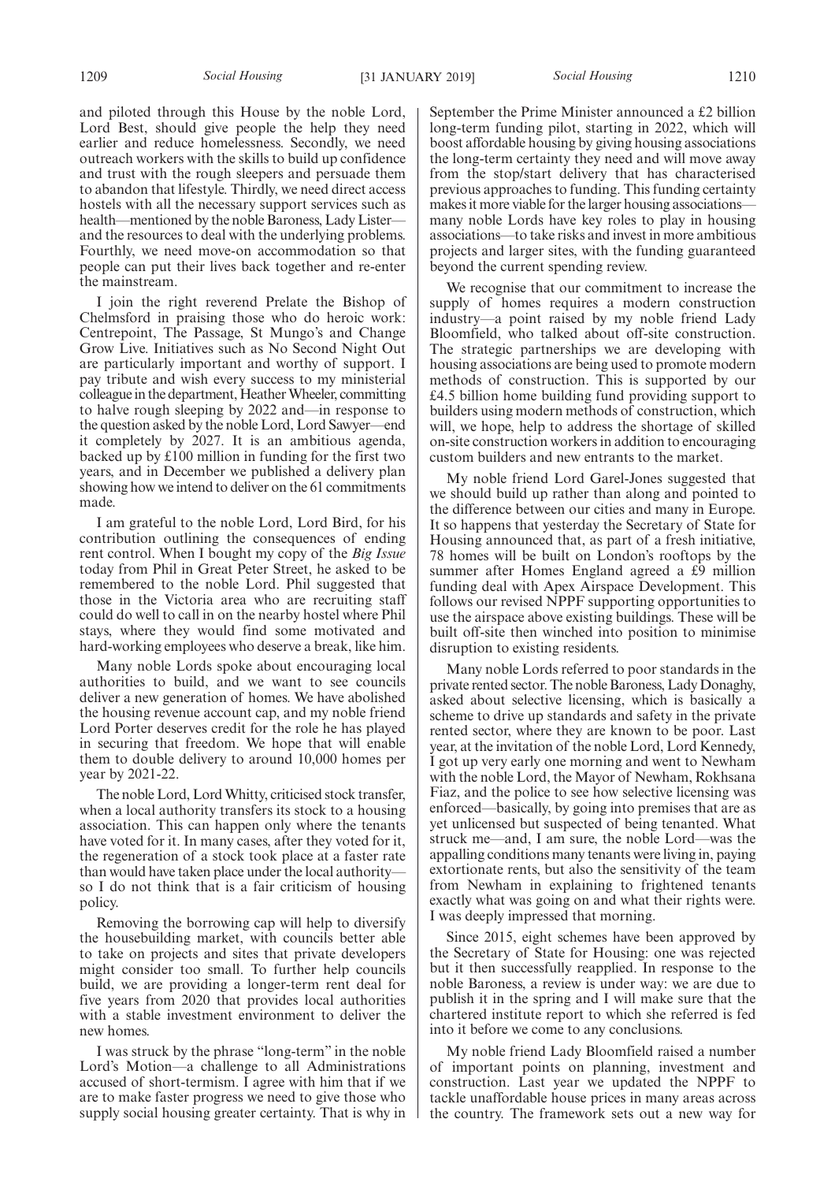and piloted through this House by the noble Lord, Lord Best, should give people the help they need earlier and reduce homelessness. Secondly, we need outreach workers with the skills to build up confidence and trust with the rough sleepers and persuade them to abandon that lifestyle. Thirdly, we need direct access hostels with all the necessary support services such as health—mentioned by the noble Baroness, Lady Lister—and the resources to deal with the underlying problems. Fourthly, we need move-on accommodation so that people can put their lives back together and re-enter the mainstream.

I join the right reverend Prelate the Bishop of Chelmsford in praising those who do heroic work: Centrepoint, The Passage, St Mungo's and Change Grow Live. Initiatives such as No Second Night Out are particularly important and worthy of support. I pay tribute and wish every success to my ministerial colleague in the department, Heather Wheeler, committing to halve rough sleeping by 2022 and—in response to the question asked by the noble Lord, Lord Sawyer—end it completely by 2027. It is an ambitious agenda, backed up by £100 million in funding for the first two years, and in December we published a delivery plan showing how we intend to deliver on the 61 commitments made.

I am grateful to the noble Lord, Lord Bird, for his contribution outlining the consequences of ending rent control. When I bought my copy of the *Big Issue* today from Phil in Great Peter Street, he asked to be remembered to the noble Lord. Phil suggested that those in the Victoria area who are recruiting staff could do well to call in on the nearby hostel where Phil stays, where they would find some motivated and hard-working employees who deserve a break, like him.

Many noble Lords spoke about encouraging local authorities to build, and we want to see councils deliver a new generation of homes. We have abolished the housing revenue account cap, and my noble friend Lord Porter deserves credit for the role he has played in securing that freedom. We hope that will enable them to double delivery to around 10,000 homes per year by 2021-22.

The noble Lord, Lord Whitty, criticised stock transfer, when a local authority transfers its stock to a housing association. This can happen only where the tenants have voted for it. In many cases, after they voted for it, the regeneration of a stock took place at a faster rate than would have taken place under the local authority—so I do not think that is a fair criticism of housing policy.

Removing the borrowing cap will help to diversify the housebuilding market, with councils better able to take on projects and sites that private developers might consider too small. To further help councils build, we are providing a longer-term rent deal for five years from 2020 that provides local authorities with a stable investment environment to deliver the new homes.

I was struck by the phrase "long-term" in the noble Lord's Motion—a challenge to all Administrations accused of short-termism. I agree with him that if we are to make faster progress we need to give those who supply social housing greater certainty. That is why in September the Prime Minister announced a £2 billion long-term funding pilot, starting in 2022, which will boost affordable housing by giving housing associations the long-term certainty they need and will move away from the stop/start delivery that has characterised previous approaches to funding. This funding certainty makes it more viable for the larger housing associations—many noble Lords have key roles to play in housing associations—to take risks and invest in more ambitious projects and larger sites, with the funding guaranteed beyond the current spending review.

We recognise that our commitment to increase the supply of homes requires a modern construction industry—a point raised by my noble friend Lady Bloomfield, who talked about off-site construction. The strategic partnerships we are developing with housing associations are being used to promote modern methods of construction. This is supported by our £4.5 billion home building fund providing support to builders using modern methods of construction, which will, we hope, help to address the shortage of skilled on-site construction workers in addition to encouraging custom builders and new entrants to the market.

My noble friend Lord Garel-Jones suggested that we should build up rather than along and pointed to the difference between our cities and many in Europe. It so happens that yesterday the Secretary of State for Housing announced that, as part of a fresh initiative, 78 homes will be built on London's rooftops by the summer after Homes England agreed a £9 million funding deal with Apex Airspace Development. This follows our revised NPPF supporting opportunities to use the airspace above existing buildings. These will be built off-site then winched into position to minimise disruption to existing residents.

Many noble Lords referred to poor standards in the private rented sector. The noble Baroness, Lady Donaghy, asked about selective licensing, which is basically a scheme to drive up standards and safety in the private rented sector, where they are known to be poor. Last year, at the invitation of the noble Lord, Lord Kennedy, I got up very early one morning and went to Newham with the noble Lord, the Mayor of Newham, Rokhsana Fiaz, and the police to see how selective licensing was enforced—basically, by going into premises that are as yet unlicensed but suspected of being tenanted. What struck me—and, I am sure, the noble Lord—was the appalling conditions many tenants were living in, paying extortionate rents, but also the sensitivity of the team from Newham in explaining to frightened tenants exactly what was going on and what their rights were. I was deeply impressed that morning.

Since 2015, eight schemes have been approved by the Secretary of State for Housing: one was rejected but it then successfully reapplied. In response to the noble Baroness, a review is under way: we are due to publish it in the spring and I will make sure that the chartered institute report to which she referred is fed into it before we come to any conclusions.

My noble friend Lady Bloomfield raised a number of important points on planning, investment and construction. Last year we updated the NPPF to tackle unaffordable house prices in many areas across the country. The framework sets out a new way for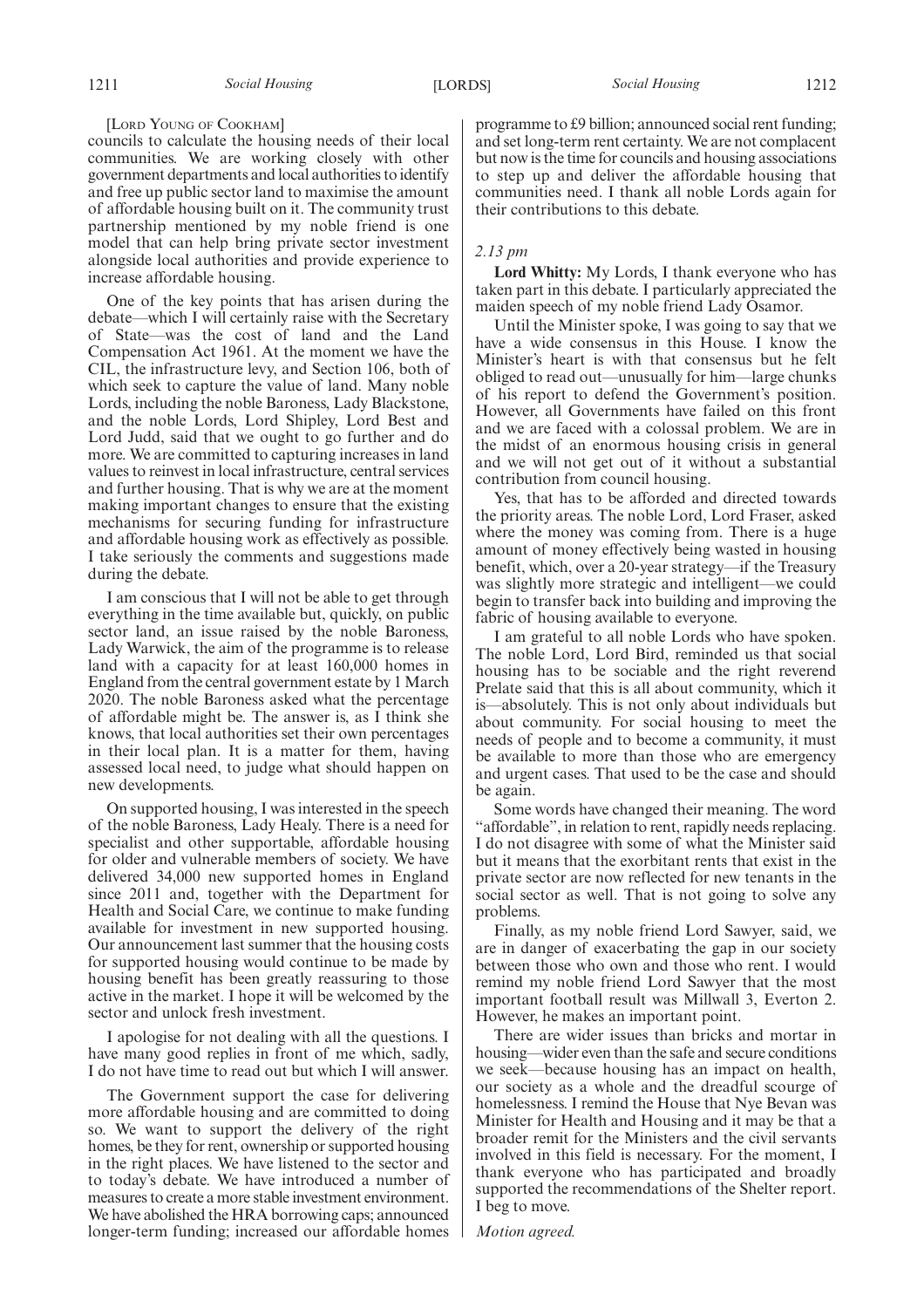[LORD YOUNG OF COOKHAM]

councils to calculate the housing needs of their local communities. We are working closely with other government departments and local authorities to identify and free up public sector land to maximise the amount of affordable housing built on it. The community trust partnership mentioned by my noble friend is one model that can help bring private sector investment alongside local authorities and provide experience to increase affordable housing.

One of the key points that has arisen during the debate—which I will certainly raise with the Secretary of State—was the cost of land and the Land Compensation Act 1961. At the moment we have the CIL, the infrastructure levy, and Section 106, both of which seek to capture the value of land. Many noble Lords, including the noble Baroness, Lady Blackstone, and the noble Lords, Lord Shipley, Lord Best and Lord Judd, said that we ought to go further and do more. We are committed to capturing increases in land values to reinvest in local infrastructure, central services and further housing. That is why we are at the moment making important changes to ensure that the existing mechanisms for securing funding for infrastructure and affordable housing work as effectively as possible. I take seriously the comments and suggestions made during the debate.

I am conscious that I will not be able to get through everything in the time available but, quickly, on public sector land, an issue raised by the noble Baroness, Lady Warwick, the aim of the programme is to release land with a capacity for at least 160,000 homes in England from the central government estate by 1 March 2020. The noble Baroness asked what the percentage of affordable might be. The answer is, as I think she knows, that local authorities set their own percentages in their local plan. It is a matter for them, having assessed local need, to judge what should happen on new developments.

On supported housing, I was interested in the speech of the noble Baroness, Lady Healy. There is a need for specialist and other supportable, affordable housing for older and vulnerable members of society. We have delivered 34,000 new supported homes in England since 2011 and, together with the Department for Health and Social Care, we continue to make funding available for investment in new supported housing. Our announcement last summer that the housing costs for supported housing would continue to be made by housing benefit has been greatly reassuring to those active in the market. I hope it will be welcomed by the sector and unlock fresh investment.

I apologise for not dealing with all the questions. I have many good replies in front of me which, sadly, I do not have time to read out but which I will answer.

The Government support the case for delivering more affordable housing and are committed to doing so. We want to support the delivery of the right homes, be they for rent, ownership or supported housing in the right places. We have listened to the sector and to today's debate. We have introduced a number of measures to create a more stable investment environment. We have abolished the HRA borrowing caps; announced longer-term funding; increased our affordable homes programme to £9 billion; announced social rent funding; and set long-term rent certainty. We are not complacent but now is the time for councils and housing associations to step up and deliver the affordable housing that communities need. I thank all noble Lords again for their contributions to this debate.

*2.13 pm*

**Lord Whitty:** My Lords, I thank everyone who has taken part in this debate. I particularly appreciated the maiden speech of my noble friend Lady Osamor.

Until the Minister spoke, I was going to say that we have a wide consensus in this House. I know the Minister's heart is with that consensus but he felt obliged to read out—unusually for him—large chunks of his report to defend the Government's position. However, all Governments have failed on this front and we are faced with a colossal problem. We are in the midst of an enormous housing crisis in general and we will not get out of it without a substantial contribution from council housing.

Yes, that has to be afforded and directed towards the priority areas. The noble Lord, Lord Fraser, asked where the money was coming from. There is a huge amount of money effectively being wasted in housing benefit, which, over a 20-year strategy—if the Treasury was slightly more strategic and intelligent—we could begin to transfer back into building and improving the fabric of housing available to everyone.

I am grateful to all noble Lords who have spoken. The noble Lord, Lord Bird, reminded us that social housing has to be sociable and the right reverend Prelate said that this is all about community, which it is—absolutely. This is not only about individuals but about community. For social housing to meet the needs of people and to become a community, it must be available to more than those who are emergency and urgent cases. That used to be the case and should be again.

Some words have changed their meaning. The word "affordable", in relation to rent, rapidly needs replacing. I do not disagree with some of what the Minister said but it means that the exorbitant rents that exist in the private sector are now reflected for new tenants in the social sector as well. That is not going to solve any problems.

Finally, as my noble friend Lord Sawyer, said, we are in danger of exacerbating the gap in our society between those who own and those who rent. I would remind my noble friend Lord Sawyer that the most important football result was Millwall 3, Everton 2. However, he makes an important point.

There are wider issues than bricks and mortar in housing—wider even than the safe and secure conditions we seek—because housing has an impact on health, our society as a whole and the dreadful scourge of homelessness. I remind the House that Nye Bevan was Minister for Health and Housing and it may be that a broader remit for the Ministers and the civil servants involved in this field is necessary. For the moment, I thank everyone who has participated and broadly supported the recommendations of the Shelter report. I beg to move.

*Motion agreed.*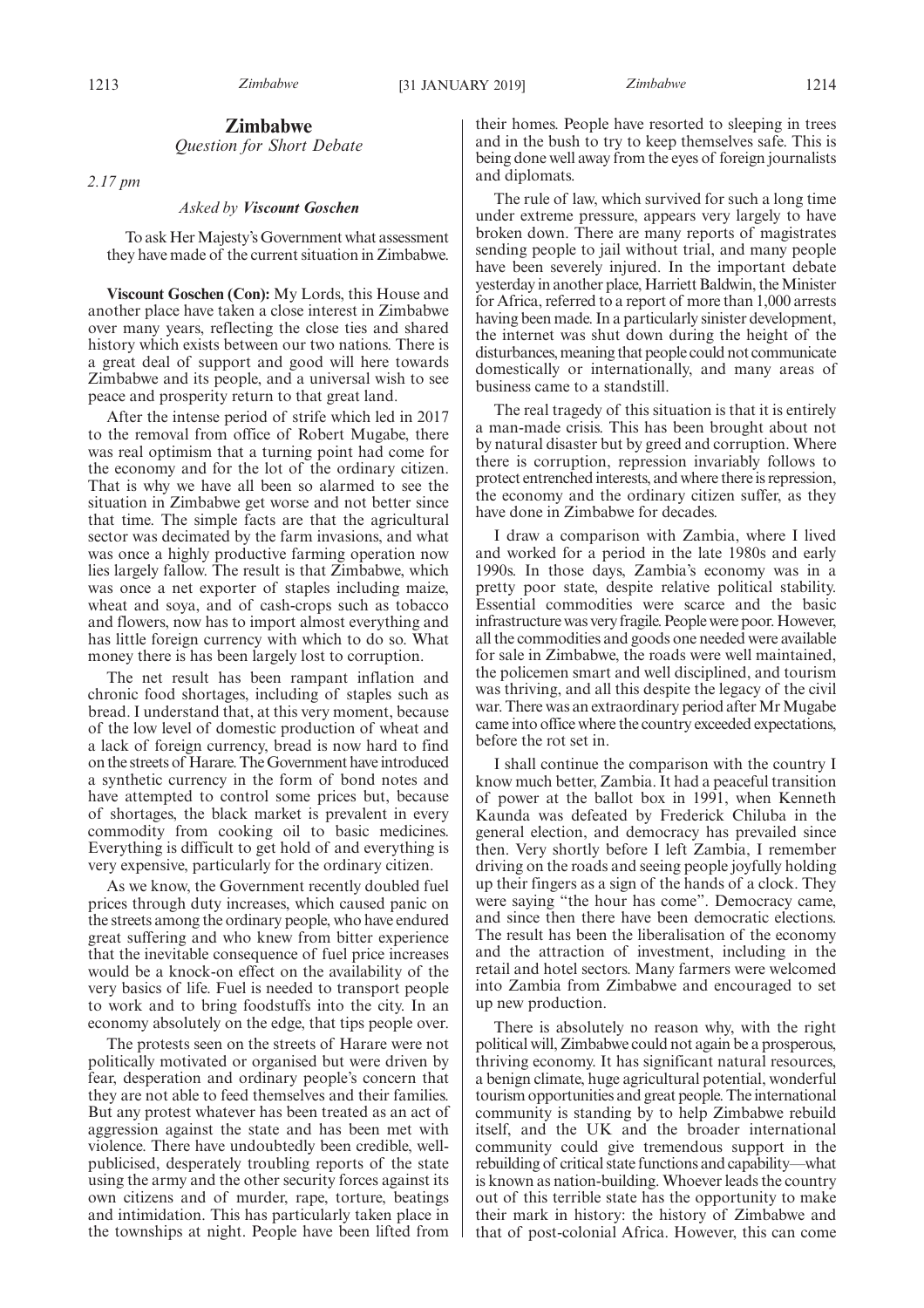## Zimbabwe

*Question for Short Debate*

*2.17 pm*

*Asked by **Viscount Goschen***

To ask Her Majesty's Government what assessment they have made of the current situation in Zimbabwe.

**Viscount Goschen (Con):** My Lords, this House and another place have taken a close interest in Zimbabwe over many years, reflecting the close ties and shared history which exists between our two nations. There is a great deal of support and good will here towards Zimbabwe and its people, and a universal wish to see peace and prosperity return to that great land.

After the intense period of strife which led in 2017 to the removal from office of Robert Mugabe, there was real optimism that a turning point had come for the economy and for the lot of the ordinary citizen. That is why we have all been so alarmed to see the situation in Zimbabwe get worse and not better since that time. The simple facts are that the agricultural sector was decimated by the farm invasions, and what was once a highly productive farming operation now lies largely fallow. The result is that Zimbabwe, which was once a net exporter of staples including maize, wheat and soya, and of cash-crops such as tobacco and flowers, now has to import almost everything and has little foreign currency with which to do so. What money there is has been largely lost to corruption.

The net result has been rampant inflation and chronic food shortages, including of staples such as bread. I understand that, at this very moment, because of the low level of domestic production of wheat and a lack of foreign currency, bread is now hard to find on the streets of Harare. The Government have introduced a synthetic currency in the form of bond notes and have attempted to control some prices but, because of shortages, the black market is prevalent in every commodity from cooking oil to basic medicines. Everything is difficult to get hold of and everything is very expensive, particularly for the ordinary citizen.

As we know, the Government recently doubled fuel prices through duty increases, which caused panic on the streets among the ordinary people, who have endured great suffering and who knew from bitter experience that the inevitable consequence of fuel price increases would be a knock-on effect on the availability of the very basics of life. Fuel is needed to transport people to work and to bring foodstuffs into the city. In an economy absolutely on the edge, that tips people over.

The protests seen on the streets of Harare were not politically motivated or organised but were driven by fear, desperation and ordinary people's concern that they are not able to feed themselves and their families. But any protest whatever has been treated as an act of aggression against the state and has been met with violence. There have undoubtedly been credible, well-publicised, desperately troubling reports of the state using the army and the other security forces against its own citizens and of murder, rape, torture, beatings and intimidation. This has particularly taken place in the townships at night. People have been lifted from their homes. People have resorted to sleeping in trees and in the bush to try to keep themselves safe. This is being done well away from the eyes of foreign journalists and diplomats.

The rule of law, which survived for such a long time under extreme pressure, appears very largely to have broken down. There are many reports of magistrates sending people to jail without trial, and many people have been severely injured. In the important debate yesterday in another place, Harriett Baldwin, the Minister for Africa, referred to a report of more than 1,000 arrests having been made. In a particularly sinister development, the internet was shut down during the height of the disturbances, meaning that people could not communicate domestically or internationally, and many areas of business came to a standstill.

The real tragedy of this situation is that it is entirely a man-made crisis. This has been brought about not by natural disaster but by greed and corruption. Where there is corruption, repression invariably follows to protect entrenched interests, and where there is repression, the economy and the ordinary citizen suffer, as they have done in Zimbabwe for decades.

I draw a comparison with Zambia, where I lived and worked for a period in the late 1980s and early 1990s. In those days, Zambia's economy was in a pretty poor state, despite relative political stability. Essential commodities were scarce and the basic infrastructure was very fragile. People were poor. However, all the commodities and goods one needed were available for sale in Zimbabwe, the roads were well maintained, the policemen smart and well disciplined, and tourism was thriving, and all this despite the legacy of the civil war. There was an extraordinary period after Mr Mugabe came into office where the country exceeded expectations, before the rot set in.

I shall continue the comparison with the country I know much better, Zambia. It had a peaceful transition of power at the ballot box in 1991, when Kenneth Kaunda was defeated by Frederick Chiluba in the general election, and democracy has prevailed since then. Very shortly before I left Zambia, I remember driving on the roads and seeing people joyfully holding up their fingers as a sign of the hands of a clock. They were saying "the hour has come". Democracy came, and since then there have been democratic elections. The result has been the liberalisation of the economy and the attraction of investment, including in the retail and hotel sectors. Many farmers were welcomed into Zambia from Zimbabwe and encouraged to set up new production.

There is absolutely no reason why, with the right political will, Zimbabwe could not again be a prosperous, thriving economy. It has significant natural resources, a benign climate, huge agricultural potential, wonderful tourism opportunities and great people. The international community is standing by to help Zimbabwe rebuild itself, and the UK and the broader international community could give tremendous support in the rebuilding of critical state functions and capability—what is known as nation-building. Whoever leads the country out of this terrible state has the opportunity to make their mark in history: the history of Zimbabwe and that of post-colonial Africa. However, this can come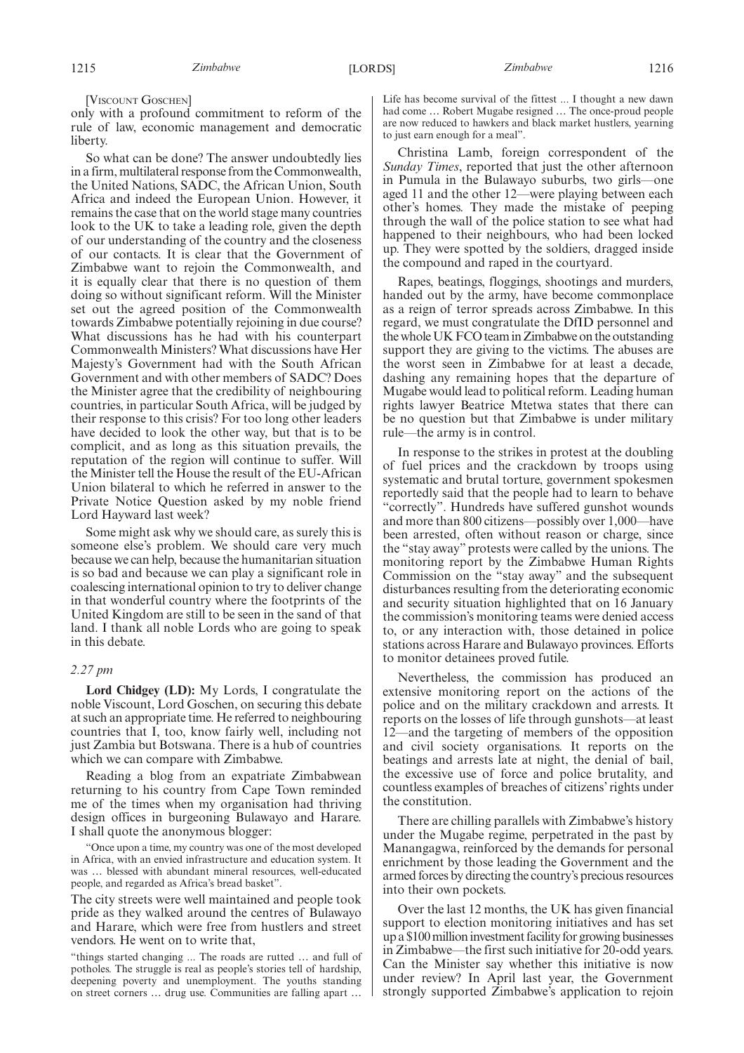[Viscount Goschen]

only with a profound commitment to reform of the rule of law, economic management and democratic liberty.

So what can be done? The answer undoubtedly lies in a firm, multilateral response from the Commonwealth, the United Nations, SADC, the African Union, South Africa and indeed the European Union. However, it remains the case that on the world stage many countries look to the UK to take a leading role, given the depth of our understanding of the country and the closeness of our contacts. It is clear that the Government of Zimbabwe want to rejoin the Commonwealth, and it is equally clear that there is no question of them doing so without significant reform. Will the Minister set out the agreed position of the Commonwealth towards Zimbabwe potentially rejoining in due course? What discussions has he had with his counterpart Commonwealth Ministers? What discussions have Her Majesty's Government had with the South African Government and with other members of SADC? Does the Minister agree that the credibility of neighbouring countries, in particular South Africa, will be judged by their response to this crisis? For too long other leaders have decided to look the other way, but that is to be complicit, and as long as this situation prevails, the reputation of the region will continue to suffer. Will the Minister tell the House the result of the EU-African Union bilateral to which he referred in answer to the Private Notice Question asked by my noble friend Lord Hayward last week?

Some might ask why we should care, as surely this is someone else's problem. We should care very much because we can help, because the humanitarian situation is so bad and because we can play a significant role in coalescing international opinion to try to deliver change in that wonderful country where the footprints of the United Kingdom are still to be seen in the sand of that land. I thank all noble Lords who are going to speak in this debate.

*2.27 pm*

**Lord Chidgey (LD):** My Lords, I congratulate the noble Viscount, Lord Goschen, on securing this debate at such an appropriate time. He referred to neighbouring countries that I, too, know fairly well, including not just Zambia but Botswana. There is a hub of countries which we can compare with Zimbabwe.

Reading a blog from an expatriate Zimbabwean returning to his country from Cape Town reminded me of the times when my organisation had thriving design offices in burgeoning Bulawayo and Harare. I shall quote the anonymous blogger:

"Once upon a time, my country was one of the most developed in Africa, with an envied infrastructure and education system. It was … blessed with abundant mineral resources, well-educated people, and regarded as Africa's bread basket".

The city streets were well maintained and people took pride as they walked around the centres of Bulawayo and Harare, which were free from hustlers and street vendors. He went on to write that,

"things started changing ... The roads are rutted … and full of potholes. The struggle is real as people's stories tell of hardship, deepening poverty and unemployment. The youths standing on street corners … drug use. Communities are falling apart … Life has become survival of the fittest ... I thought a new dawn had come … Robert Mugabe resigned … The once-proud people are now reduced to hawkers and black market hustlers, yearning to just earn enough for a meal".

Christina Lamb, foreign correspondent of the *Sunday Times*, reported that just the other afternoon in Pumula in the Bulawayo suburbs, two girls—one aged 11 and the other 12—were playing between each other's homes. They made the mistake of peeping through the wall of the police station to see what had happened to their neighbours, who had been locked up. They were spotted by the soldiers, dragged inside the compound and raped in the courtyard.

Rapes, beatings, floggings, shootings and murders, handed out by the army, have become commonplace as a reign of terror spreads across Zimbabwe. In this regard, we must congratulate the DfID personnel and the whole UK FCO team in Zimbabwe on the outstanding support they are giving to the victims. The abuses are the worst seen in Zimbabwe for at least a decade, dashing any remaining hopes that the departure of Mugabe would lead to political reform. Leading human rights lawyer Beatrice Mtetwa states that there can be no question but that Zimbabwe is under military rule—the army is in control.

In response to the strikes in protest at the doubling of fuel prices and the crackdown by troops using systematic and brutal torture, government spokesmen reportedly said that the people had to learn to behave "correctly". Hundreds have suffered gunshot wounds and more than 800 citizens—possibly over 1,000—have been arrested, often without reason or charge, since the "stay away" protests were called by the unions. The monitoring report by the Zimbabwe Human Rights Commission on the "stay away" and the subsequent disturbances resulting from the deteriorating economic and security situation highlighted that on 16 January the commission's monitoring teams were denied access to, or any interaction with, those detained in police stations across Harare and Bulawayo provinces. Efforts to monitor detainees proved futile.

Nevertheless, the commission has produced an extensive monitoring report on the actions of the police and on the military crackdown and arrests. It reports on the losses of life through gunshots—at least 12—and the targeting of members of the opposition and civil society organisations. It reports on the beatings and arrests late at night, the denial of bail, the excessive use of force and police brutality, and countless examples of breaches of citizens' rights under the constitution.

There are chilling parallels with Zimbabwe's history under the Mugabe regime, perpetrated in the past by Manangagwa, reinforced by the demands for personal enrichment by those leading the Government and the armed forces by directing the country's precious resources into their own pockets.

Over the last 12 months, the UK has given financial support to election monitoring initiatives and has set up a $100 million investment facility for growing businesses in Zimbabwe—the first such initiative for 20-odd years. Can the Minister say whether this initiative is now under review? In April last year, the Government strongly supported Zimbabwe's application to rejoin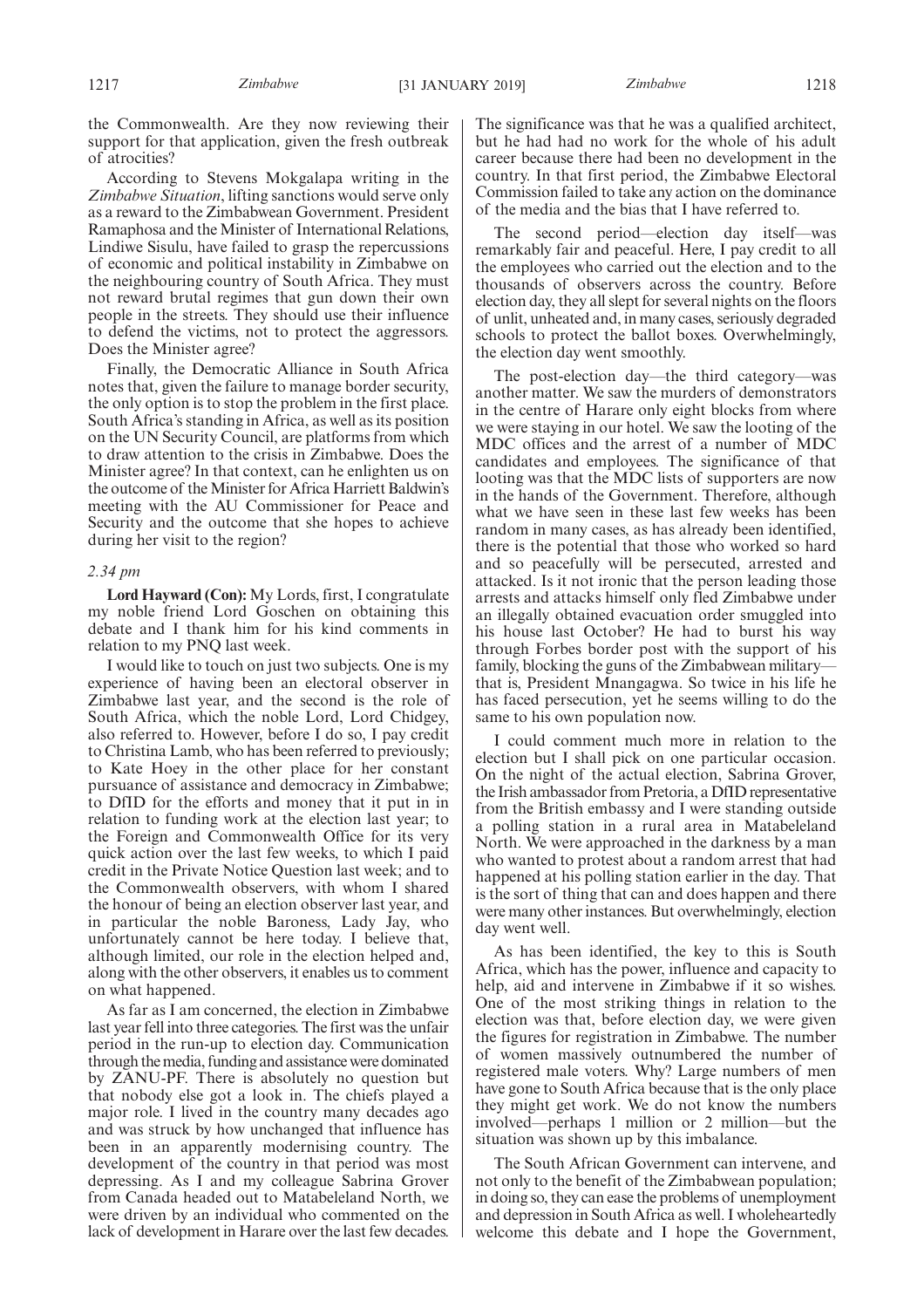the Commonwealth. Are they now reviewing their support for that application, given the fresh outbreak of atrocities?

According to Stevens Mokgalapa writing in the *Zimbabwe Situation*, lifting sanctions would serve only as a reward to the Zimbabwean Government. President Ramaphosa and the Minister of International Relations, Lindiwe Sisulu, have failed to grasp the repercussions of economic and political instability in Zimbabwe on the neighbouring country of South Africa. They must not reward brutal regimes that gun down their own people in the streets. They should use their influence to defend the victims, not to protect the aggressors. Does the Minister agree?

Finally, the Democratic Alliance in South Africa notes that, given the failure to manage border security, the only option is to stop the problem in the first place. South Africa's standing in Africa, as well as its position on the UN Security Council, are platforms from which to draw attention to the crisis in Zimbabwe. Does the Minister agree? In that context, can he enlighten us on the outcome of the Minister for Africa Harriett Baldwin's meeting with the AU Commissioner for Peace and Security and the outcome that she hopes to achieve during her visit to the region?

*2.34 pm*

**Lord Hayward (Con):** My Lords, first, I congratulate my noble friend Lord Goschen on obtaining this debate and I thank him for his kind comments in relation to my PNQ last week.

I would like to touch on just two subjects. One is my experience of having been an electoral observer in Zimbabwe last year, and the second is the role of South Africa, which the noble Lord, Lord Chidgey, also referred to. However, before I do so, I pay credit to Christina Lamb, who has been referred to previously; to Kate Hoey in the other place for her constant pursuance of assistance and democracy in Zimbabwe; to DfID for the efforts and money that it put in in relation to funding work at the election last year; to the Foreign and Commonwealth Office for its very quick action over the last few weeks, to which I paid credit in the Private Notice Question last week; and to the Commonwealth observers, with whom I shared the honour of being an election observer last year, and in particular the noble Baroness, Lady Jay, who unfortunately cannot be here today. I believe that, although limited, our role in the election helped and, along with the other observers, it enables us to comment on what happened.

As far as I am concerned, the election in Zimbabwe last year fell into three categories. The first was the unfair period in the run-up to election day. Communication through the media, funding and assistance were dominated by ZANU-PF. There is absolutely no question but that nobody else got a look in. The chiefs played a major role. I lived in the country many decades ago and was struck by how unchanged that influence has been in an apparently modernising country. The development of the country in that period was most depressing. As I and my colleague Sabrina Grover from Canada headed out to Matabeleland North, we were driven by an individual who commented on the lack of development in Harare over the last few decades. The significance was that he was a qualified architect, but he had had no work for the whole of his adult career because there had been no development in the country. In that first period, the Zimbabwe Electoral Commission failed to take any action on the dominance of the media and the bias that I have referred to.

The second period—election day itself—was remarkably fair and peaceful. Here, I pay credit to all the employees who carried out the election and to the thousands of observers across the country. Before election day, they all slept for several nights on the floors of unlit, unheated and, in many cases, seriously degraded schools to protect the ballot boxes. Overwhelmingly, the election day went smoothly.

The post-election day—the third category—was another matter. We saw the murders of demonstrators in the centre of Harare only eight blocks from where we were staying in our hotel. We saw the looting of the MDC offices and the arrest of a number of MDC candidates and employees. The significance of that looting was that the MDC lists of supporters are now in the hands of the Government. Therefore, although what we have seen in these last few weeks has been random in many cases, as has already been identified, there is the potential that those who worked so hard and so peacefully will be persecuted, arrested and attacked. Is it not ironic that the person leading those arrests and attacks himself only fled Zimbabwe under an illegally obtained evacuation order smuggled into his house last October? He had to burst his way through Forbes border post with the support of his family, blocking the guns of the Zimbabwean military—that is, President Mnangagwa. So twice in his life he has faced persecution, yet he seems willing to do the same to his own population now.

I could comment much more in relation to the election but I shall pick on one particular occasion. On the night of the actual election, Sabrina Grover, the Irish ambassador from Pretoria, a DfID representative from the British embassy and I were standing outside a polling station in a rural area in Matabeleland North. We were approached in the darkness by a man who wanted to protest about a random arrest that had happened at his polling station earlier in the day. That is the sort of thing that can and does happen and there were many other instances. But overwhelmingly, election day went well.

As has been identified, the key to this is South Africa, which has the power, influence and capacity to help, aid and intervene in Zimbabwe if it so wishes. One of the most striking things in relation to the election was that, before election day, we were given the figures for registration in Zimbabwe. The number of women massively outnumbered the number of registered male voters. Why? Large numbers of men have gone to South Africa because that is the only place they might get work. We do not know the numbers involved—perhaps 1 million or 2 million—but the situation was shown up by this imbalance.

The South African Government can intervene, and not only to the benefit of the Zimbabwean population; in doing so, they can ease the problems of unemployment and depression in South Africa as well. I wholeheartedly welcome this debate and I hope the Government,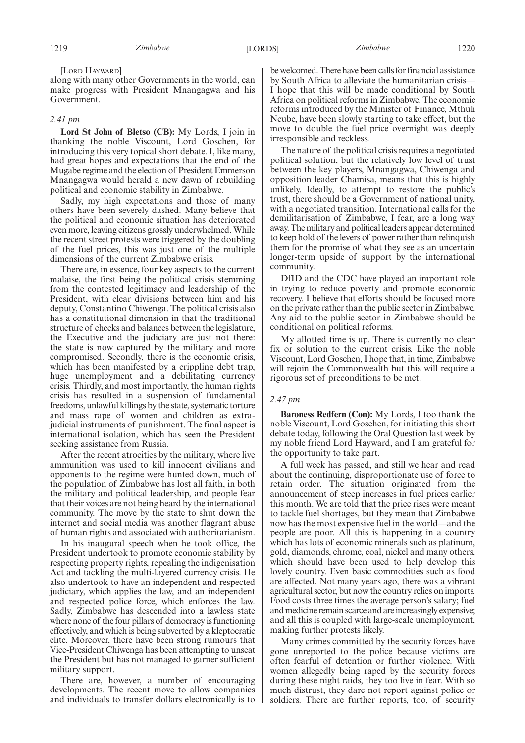[Lord Hayward]

along with many other Governments in the world, can make progress with President Mnangagwa and his Government.

*2.41 pm*

**Lord St John of Bletso (CB):** My Lords, I join in thanking the noble Viscount, Lord Goschen, for introducing this very topical short debate. I, like many, had great hopes and expectations that the end of the Mugabe regime and the election of President Emmerson Mnangagwa would herald a new dawn of rebuilding political and economic stability in Zimbabwe.

Sadly, my high expectations and those of many others have been severely dashed. Many believe that the political and economic situation has deteriorated even more, leaving citizens grossly underwhelmed. While the recent street protests were triggered by the doubling of the fuel prices, this was just one of the multiple dimensions of the current Zimbabwe crisis.

There are, in essence, four key aspects to the current malaise, the first being the political crisis stemming from the contested legitimacy and leadership of the President, with clear divisions between him and his deputy, Constantino Chiwenga. The political crisis also has a constitutional dimension in that the traditional structure of checks and balances between the legislature, the Executive and the judiciary are just not there: the state is now captured by the military and more compromised. Secondly, there is the economic crisis, which has been manifested by a crippling debt trap, huge unemployment and a debilitating currency crisis. Thirdly, and most importantly, the human rights crisis has resulted in a suspension of fundamental freedoms, unlawful killings by the state, systematic torture and mass rape of women and children as extra-judicial instruments of punishment. The final aspect is international isolation, which has seen the President seeking assistance from Russia.

After the recent atrocities by the military, where live ammunition was used to kill innocent civilians and opponents to the regime were hunted down, much of the population of Zimbabwe has lost all faith, in both the military and political leadership, and people fear that their voices are not being heard by the international community. The move by the state to shut down the internet and social media was another flagrant abuse of human rights and associated with authoritarianism.

In his inaugural speech when he took office, the President undertook to promote economic stability by respecting property rights, repealing the indigenisation Act and tackling the multi-layered currency crisis. He also undertook to have an independent and respected judiciary, which applies the law, and an independent and respected police force, which enforces the law. Sadly, Zimbabwe has descended into a lawless state where none of the four pillars of democracy is functioning effectively, and which is being subverted by a kleptocratic elite. Moreover, there have been strong rumours that Vice-President Chiwenga has been attempting to unseat the President but has not managed to garner sufficient military support.

There are, however, a number of encouraging developments. The recent move to allow companies and individuals to transfer dollars electronically is to be welcomed. There have been calls for financial assistance by South Africa to alleviate the humanitarian crisis—I hope that this will be made conditional by South Africa on political reforms in Zimbabwe. The economic reforms introduced by the Minister of Finance, Mthuli Ncube, have been slowly starting to take effect, but the move to double the fuel price overnight was deeply irresponsible and reckless.

The nature of the political crisis requires a negotiated political solution, but the relatively low level of trust between the key players, Mnangagwa, Chiwenga and opposition leader Chamisa, means that this is highly unlikely. Ideally, to attempt to restore the public's trust, there should be a Government of national unity, with a negotiated transition. International calls for the demilitarisation of Zimbabwe, I fear, are a long way away. The military and political leaders appear determined to keep hold of the levers of power rather than relinquish them for the promise of what they see as an uncertain longer-term upside of support by the international community.

DfID and the CDC have played an important role in trying to reduce poverty and promote economic recovery. I believe that efforts should be focused more on the private rather than the public sector in Zimbabwe. Any aid to the public sector in Zimbabwe should be conditional on political reforms.

My allotted time is up. There is currently no clear fix or solution to the current crisis. Like the noble Viscount, Lord Goschen, I hope that, in time, Zimbabwe will rejoin the Commonwealth but this will require a rigorous set of preconditions to be met.

*2.47 pm*

**Baroness Redfern (Con):** My Lords, I too thank the noble Viscount, Lord Goschen, for initiating this short debate today, following the Oral Question last week by my noble friend Lord Hayward, and I am grateful for the opportunity to take part.

A full week has passed, and still we hear and read about the continuing, disproportionate use of force to retain order. The situation originated from the announcement of steep increases in fuel prices earlier this month. We are told that the price rises were meant to tackle fuel shortages, but they mean that Zimbabwe now has the most expensive fuel in the world—and the people are poor. All this is happening in a country which has lots of economic minerals such as platinum, gold, diamonds, chrome, coal, nickel and many others, which should have been used to help develop this lovely country. Even basic commodities such as food are affected. Not many years ago, there was a vibrant agricultural sector, but now the country relies on imports. Food costs three times the average person's salary; fuel and medicine remain scarce and are increasingly expensive; and all this is coupled with large-scale unemployment, making further protests likely.

Many crimes committed by the security forces have gone unreported to the police because victims are often fearful of detention or further violence. With women allegedly being raped by the security forces during these night raids, they too live in fear. With so much distrust, they dare not report against police or soldiers. There are further reports, too, of security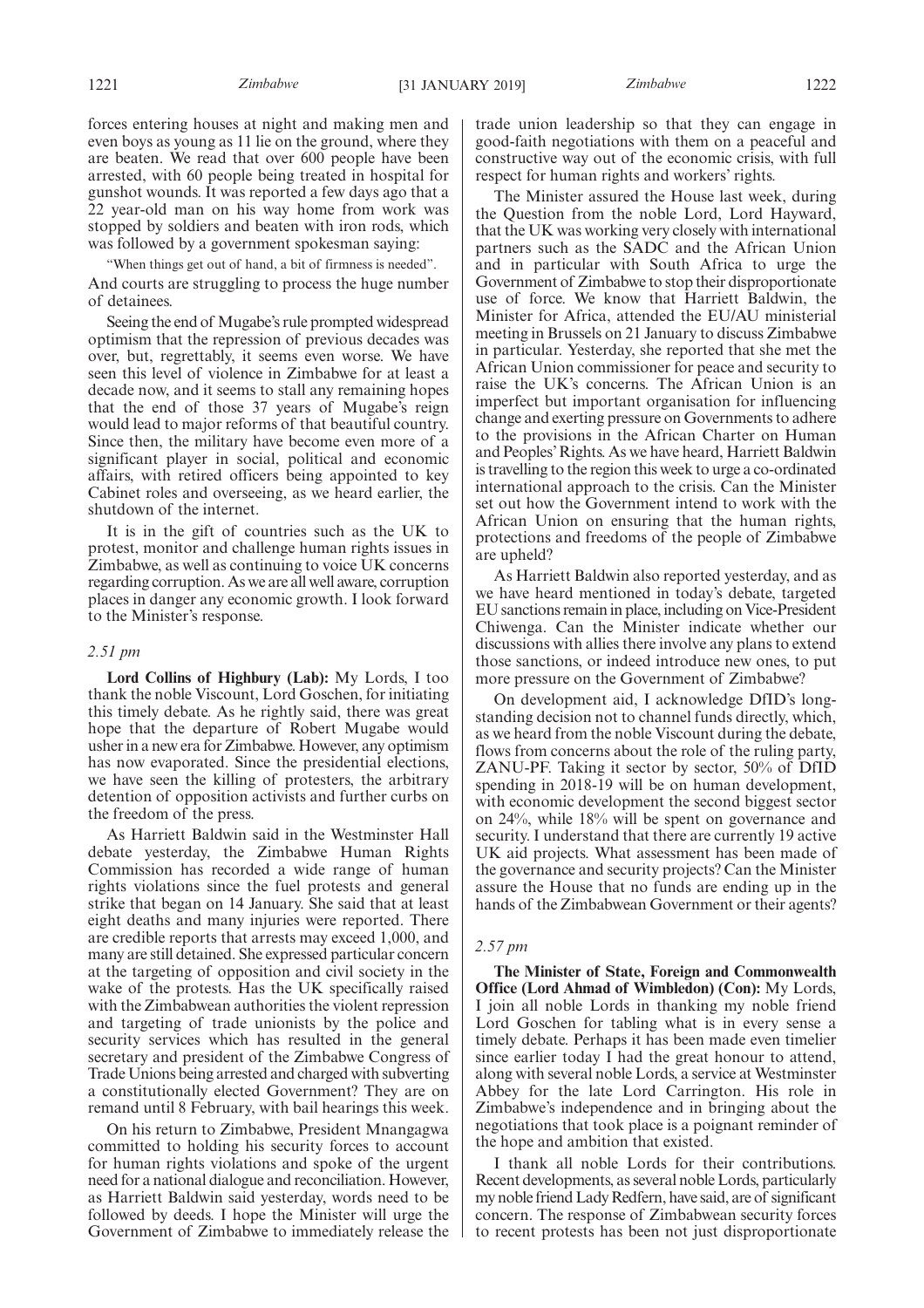forces entering houses at night and making men and even boys as young as 11 lie on the ground, where they are beaten. We read that over 600 people have been arrested, with 60 people being treated in hospital for gunshot wounds. It was reported a few days ago that a 22 year-old man on his way home from work was stopped by soldiers and beaten with iron rods, which was followed by a government spokesman saying:

"When things get out of hand, a bit of firmness is needed".

And courts are struggling to process the huge number of detainees.

Seeing the end of Mugabe's rule prompted widespread optimism that the repression of previous decades was over, but, regrettably, it seems even worse. We have seen this level of violence in Zimbabwe for at least a decade now, and it seems to stall any remaining hopes that the end of those 37 years of Mugabe's reign would lead to major reforms of that beautiful country. Since then, the military have become even more of a significant player in social, political and economic affairs, with retired officers being appointed to key Cabinet roles and overseeing, as we heard earlier, the shutdown of the internet.

It is in the gift of countries such as the UK to protest, monitor and challenge human rights issues in Zimbabwe, as well as continuing to voice UK concerns regarding corruption. As we are all well aware, corruption places in danger any economic growth. I look forward to the Minister's response.

*2.51 pm*

**Lord Collins of Highbury (Lab):** My Lords, I too thank the noble Viscount, Lord Goschen, for initiating this timely debate. As he rightly said, there was great hope that the departure of Robert Mugabe would usher in a new era for Zimbabwe. However, any optimism has now evaporated. Since the presidential elections, we have seen the killing of protesters, the arbitrary detention of opposition activists and further curbs on the freedom of the press.

As Harriett Baldwin said in the Westminster Hall debate yesterday, the Zimbabwe Human Rights Commission has recorded a wide range of human rights violations since the fuel protests and general strike that began on 14 January. She said that at least eight deaths and many injuries were reported. There are credible reports that arrests may exceed 1,000, and many are still detained. She expressed particular concern at the targeting of opposition and civil society in the wake of the protests. Has the UK specifically raised with the Zimbabwean authorities the violent repression and targeting of trade unionists by the police and security services which has resulted in the general secretary and president of the Zimbabwe Congress of Trade Unions being arrested and charged with subverting a constitutionally elected Government? They are on remand until 8 February, with bail hearings this week.

On his return to Zimbabwe, President Mnangagwa committed to holding his security forces to account for human rights violations and spoke of the urgent need for a national dialogue and reconciliation. However, as Harriett Baldwin said yesterday, words need to be followed by deeds. I hope the Minister will urge the Government of Zimbabwe to immediately release the trade union leadership so that they can engage in good-faith negotiations with them on a peaceful and constructive way out of the economic crisis, with full respect for human rights and workers' rights.

The Minister assured the House last week, during the Question from the noble Lord, Lord Hayward, that the UK was working very closely with international partners such as the SADC and the African Union and in particular with South Africa to urge the Government of Zimbabwe to stop their disproportionate use of force. We know that Harriett Baldwin, the Minister for Africa, attended the EU/AU ministerial meeting in Brussels on 21 January to discuss Zimbabwe in particular. Yesterday, she reported that she met the African Union commissioner for peace and security to raise the UK's concerns. The African Union is an imperfect but important organisation for influencing change and exerting pressure on Governments to adhere to the provisions in the African Charter on Human and Peoples' Rights. As we have heard, Harriett Baldwin is travelling to the region this week to urge a co-ordinated international approach to the crisis. Can the Minister set out how the Government intend to work with the African Union on ensuring that the human rights, protections and freedoms of the people of Zimbabwe are upheld?

As Harriett Baldwin also reported yesterday, and as we have heard mentioned in today's debate, targeted EU sanctions remain in place, including on Vice-President Chiwenga. Can the Minister indicate whether our discussions with allies there involve any plans to extend those sanctions, or indeed introduce new ones, to put more pressure on the Government of Zimbabwe?

On development aid, I acknowledge DfID's long-standing decision not to channel funds directly, which, as we heard from the noble Viscount during the debate, flows from concerns about the role of the ruling party, ZANU-PF. Taking it sector by sector, 50% of DfID spending in 2018-19 will be on human development, with economic development the second biggest sector on 24%, while 18% will be spent on governance and security. I understand that there are currently 19 active UK aid projects. What assessment has been made of the governance and security projects? Can the Minister assure the House that no funds are ending up in the hands of the Zimbabwean Government or their agents?

*2.57 pm*

**The Minister of State, Foreign and Commonwealth Office (Lord Ahmad of Wimbledon) (Con):** My Lords, I join all noble Lords in thanking my noble friend Lord Goschen for tabling what is in every sense a timely debate. Perhaps it has been made even timelier since earlier today I had the great honour to attend, along with several noble Lords, a service at Westminster Abbey for the late Lord Carrington. His role in Zimbabwe's independence and in bringing about the negotiations that took place is a poignant reminder of the hope and ambition that existed.

I thank all noble Lords for their contributions. Recent developments, as several noble Lords, particularly my noble friend Lady Redfern, have said, are of significant concern. The response of Zimbabwean security forces to recent protests has been not just disproportionate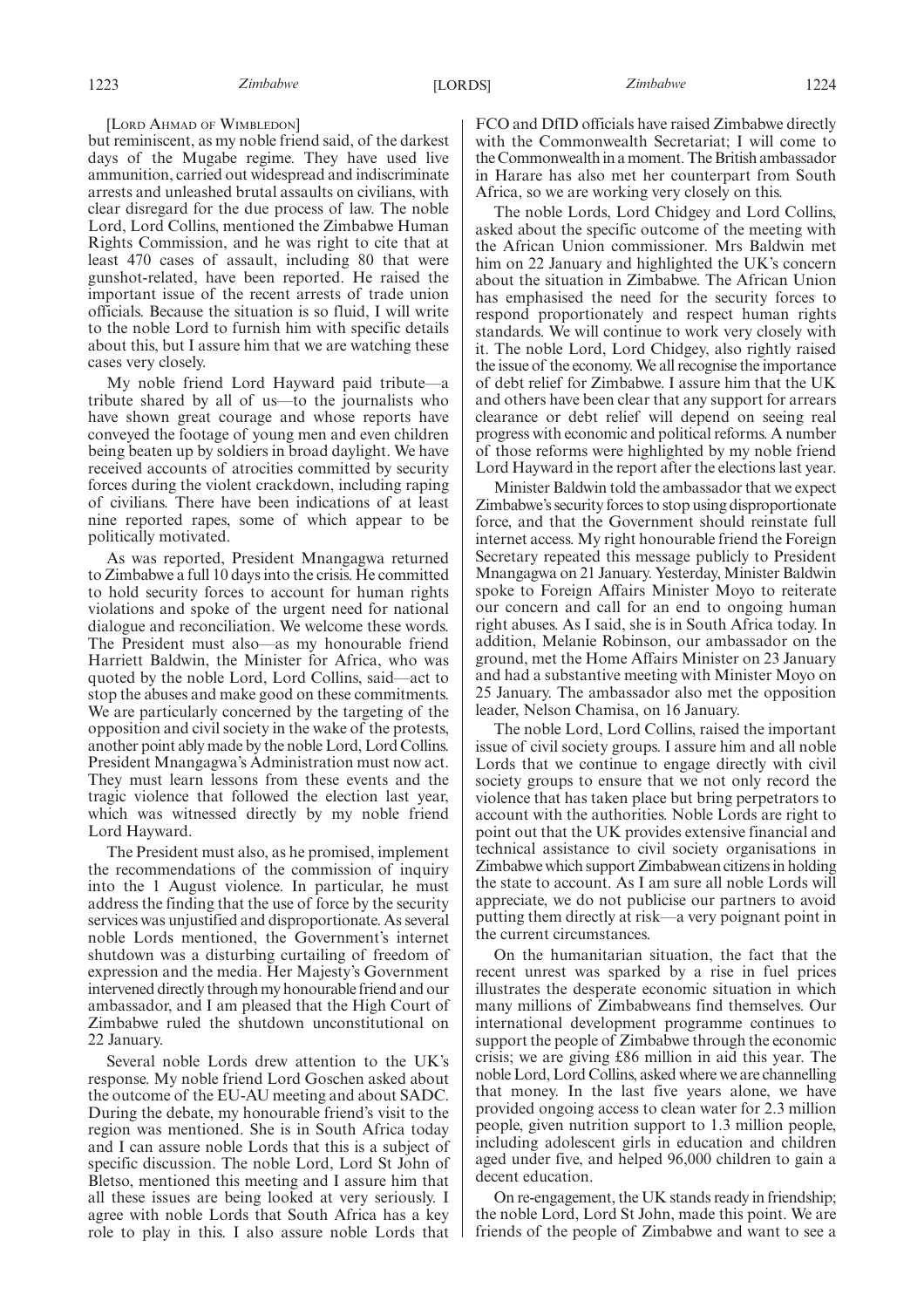[LORD AHMAD OF WIMBLEDON]

but reminiscent, as my noble friend said, of the darkest days of the Mugabe regime. They have used live ammunition, carried out widespread and indiscriminate arrests and unleashed brutal assaults on civilians, with clear disregard for the due process of law. The noble Lord, Lord Collins, mentioned the Zimbabwe Human Rights Commission, and he was right to cite that at least 470 cases of assault, including 80 that were gunshot-related, have been reported. He raised the important issue of the recent arrests of trade union officials. Because the situation is so fluid, I will write to the noble Lord to furnish him with specific details about this, but I assure him that we are watching these cases very closely.

My noble friend Lord Hayward paid tribute—a tribute shared by all of us—to the journalists who have shown great courage and whose reports have conveyed the footage of young men and even children being beaten up by soldiers in broad daylight. We have received accounts of atrocities committed by security forces during the violent crackdown, including raping of civilians. There have been indications of at least nine reported rapes, some of which appear to be politically motivated.

As was reported, President Mnangagwa returned to Zimbabwe a full 10 days into the crisis. He committed to hold security forces to account for human rights violations and spoke of the urgent need for national dialogue and reconciliation. We welcome these words. The President must also—as my honourable friend Harriett Baldwin, the Minister for Africa, who was quoted by the noble Lord, Lord Collins, said—act to stop the abuses and make good on these commitments. We are particularly concerned by the targeting of the opposition and civil society in the wake of the protests, another point ably made by the noble Lord, Lord Collins. President Mnangagwa's Administration must now act. They must learn lessons from these events and the tragic violence that followed the election last year, which was witnessed directly by my noble friend Lord Hayward.

The President must also, as he promised, implement the recommendations of the commission of inquiry into the 1 August violence. In particular, he must address the finding that the use of force by the security services was unjustified and disproportionate. As several noble Lords mentioned, the Government's internet shutdown was a disturbing curtailing of freedom of expression and the media. Her Majesty's Government intervened directly through my honourable friend and our ambassador, and I am pleased that the High Court of Zimbabwe ruled the shutdown unconstitutional on 22 January.

Several noble Lords drew attention to the UK's response. My noble friend Lord Goschen asked about the outcome of the EU-AU meeting and about SADC. During the debate, my honourable friend's visit to the region was mentioned. She is in South Africa today and I can assure noble Lords that this is a subject of specific discussion. The noble Lord, Lord St John of Bletso, mentioned this meeting and I assure him that all these issues are being looked at very seriously. I agree with noble Lords that South Africa has a key role to play in this. I also assure noble Lords that FCO and DfID officials have raised Zimbabwe directly with the Commonwealth Secretariat; I will come to the Commonwealth in a moment. The British ambassador in Harare has also met her counterpart from South Africa, so we are working very closely on this.

The noble Lords, Lord Chidgey and Lord Collins, asked about the specific outcome of the meeting with the African Union commissioner. Mrs Baldwin met him on 22 January and highlighted the UK's concern about the situation in Zimbabwe. The African Union has emphasised the need for the security forces to respond proportionately and respect human rights standards. We will continue to work very closely with it. The noble Lord, Lord Chidgey, also rightly raised the issue of the economy. We all recognise the importance of debt relief for Zimbabwe. I assure him that the UK and others have been clear that any support for arrears clearance or debt relief will depend on seeing real progress with economic and political reforms. A number of those reforms were highlighted by my noble friend Lord Hayward in the report after the elections last year.

Minister Baldwin told the ambassador that we expect Zimbabwe's security forces to stop using disproportionate force, and that the Government should reinstate full internet access. My right honourable friend the Foreign Secretary repeated this message publicly to President Mnangagwa on 21 January. Yesterday, Minister Baldwin spoke to Foreign Affairs Minister Moyo to reiterate our concern and call for an end to ongoing human right abuses. As I said, she is in South Africa today. In addition, Melanie Robinson, our ambassador on the ground, met the Home Affairs Minister on 23 January and had a substantive meeting with Minister Moyo on 25 January. The ambassador also met the opposition leader, Nelson Chamisa, on 16 January.

The noble Lord, Lord Collins, raised the important issue of civil society groups. I assure him and all noble Lords that we continue to engage directly with civil society groups to ensure that we not only record the violence that has taken place but bring perpetrators to account with the authorities. Noble Lords are right to point out that the UK provides extensive financial and technical assistance to civil society organisations in Zimbabwe which support Zimbabwean citizens in holding the state to account. As I am sure all noble Lords will appreciate, we do not publicise our partners to avoid putting them directly at risk—a very poignant point in the current circumstances.

On the humanitarian situation, the fact that the recent unrest was sparked by a rise in fuel prices illustrates the desperate economic situation in which many millions of Zimbabweans find themselves. Our international development programme continues to support the people of Zimbabwe through the economic crisis; we are giving £86 million in aid this year. The noble Lord, Lord Collins, asked where we are channelling that money. In the last five years alone, we have provided ongoing access to clean water for 2.3 million people, given nutrition support to 1.3 million people, including adolescent girls in education and children aged under five, and helped 96,000 children to gain a decent education.

On re-engagement, the UK stands ready in friendship; the noble Lord, Lord St John, made this point. We are friends of the people of Zimbabwe and want to see a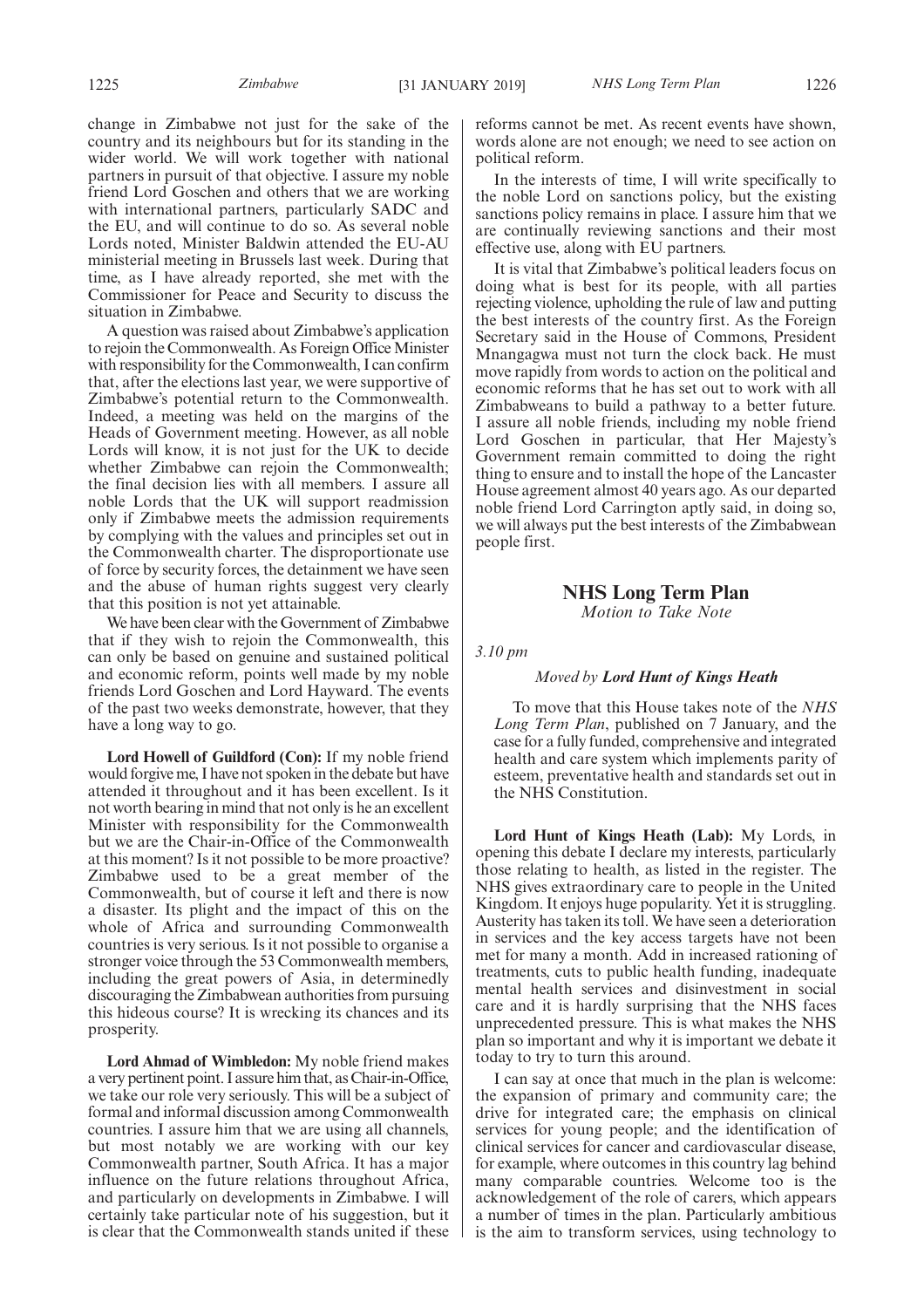change in Zimbabwe not just for the sake of the country and its neighbours but for its standing in the wider world. We will work together with national partners in pursuit of that objective. I assure my noble friend Lord Goschen and others that we are working with international partners, particularly SADC and the EU, and will continue to do so. As several noble Lords noted, Minister Baldwin attended the EU-AU ministerial meeting in Brussels last week. During that time, as I have already reported, she met with the Commissioner for Peace and Security to discuss the situation in Zimbabwe.

A question was raised about Zimbabwe's application to rejoin the Commonwealth. As Foreign Office Minister with responsibility for the Commonwealth, I can confirm that, after the elections last year, we were supportive of Zimbabwe's potential return to the Commonwealth. Indeed, a meeting was held on the margins of the Heads of Government meeting. However, as all noble Lords will know, it is not just for the UK to decide whether Zimbabwe can rejoin the Commonwealth; the final decision lies with all members. I assure all noble Lords that the UK will support readmission only if Zimbabwe meets the admission requirements by complying with the values and principles set out in the Commonwealth charter. The disproportionate use of force by security forces, the detainment we have seen and the abuse of human rights suggest very clearly that this position is not yet attainable.

We have been clear with the Government of Zimbabwe that if they wish to rejoin the Commonwealth, this can only be based on genuine and sustained political and economic reform, points well made by my noble friends Lord Goschen and Lord Hayward. The events of the past two weeks demonstrate, however, that they have a long way to go.

**Lord Howell of Guildford (Con):** If my noble friend would forgive me, I have not spoken in the debate but have attended it throughout and it has been excellent. Is it not worth bearing in mind that not only is he an excellent Minister with responsibility for the Commonwealth but we are the Chair-in-Office of the Commonwealth at this moment? Is it not possible to be more proactive? Zimbabwe used to be a great member of the Commonwealth, but of course it left and there is now a disaster. Its plight and the impact of this on the whole of Africa and surrounding Commonwealth countries is very serious. Is it not possible to organise a stronger voice through the 53 Commonwealth members, including the great powers of Asia, in determinedly discouraging the Zimbabwean authorities from pursuing this hideous course? It is wrecking its chances and its prosperity.

**Lord Ahmad of Wimbledon:** My noble friend makes a very pertinent point. I assure him that, as Chair-in-Office, we take our role very seriously. This will be a subject of formal and informal discussion among Commonwealth countries. I assure him that we are using all channels, but most notably we are working with our key Commonwealth partner, South Africa. It has a major influence on the future relations throughout Africa, and particularly on developments in Zimbabwe. I will certainly take particular note of his suggestion, but it is clear that the Commonwealth stands united if these reforms cannot be met. As recent events have shown, words alone are not enough; we need to see action on political reform.

In the interests of time, I will write specifically to the noble Lord on sanctions policy, but the existing sanctions policy remains in place. I assure him that we are continually reviewing sanctions and their most effective use, along with EU partners.

It is vital that Zimbabwe's political leaders focus on doing what is best for its people, with all parties rejecting violence, upholding the rule of law and putting the best interests of the country first. As the Foreign Secretary said in the House of Commons, President Mnangagwa must not turn the clock back. He must move rapidly from words to action on the political and economic reforms that he has set out to work with all Zimbabweans to build a pathway to a better future. I assure all noble friends, including my noble friend Lord Goschen in particular, that Her Majesty's Government remain committed to doing the right thing to ensure and to install the hope of the Lancaster House agreement almost 40 years ago. As our departed noble friend Lord Carrington aptly said, in doing so, we will always put the best interests of the Zimbabwean people first.

## NHS Long Term Plan

*Motion to Take Note*

*3.10 pm*

*Moved by* ***Lord Hunt of Kings Heath***

To move that this House takes note of the *NHS Long Term Plan*, published on 7 January, and the case for a fully funded, comprehensive and integrated health and care system which implements parity of esteem, preventative health and standards set out in the NHS Constitution.

**Lord Hunt of Kings Heath (Lab):** My Lords, in opening this debate I declare my interests, particularly those relating to health, as listed in the register. The NHS gives extraordinary care to people in the United Kingdom. It enjoys huge popularity. Yet it is struggling. Austerity has taken its toll. We have seen a deterioration in services and the key access targets have not been met for many a month. Add in increased rationing of treatments, cuts to public health funding, inadequate mental health services and disinvestment in social care and it is hardly surprising that the NHS faces unprecedented pressure. This is what makes the NHS plan so important and why it is important we debate it today to try to turn this around.

I can say at once that much in the plan is welcome: the expansion of primary and community care; the drive for integrated care; the emphasis on clinical services for young people; and the identification of clinical services for cancer and cardiovascular disease, for example, where outcomes in this country lag behind many comparable countries. Welcome too is the acknowledgement of the role of carers, which appears a number of times in the plan. Particularly ambitious is the aim to transform services, using technology to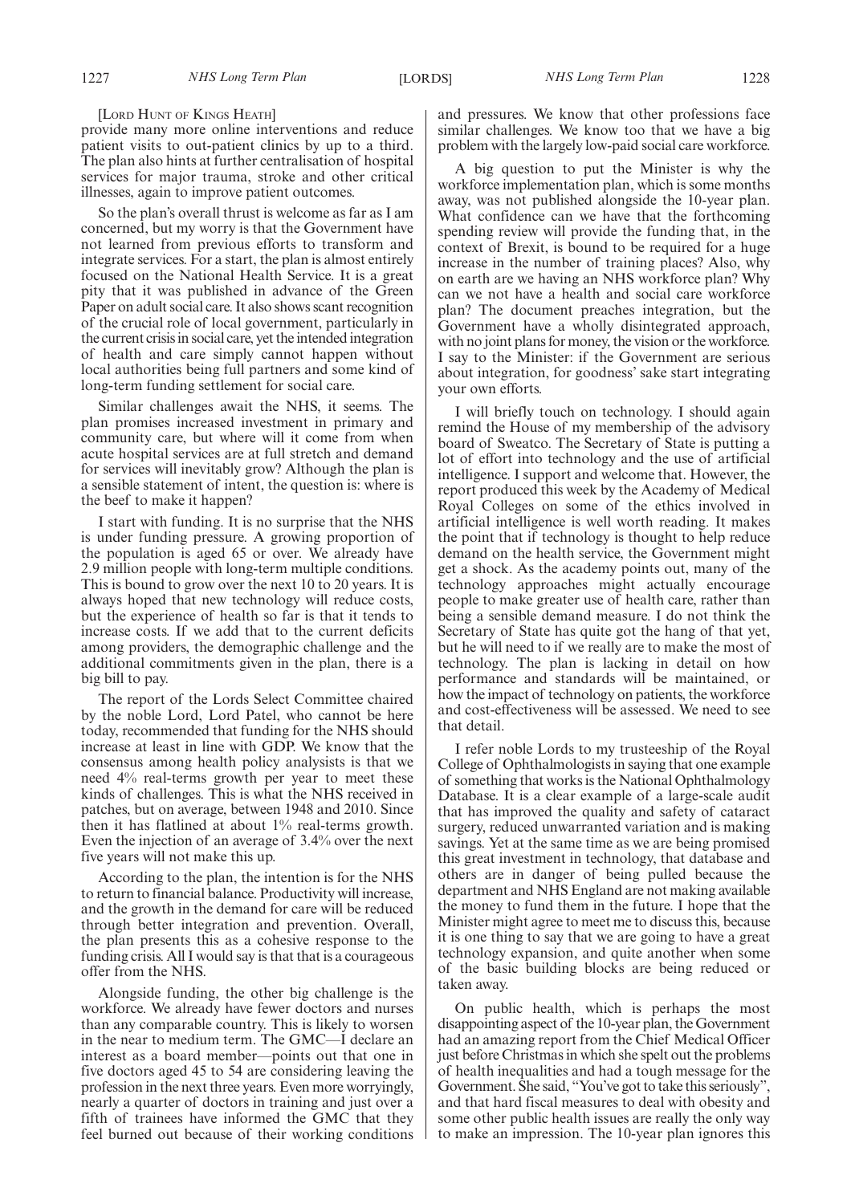[LORD HUNT OF KINGS HEATH]

provide many more online interventions and reduce patient visits to out-patient clinics by up to a third. The plan also hints at further centralisation of hospital services for major trauma, stroke and other critical illnesses, again to improve patient outcomes.

So the plan's overall thrust is welcome as far as I am concerned, but my worry is that the Government have not learned from previous efforts to transform and integrate services. For a start, the plan is almost entirely focused on the National Health Service. It is a great pity that it was published in advance of the Green Paper on adult social care. It also shows scant recognition of the crucial role of local government, particularly in the current crisis in social care, yet the intended integration of health and care simply cannot happen without local authorities being full partners and some kind of long-term funding settlement for social care.

Similar challenges await the NHS, it seems. The plan promises increased investment in primary and community care, but where will it come from when acute hospital services are at full stretch and demand for services will inevitably grow? Although the plan is a sensible statement of intent, the question is: where is the beef to make it happen?

I start with funding. It is no surprise that the NHS is under funding pressure. A growing proportion of the population is aged 65 or over. We already have 2.9 million people with long-term multiple conditions. This is bound to grow over the next 10 to 20 years. It is always hoped that new technology will reduce costs, but the experience of health so far is that it tends to increase costs. If we add that to the current deficits among providers, the demographic challenge and the additional commitments given in the plan, there is a big bill to pay.

The report of the Lords Select Committee chaired by the noble Lord, Lord Patel, who cannot be here today, recommended that funding for the NHS should increase at least in line with GDP. We know that the consensus among health policy analysists is that we need 4% real-terms growth per year to meet these kinds of challenges. This is what the NHS received in patches, but on average, between 1948 and 2010. Since then it has flatlined at about 1% real-terms growth. Even the injection of an average of 3.4% over the next five years will not make this up.

According to the plan, the intention is for the NHS to return to financial balance. Productivity will increase, and the growth in the demand for care will be reduced through better integration and prevention. Overall, the plan presents this as a cohesive response to the funding crisis. All I would say is that that is a courageous offer from the NHS.

Alongside funding, the other big challenge is the workforce. We already have fewer doctors and nurses than any comparable country. This is likely to worsen in the near to medium term. The GMC—I declare an interest as a board member—points out that one in five doctors aged 45 to 54 are considering leaving the profession in the next three years. Even more worryingly, nearly a quarter of doctors in training and just over a fifth of trainees have informed the GMC that they feel burned out because of their working conditions and pressures. We know that other professions face similar challenges. We know too that we have a big problem with the largely low-paid social care workforce.

A big question to put the Minister is why the workforce implementation plan, which is some months away, was not published alongside the 10-year plan. What confidence can we have that the forthcoming spending review will provide the funding that, in the context of Brexit, is bound to be required for a huge increase in the number of training places? Also, why on earth are we having an NHS workforce plan? Why can we not have a health and social care workforce plan? The document preaches integration, but the Government have a wholly disintegrated approach, with no joint plans for money, the vision or the workforce. I say to the Minister: if the Government are serious about integration, for goodness' sake start integrating your own efforts.

I will briefly touch on technology. I should again remind the House of my membership of the advisory board of Sweatco. The Secretary of State is putting a lot of effort into technology and the use of artificial intelligence. I support and welcome that. However, the report produced this week by the Academy of Medical Royal Colleges on some of the ethics involved in artificial intelligence is well worth reading. It makes the point that if technology is thought to help reduce demand on the health service, the Government might get a shock. As the academy points out, many of the technology approaches might actually encourage people to make greater use of health care, rather than being a sensible demand measure. I do not think the Secretary of State has quite got the hang of that yet, but he will need to if we really are to make the most of technology. The plan is lacking in detail on how performance and standards will be maintained, or how the impact of technology on patients, the workforce and cost-effectiveness will be assessed. We need to see that detail.

I refer noble Lords to my trusteeship of the Royal College of Ophthalmologists in saying that one example of something that works is the National Ophthalmology Database. It is a clear example of a large-scale audit that has improved the quality and safety of cataract surgery, reduced unwarranted variation and is making savings. Yet at the same time as we are being promised this great investment in technology, that database and others are in danger of being pulled because the department and NHS England are not making available the money to fund them in the future. I hope that the Minister might agree to meet me to discuss this, because it is one thing to say that we are going to have a great technology expansion, and quite another when some of the basic building blocks are being reduced or taken away.

On public health, which is perhaps the most disappointing aspect of the 10-year plan, the Government had an amazing report from the Chief Medical Officer just before Christmas in which she spelt out the problems of health inequalities and had a tough message for the Government. She said, "You've got to take this seriously", and that hard fiscal measures to deal with obesity and some other public health issues are really the only way to make an impression. The 10-year plan ignores this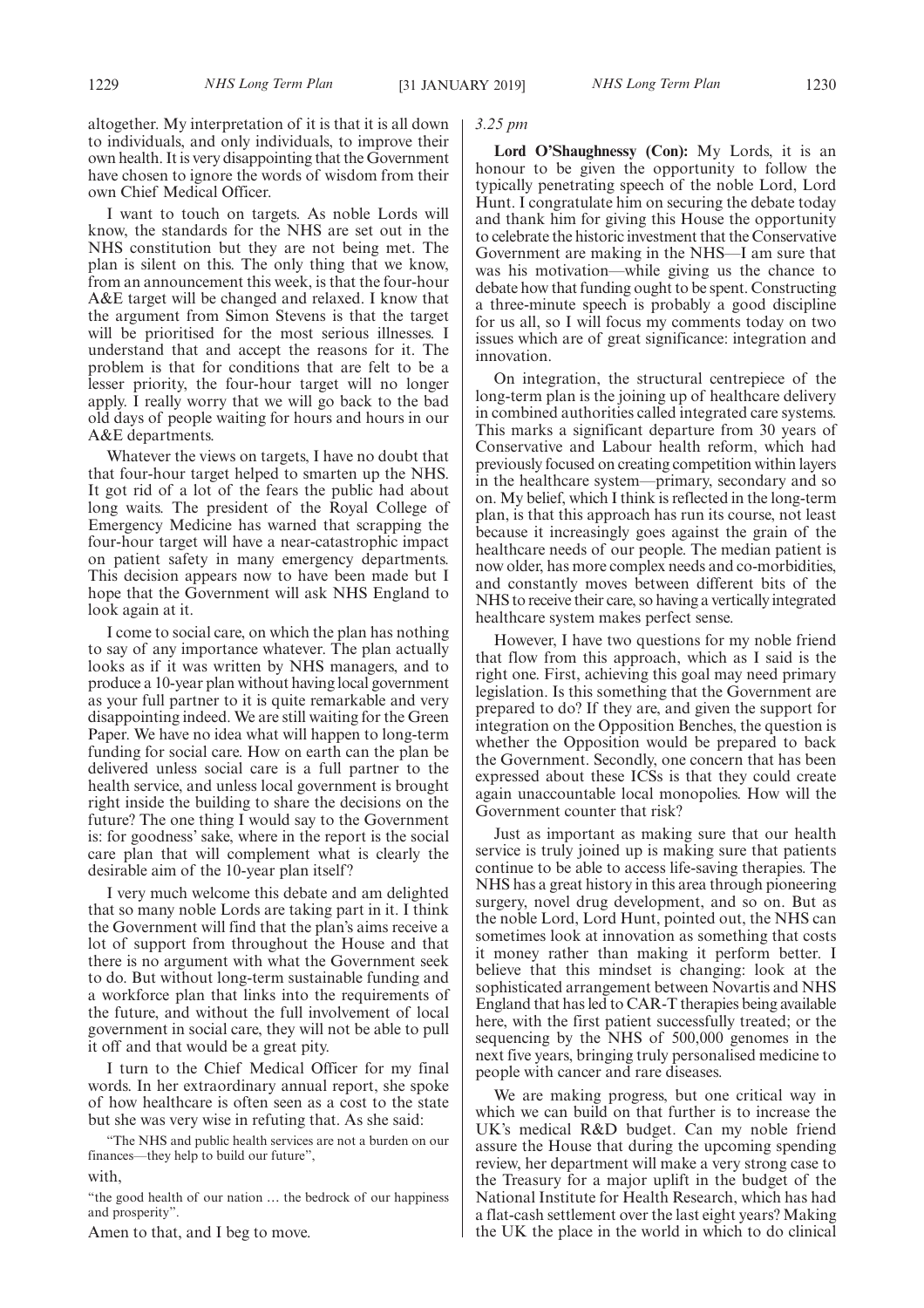altogether. My interpretation of it is that it is all down to individuals, and only individuals, to improve their own health. It is very disappointing that the Government have chosen to ignore the words of wisdom from their own Chief Medical Officer.

I want to touch on targets. As noble Lords will know, the standards for the NHS are set out in the NHS constitution but they are not being met. The plan is silent on this. The only thing that we know, from an announcement this week, is that the four-hour A&E target will be changed and relaxed. I know that the argument from Simon Stevens is that the target will be prioritised for the most serious illnesses. I understand that and accept the reasons for it. The problem is that for conditions that are felt to be a lesser priority, the four-hour target will no longer apply. I really worry that we will go back to the bad old days of people waiting for hours and hours in our A&E departments.

Whatever the views on targets, I have no doubt that that four-hour target helped to smarten up the NHS. It got rid of a lot of the fears the public had about long waits. The president of the Royal College of Emergency Medicine has warned that scrapping the four-hour target will have a near-catastrophic impact on patient safety in many emergency departments. This decision appears now to have been made but I hope that the Government will ask NHS England to look again at it.

I come to social care, on which the plan has nothing to say of any importance whatever. The plan actually looks as if it was written by NHS managers, and to produce a 10-year plan without having local government as your full partner to it is quite remarkable and very disappointing indeed. We are still waiting for the Green Paper. We have no idea what will happen to long-term funding for social care. How on earth can the plan be delivered unless social care is a full partner to the health service, and unless local government is brought right inside the building to share the decisions on the future? The one thing I would say to the Government is: for goodness' sake, where in the report is the social care plan that will complement what is clearly the desirable aim of the 10-year plan itself?

I very much welcome this debate and am delighted that so many noble Lords are taking part in it. I think the Government will find that the plan's aims receive a lot of support from throughout the House and that there is no argument with what the Government seek to do. But without long-term sustainable funding and a workforce plan that links into the requirements of the future, and without the full involvement of local government in social care, they will not be able to pull it off and that would be a great pity.

I turn to the Chief Medical Officer for my final words. In her extraordinary annual report, she spoke of how healthcare is often seen as a cost to the state but she was very wise in refuting that. As she said:

"The NHS and public health services are not a burden on our finances—they help to build our future",

with,

"the good health of our nation … the bedrock of our happiness and prosperity".

Amen to that, and I beg to move.

*3.25 pm*

**Lord O'Shaughnessy (Con):** My Lords, it is an honour to be given the opportunity to follow the typically penetrating speech of the noble Lord, Lord Hunt. I congratulate him on securing the debate today and thank him for giving this House the opportunity to celebrate the historic investment that the Conservative Government are making in the NHS—I am sure that was his motivation—while giving us the chance to debate how that funding ought to be spent. Constructing a three-minute speech is probably a good discipline for us all, so I will focus my comments today on two issues which are of great significance: integration and innovation.

On integration, the structural centrepiece of the long-term plan is the joining up of healthcare delivery in combined authorities called integrated care systems. This marks a significant departure from 30 years of Conservative and Labour health reform, which had previously focused on creating competition within layers in the healthcare system—primary, secondary and so on. My belief, which I think is reflected in the long-term plan, is that this approach has run its course, not least because it increasingly goes against the grain of the healthcare needs of our people. The median patient is now older, has more complex needs and co-morbidities, and constantly moves between different bits of the NHS to receive their care, so having a vertically integrated healthcare system makes perfect sense.

However, I have two questions for my noble friend that flow from this approach, which as I said is the right one. First, achieving this goal may need primary legislation. Is this something that the Government are prepared to do? If they are, and given the support for integration on the Opposition Benches, the question is whether the Opposition would be prepared to back the Government. Secondly, one concern that has been expressed about these ICSs is that they could create again unaccountable local monopolies. How will the Government counter that risk?

Just as important as making sure that our health service is truly joined up is making sure that patients continue to be able to access life-saving therapies. The NHS has a great history in this area through pioneering surgery, novel drug development, and so on. But as the noble Lord, Lord Hunt, pointed out, the NHS can sometimes look at innovation as something that costs it money rather than making it perform better. I believe that this mindset is changing: look at the sophisticated arrangement between Novartis and NHS England that has led to CAR-T therapies being available here, with the first patient successfully treated; or the sequencing by the NHS of 500,000 genomes in the next five years, bringing truly personalised medicine to people with cancer and rare diseases.

We are making progress, but one critical way in which we can build on that further is to increase the UK's medical R&D budget. Can my noble friend assure the House that during the upcoming spending review, her department will make a very strong case to the Treasury for a major uplift in the budget of the National Institute for Health Research, which has had a flat-cash settlement over the last eight years? Making the UK the place in the world in which to do clinical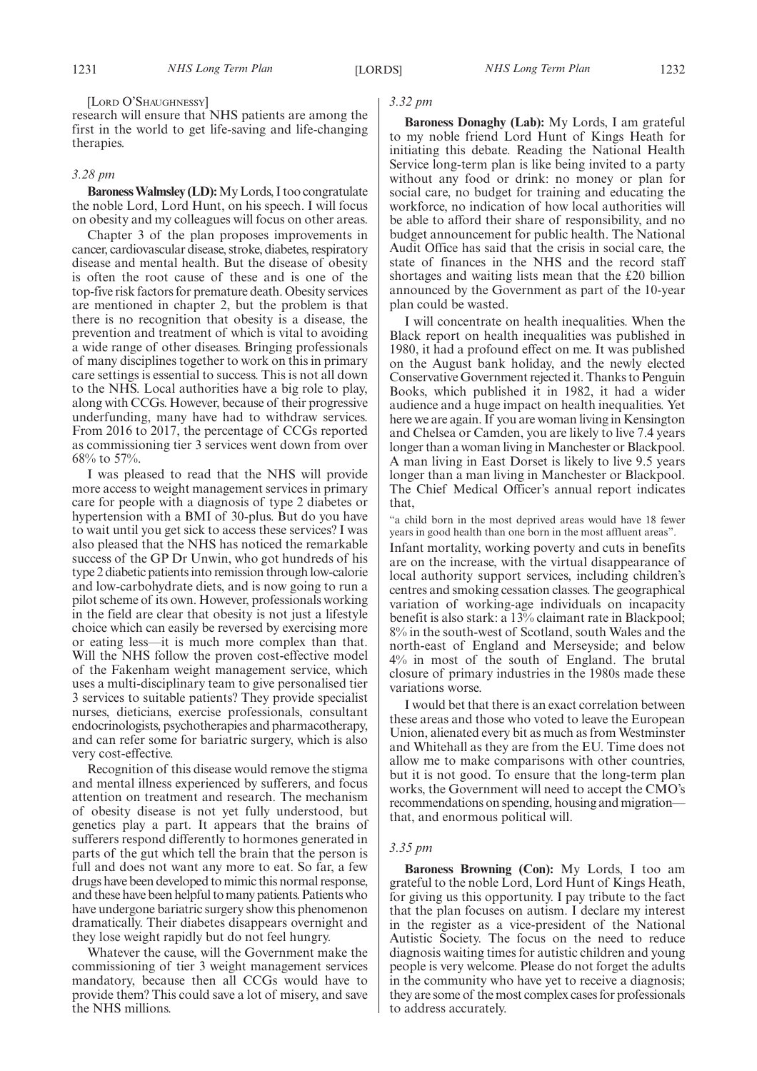[LORD O'SHAUGHNESSY]

research will ensure that NHS patients are among the first in the world to get life-saving and life-changing therapies.

*3.28 pm*

**Baroness Walmsley (LD):** My Lords, I too congratulate the noble Lord, Lord Hunt, on his speech. I will focus on obesity and my colleagues will focus on other areas.

Chapter 3 of the plan proposes improvements in cancer, cardiovascular disease, stroke, diabetes, respiratory disease and mental health. But the disease of obesity is often the root cause of these and is one of the top-five risk factors for premature death. Obesity services are mentioned in chapter 2, but the problem is that there is no recognition that obesity is a disease, the prevention and treatment of which is vital to avoiding a wide range of other diseases. Bringing professionals of many disciplines together to work on this in primary care settings is essential to success. This is not all down to the NHS. Local authorities have a big role to play, along with CCGs. However, because of their progressive underfunding, many have had to withdraw services. From 2016 to 2017, the percentage of CCGs reported as commissioning tier 3 services went down from over 68% to 57%.

I was pleased to read that the NHS will provide more access to weight management services in primary care for people with a diagnosis of type 2 diabetes or hypertension with a BMI of 30-plus. But do you have to wait until you get sick to access these services? I was also pleased that the NHS has noticed the remarkable success of the GP Dr Unwin, who got hundreds of his type 2 diabetic patients into remission through low-calorie and low-carbohydrate diets, and is now going to run a pilot scheme of its own. However, professionals working in the field are clear that obesity is not just a lifestyle choice which can easily be reversed by exercising more or eating less—it is much more complex than that. Will the NHS follow the proven cost-effective model of the Fakenham weight management service, which uses a multi-disciplinary team to give personalised tier 3 services to suitable patients? They provide specialist nurses, dieticians, exercise professionals, consultant endocrinologists, psychotherapies and pharmacotherapy, and can refer some for bariatric surgery, which is also very cost-effective.

Recognition of this disease would remove the stigma and mental illness experienced by sufferers, and focus attention on treatment and research. The mechanism of obesity disease is not yet fully understood, but genetics play a part. It appears that the brains of sufferers respond differently to hormones generated in parts of the gut which tell the brain that the person is full and does not want any more to eat. So far, a few drugs have been developed to mimic this normal response, and these have been helpful to many patients. Patients who have undergone bariatric surgery show this phenomenon dramatically. Their diabetes disappears overnight and they lose weight rapidly but do not feel hungry.

Whatever the cause, will the Government make the commissioning of tier 3 weight management services mandatory, because then all CCGs would have to provide them? This could save a lot of misery, and save the NHS millions.

*3.32 pm*

**Baroness Donaghy (Lab):** My Lords, I am grateful to my noble friend Lord Hunt of Kings Heath for initiating this debate. Reading the National Health Service long-term plan is like being invited to a party without any food or drink: no money or plan for social care, no budget for training and educating the workforce, no indication of how local authorities will be able to afford their share of responsibility, and no budget announcement for public health. The National Audit Office has said that the crisis in social care, the state of finances in the NHS and the record staff shortages and waiting lists mean that the £20 billion announced by the Government as part of the 10-year plan could be wasted.

I will concentrate on health inequalities. When the Black report on health inequalities was published in 1980, it had a profound effect on me. It was published on the August bank holiday, and the newly elected Conservative Government rejected it. Thanks to Penguin Books, which published it in 1982, it had a wider audience and a huge impact on health inequalities. Yet here we are again. If you are woman living in Kensington and Chelsea or Camden, you are likely to live 7.4 years longer than a woman living in Manchester or Blackpool. A man living in East Dorset is likely to live 9.5 years longer than a man living in Manchester or Blackpool. The Chief Medical Officer's annual report indicates that,

"a child born in the most deprived areas would have 18 fewer years in good health than one born in the most affluent areas".

Infant mortality, working poverty and cuts in benefits are on the increase, with the virtual disappearance of local authority support services, including children's centres and smoking cessation classes. The geographical variation of working-age individuals on incapacity benefit is also stark: a 13% claimant rate in Blackpool; 8% in the south-west of Scotland, south Wales and the north-east of England and Merseyside; and below 4% in most of the south of England. The brutal closure of primary industries in the 1980s made these variations worse.

I would bet that there is an exact correlation between these areas and those who voted to leave the European Union, alienated every bit as much as from Westminster and Whitehall as they are from the EU. Time does not allow me to make comparisons with other countries, but it is not good. To ensure that the long-term plan works, the Government will need to accept the CMO's recommendations on spending, housing and migration—that, and enormous political will.

*3.35 pm*

**Baroness Browning (Con):** My Lords, I too am grateful to the noble Lord, Lord Hunt of Kings Heath, for giving us this opportunity. I pay tribute to the fact that the plan focuses on autism. I declare my interest in the register as a vice-president of the National Autistic Society. The focus on the need to reduce diagnosis waiting times for autistic children and young people is very welcome. Please do not forget the adults in the community who have yet to receive a diagnosis; they are some of the most complex cases for professionals to address accurately.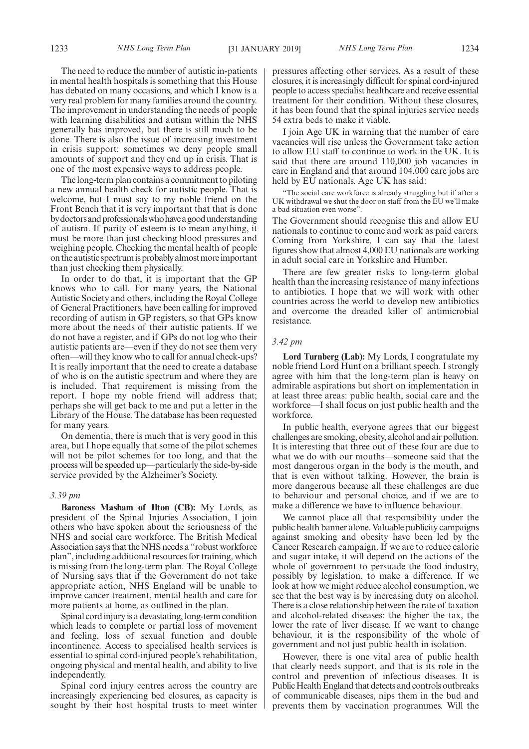The need to reduce the number of autistic in-patients in mental health hospitals is something that this House has debated on many occasions, and which I know is a very real problem for many families around the country. The improvement in understanding the needs of people with learning disabilities and autism within the NHS generally has improved, but there is still much to be done. There is also the issue of increasing investment in crisis support: sometimes we deny people small amounts of support and they end up in crisis. That is one of the most expensive ways to address people.

The long-term plan contains a commitment to piloting a new annual health check for autistic people. That is welcome, but I must say to my noble friend on the Front Bench that it is very important that that is done by doctors and professionals who have a good understanding of autism. If parity of esteem is to mean anything, it must be more than just checking blood pressures and weighing people. Checking the mental health of people on the autistic spectrum is probably almost more important than just checking them physically.

In order to do that, it is important that the GP knows who to call. For many years, the National Autistic Society and others, including the Royal College of General Practitioners, have been calling for improved recording of autism in GP registers, so that GPs know more about the needs of their autistic patients. If we do not have a register, and if GPs do not log who their autistic patients are—even if they do not see them very often—will they know who to call for annual check-ups? It is really important that the need to create a database of who is on the autistic spectrum and where they are is included. That requirement is missing from the report. I hope my noble friend will address that; perhaps she will get back to me and put a letter in the Library of the House. The database has been requested for many years.

On dementia, there is much that is very good in this area, but I hope equally that some of the pilot schemes will not be pilot schemes for too long, and that the process will be speeded up—particularly the side-by-side service provided by the Alzheimer's Society.

*3.39 pm*

**Baroness Masham of Ilton (CB):** My Lords, as president of the Spinal Injuries Association, I join others who have spoken about the seriousness of the NHS and social care workforce. The British Medical Association says that the NHS needs a "robust workforce plan", including additional resources for training, which is missing from the long-term plan. The Royal College of Nursing says that if the Government do not take appropriate action, NHS England will be unable to improve cancer treatment, mental health and care for more patients at home, as outlined in the plan.

Spinal cord injury is a devastating, long-term condition which leads to complete or partial loss of movement and feeling, loss of sexual function and double incontinence. Access to specialised health services is essential to spinal cord-injured people's rehabilitation, ongoing physical and mental health, and ability to live independently.

Spinal cord injury centres across the country are increasingly experiencing bed closures, as capacity is sought by their host hospital trusts to meet winter pressures affecting other services. As a result of these closures, it is increasingly difficult for spinal cord-injured people to access specialist healthcare and receive essential treatment for their condition. Without these closures, it has been found that the spinal injuries service needs 54 extra beds to make it viable.

I join Age UK in warning that the number of care vacancies will rise unless the Government take action to allow EU staff to continue to work in the UK. It is said that there are around 110,000 job vacancies in care in England and that around 104,000 care jobs are held by EU nationals. Age UK has said:

"The social care workforce is already struggling but if after a UK withdrawal we shut the door on staff from the EU we'll make a bad situation even worse".

The Government should recognise this and allow EU nationals to continue to come and work as paid carers. Coming from Yorkshire, I can say that the latest figures show that almost 4,000 EU nationals are working in adult social care in Yorkshire and Humber.

There are few greater risks to long-term global health than the increasing resistance of many infections to antibiotics. I hope that we will work with other countries across the world to develop new antibiotics and overcome the dreaded killer of antimicrobial resistance.

*3.42 pm*

**Lord Turnberg (Lab):** My Lords, I congratulate my noble friend Lord Hunt on a brilliant speech. I strongly agree with him that the long-term plan is heavy on admirable aspirations but short on implementation in at least three areas: public health, social care and the workforce—I shall focus on just public health and the workforce.

In public health, everyone agrees that our biggest challenges are smoking, obesity, alcohol and air pollution. It is interesting that three out of these four are due to what we do with our mouths—someone said that the most dangerous organ in the body is the mouth, and that is even without talking. However, the brain is more dangerous because all these challenges are due to behaviour and personal choice, and if we are to make a difference we have to influence behaviour.

We cannot place all that responsibility under the public health banner alone. Valuable publicity campaigns against smoking and obesity have been led by the Cancer Research campaign. If we are to reduce calorie and sugar intake, it will depend on the actions of the whole of government to persuade the food industry, possibly by legislation, to make a difference. If we look at how we might reduce alcohol consumption, we see that the best way is by increasing duty on alcohol. There is a close relationship between the rate of taxation and alcohol-related diseases: the higher the tax, the lower the rate of liver disease. If we want to change behaviour, it is the responsibility of the whole of government and not just public health in isolation.

However, there is one vital area of public health that clearly needs support, and that is its role in the control and prevention of infectious diseases. It is Public Health England that detects and controls outbreaks of communicable diseases, nips them in the bud and prevents them by vaccination programmes. Will the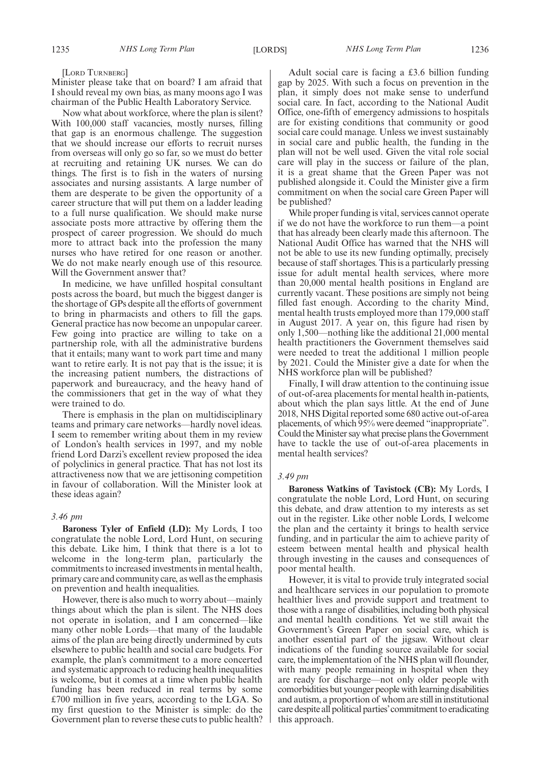[Lord Turnberg]

Minister please take that on board? I am afraid that I should reveal my own bias, as many moons ago I was chairman of the Public Health Laboratory Service.

Now what about workforce, where the plan is silent? With 100,000 staff vacancies, mostly nurses, filling that gap is an enormous challenge. The suggestion that we should increase our efforts to recruit nurses from overseas will only go so far, so we must do better at recruiting and retaining UK nurses. We can do things. The first is to fish in the waters of nursing associates and nursing assistants. A large number of them are desperate to be given the opportunity of a career structure that will put them on a ladder leading to a full nurse qualification. We should make nurse associate posts more attractive by offering them the prospect of career progression. We should do much more to attract back into the profession the many nurses who have retired for one reason or another. We do not make nearly enough use of this resource. Will the Government answer that?

In medicine, we have unfilled hospital consultant posts across the board, but much the biggest danger is the shortage of GPs despite all the efforts of government to bring in pharmacists and others to fill the gaps. General practice has now become an unpopular career. Few going into practice are willing to take on a partnership role, with all the administrative burdens that it entails; many want to work part time and many want to retire early. It is not pay that is the issue; it is the increasing patient numbers, the distractions of paperwork and bureaucracy, and the heavy hand of the commissioners that get in the way of what they were trained to do.

There is emphasis in the plan on multidisciplinary teams and primary care networks—hardly novel ideas. I seem to remember writing about them in my review of London's health services in 1997, and my noble friend Lord Darzi's excellent review proposed the idea of polyclinics in general practice. That has not lost its attractiveness now that we are jettisoning competition in favour of collaboration. Will the Minister look at these ideas again?

*3.46 pm*

**Baroness Tyler of Enfield (LD):** My Lords, I too congratulate the noble Lord, Lord Hunt, on securing this debate. Like him, I think that there is a lot to welcome in the long-term plan, particularly the commitments to increased investments in mental health, primary care and community care, as well as the emphasis on prevention and health inequalities.

However, there is also much to worry about—mainly things about which the plan is silent. The NHS does not operate in isolation, and I am concerned—like many other noble Lords—that many of the laudable aims of the plan are being directly undermined by cuts elsewhere to public health and social care budgets. For example, the plan's commitment to a more concerted and systematic approach to reducing health inequalities is welcome, but it comes at a time when public health funding has been reduced in real terms by some £700 million in five years, according to the LGA. So my first question to the Minister is simple: do the Government plan to reverse these cuts to public health?

Adult social care is facing a £3.6 billion funding gap by 2025. With such a focus on prevention in the plan, it simply does not make sense to underfund social care. In fact, according to the National Audit Office, one-fifth of emergency admissions to hospitals are for existing conditions that community or good social care could manage. Unless we invest sustainably in social care and public health, the funding in the plan will not be well used. Given the vital role social care will play in the success or failure of the plan, it is a great shame that the Green Paper was not published alongside it. Could the Minister give a firm commitment on when the social care Green Paper will be published?

While proper funding is vital, services cannot operate if we do not have the workforce to run them—a point that has already been clearly made this afternoon. The National Audit Office has warned that the NHS will not be able to use its new funding optimally, precisely because of staff shortages. This is a particularly pressing issue for adult mental health services, where more than 20,000 mental health positions in England are currently vacant. These positions are simply not being filled fast enough. According to the charity Mind, mental health trusts employed more than 179,000 staff in August 2017. A year on, this figure had risen by only 1,500—nothing like the additional 21,000 mental health practitioners the Government themselves said were needed to treat the additional 1 million people by 2021. Could the Minister give a date for when the NHS workforce plan will be published?

Finally, I will draw attention to the continuing issue of out-of-area placements for mental health in-patients, about which the plan says little. At the end of June 2018, NHS Digital reported some 680 active out-of-area placements, of which 95% were deemed "inappropriate". Could the Minister say what precise plans the Government have to tackle the use of out-of-area placements in mental health services?

*3.49 pm*

**Baroness Watkins of Tavistock (CB):** My Lords, I congratulate the noble Lord, Lord Hunt, on securing this debate, and draw attention to my interests as set out in the register. Like other noble Lords, I welcome the plan and the certainty it brings to health service funding, and in particular the aim to achieve parity of esteem between mental health and physical health through investing in the causes and consequences of poor mental health.

However, it is vital to provide truly integrated social and healthcare services in our population to promote healthier lives and provide support and treatment to those with a range of disabilities, including both physical and mental health conditions. Yet we still await the Government's Green Paper on social care, which is another essential part of the jigsaw. Without clear indications of the funding source available for social care, the implementation of the NHS plan will flounder, with many people remaining in hospital when they are ready for discharge—not only older people with comorbidities but younger people with learning disabilities and autism, a proportion of whom are still in institutional care despite all political parties' commitment to eradicating this approach.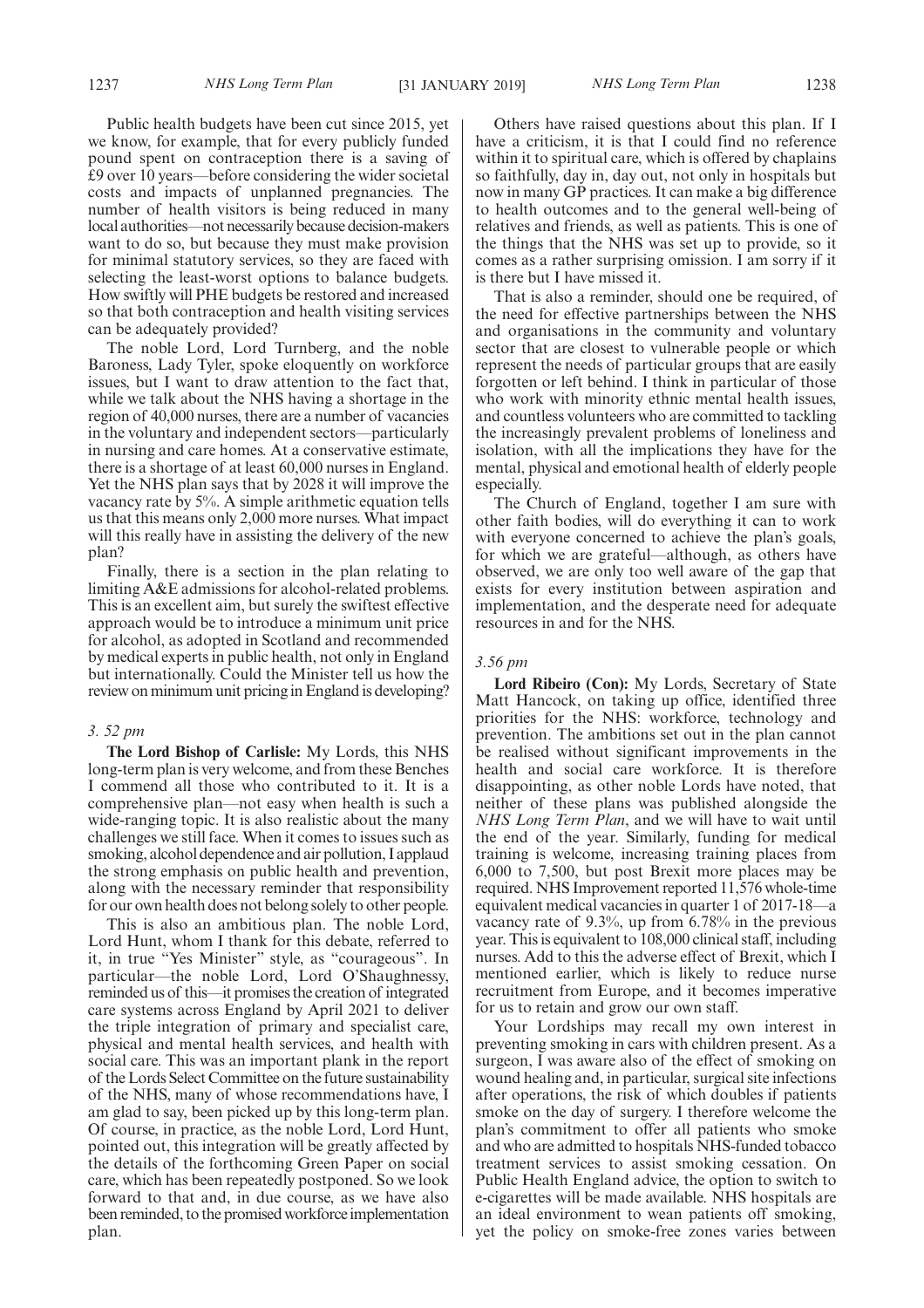Public health budgets have been cut since 2015, yet we know, for example, that for every publicly funded pound spent on contraception there is a saving of £9 over 10 years—before considering the wider societal costs and impacts of unplanned pregnancies. The number of health visitors is being reduced in many local authorities—not necessarily because decision-makers want to do so, but because they must make provision for minimal statutory services, so they are faced with selecting the least-worst options to balance budgets. How swiftly will PHE budgets be restored and increased so that both contraception and health visiting services can be adequately provided?

The noble Lord, Lord Turnberg, and the noble Baroness, Lady Tyler, spoke eloquently on workforce issues, but I want to draw attention to the fact that, while we talk about the NHS having a shortage in the region of 40,000 nurses, there are a number of vacancies in the voluntary and independent sectors—particularly in nursing and care homes. At a conservative estimate, there is a shortage of at least 60,000 nurses in England. Yet the NHS plan says that by 2028 it will improve the vacancy rate by 5%. A simple arithmetic equation tells us that this means only 2,000 more nurses. What impact will this really have in assisting the delivery of the new plan?

Finally, there is a section in the plan relating to limiting A&E admissions for alcohol-related problems. This is an excellent aim, but surely the swiftest effective approach would be to introduce a minimum unit price for alcohol, as adopted in Scotland and recommended by medical experts in public health, not only in England but internationally. Could the Minister tell us how the review on minimum unit pricing in England is developing?

*3. 52 pm*

**The Lord Bishop of Carlisle:** My Lords, this NHS long-term plan is very welcome, and from these Benches I commend all those who contributed to it. It is a comprehensive plan—not easy when health is such a wide-ranging topic. It is also realistic about the many challenges we still face. When it comes to issues such as smoking, alcohol dependence and air pollution, I applaud the strong emphasis on public health and prevention, along with the necessary reminder that responsibility for our own health does not belong solely to other people.

This is also an ambitious plan. The noble Lord, Lord Hunt, whom I thank for this debate, referred to it, in true "Yes Minister" style, as "courageous". In particular—the noble Lord, Lord O'Shaughnessy, reminded us of this—it promises the creation of integrated care systems across England by April 2021 to deliver the triple integration of primary and specialist care, physical and mental health services, and health with social care. This was an important plank in the report of the Lords Select Committee on the future sustainability of the NHS, many of whose recommendations have, I am glad to say, been picked up by this long-term plan. Of course, in practice, as the noble Lord, Lord Hunt, pointed out, this integration will be greatly affected by the details of the forthcoming Green Paper on social care, which has been repeatedly postponed. So we look forward to that and, in due course, as we have also been reminded, to the promised workforce implementation plan.

Others have raised questions about this plan. If I have a criticism, it is that I could find no reference within it to spiritual care, which is offered by chaplains so faithfully, day in, day out, not only in hospitals but now in many GP practices. It can make a big difference to health outcomes and to the general well-being of relatives and friends, as well as patients. This is one of the things that the NHS was set up to provide, so it comes as a rather surprising omission. I am sorry if it is there but I have missed it.

That is also a reminder, should one be required, of the need for effective partnerships between the NHS and organisations in the community and voluntary sector that are closest to vulnerable people or which represent the needs of particular groups that are easily forgotten or left behind. I think in particular of those who work with minority ethnic mental health issues, and countless volunteers who are committed to tackling the increasingly prevalent problems of loneliness and isolation, with all the implications they have for the mental, physical and emotional health of elderly people especially.

The Church of England, together I am sure with other faith bodies, will do everything it can to work with everyone concerned to achieve the plan's goals, for which we are grateful—although, as others have observed, we are only too well aware of the gap that exists for every institution between aspiration and implementation, and the desperate need for adequate resources in and for the NHS.

*3.56 pm*

**Lord Ribeiro (Con):** My Lords, Secretary of State Matt Hancock, on taking up office, identified three priorities for the NHS: workforce, technology and prevention. The ambitions set out in the plan cannot be realised without significant improvements in the health and social care workforce. It is therefore disappointing, as other noble Lords have noted, that neither of these plans was published alongside the *NHS Long Term Plan*, and we will have to wait until the end of the year. Similarly, funding for medical training is welcome, increasing training places from 6,000 to 7,500, but post Brexit more places may be required. NHS Improvement reported 11,576 whole-time equivalent medical vacancies in quarter 1 of 2017-18—a vacancy rate of 9.3%, up from 6.78% in the previous year. This is equivalent to 108,000 clinical staff, including nurses. Add to this the adverse effect of Brexit, which I mentioned earlier, which is likely to reduce nurse recruitment from Europe, and it becomes imperative for us to retain and grow our own staff.

Your Lordships may recall my own interest in preventing smoking in cars with children present. As a surgeon, I was aware also of the effect of smoking on wound healing and, in particular, surgical site infections after operations, the risk of which doubles if patients smoke on the day of surgery. I therefore welcome the plan's commitment to offer all patients who smoke and who are admitted to hospitals NHS-funded tobacco treatment services to assist smoking cessation. On Public Health England advice, the option to switch to e-cigarettes will be made available. NHS hospitals are an ideal environment to wean patients off smoking, yet the policy on smoke-free zones varies between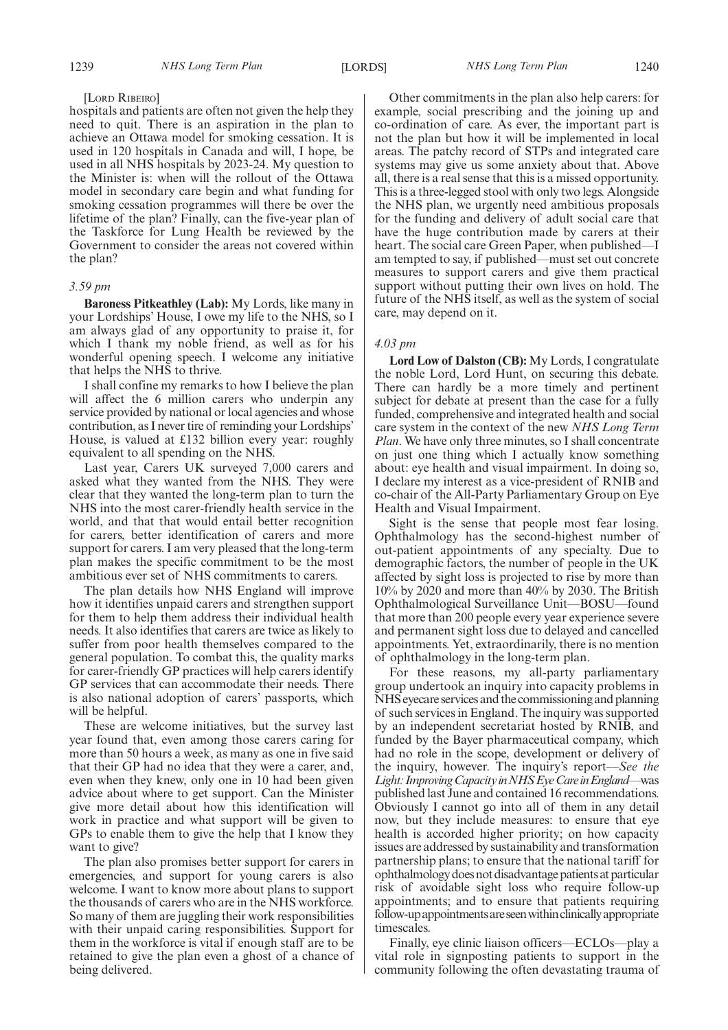[Lord Ribeiro]

hospitals and patients are often not given the help they need to quit. There is an aspiration in the plan to achieve an Ottawa model for smoking cessation. It is used in 120 hospitals in Canada and will, I hope, be used in all NHS hospitals by 2023-24. My question to the Minister is: when will the rollout of the Ottawa model in secondary care begin and what funding for smoking cessation programmes will there be over the lifetime of the plan? Finally, can the five-year plan of the Taskforce for Lung Health be reviewed by the Government to consider the areas not covered within the plan?

*3.59 pm*

**Baroness Pitkeathley (Lab):** My Lords, like many in your Lordships' House, I owe my life to the NHS, so I am always glad of any opportunity to praise it, for which I thank my noble friend, as well as for his wonderful opening speech. I welcome any initiative that helps the NHS to thrive.

I shall confine my remarks to how I believe the plan will affect the 6 million carers who underpin any service provided by national or local agencies and whose contribution, as I never tire of reminding your Lordships' House, is valued at £132 billion every year: roughly equivalent to all spending on the NHS.

Last year, Carers UK surveyed 7,000 carers and asked what they wanted from the NHS. They were clear that they wanted the long-term plan to turn the NHS into the most carer-friendly health service in the world, and that that would entail better recognition for carers, better identification of carers and more support for carers. I am very pleased that the long-term plan makes the specific commitment to be the most ambitious ever set of NHS commitments to carers.

The plan details how NHS England will improve how it identifies unpaid carers and strengthen support for them to help them address their individual health needs. It also identifies that carers are twice as likely to suffer from poor health themselves compared to the general population. To combat this, the quality marks for carer-friendly GP practices will help carers identify GP services that can accommodate their needs. There is also national adoption of carers' passports, which will be helpful.

These are welcome initiatives, but the survey last year found that, even among those carers caring for more than 50 hours a week, as many as one in five said that their GP had no idea that they were a carer, and, even when they knew, only one in 10 had been given advice about where to get support. Can the Minister give more detail about how this identification will work in practice and what support will be given to GPs to enable them to give the help that I know they want to give?

The plan also promises better support for carers in emergencies, and support for young carers is also welcome. I want to know more about plans to support the thousands of carers who are in the NHS workforce. So many of them are juggling their work responsibilities with their unpaid caring responsibilities. Support for them in the workforce is vital if enough staff are to be retained to give the plan even a ghost of a chance of being delivered.

Other commitments in the plan also help carers: for example, social prescribing and the joining up and co-ordination of care. As ever, the important part is not the plan but how it will be implemented in local areas. The patchy record of STPs and integrated care systems may give us some anxiety about that. Above all, there is a real sense that this is a missed opportunity. This is a three-legged stool with only two legs. Alongside the NHS plan, we urgently need ambitious proposals for the funding and delivery of adult social care that have the huge contribution made by carers at their heart. The social care Green Paper, when published—I am tempted to say, if published—must set out concrete measures to support carers and give them practical support without putting their own lives on hold. The future of the NHS itself, as well as the system of social care, may depend on it.

*4.03 pm*

**Lord Low of Dalston (CB):** My Lords, I congratulate the noble Lord, Lord Hunt, on securing this debate. There can hardly be a more timely and pertinent subject for debate at present than the case for a fully funded, comprehensive and integrated health and social care system in the context of the new *NHS Long Term Plan*. We have only three minutes, so I shall concentrate on just one thing which I actually know something about: eye health and visual impairment. In doing so, I declare my interest as a vice-president of RNIB and co-chair of the All-Party Parliamentary Group on Eye Health and Visual Impairment.

Sight is the sense that people most fear losing. Ophthalmology has the second-highest number of out-patient appointments of any specialty. Due to demographic factors, the number of people in the UK affected by sight loss is projected to rise by more than 10% by 2020 and more than 40% by 2030. The British Ophthalmological Surveillance Unit—BOSU—found that more than 200 people every year experience severe and permanent sight loss due to delayed and cancelled appointments. Yet, extraordinarily, there is no mention of ophthalmology in the long-term plan.

For these reasons, my all-party parliamentary group undertook an inquiry into capacity problems in NHS eyecare services and the commissioning and planning of such services in England. The inquiry was supported by an independent secretariat hosted by RNIB, and funded by the Bayer pharmaceutical company, which had no role in the scope, development or delivery of the inquiry, however. The inquiry's report—*See the Light: Improving Capacity in NHS Eye Care in England*—was published last June and contained 16 recommendations. Obviously I cannot go into all of them in any detail now, but they include measures: to ensure that eye health is accorded higher priority; on how capacity issues are addressed by sustainability and transformation partnership plans; to ensure that the national tariff for ophthalmology does not disadvantage patients at particular risk of avoidable sight loss who require follow-up appointments; and to ensure that patients requiring follow-up appointments are seen within clinically appropriate timescales.

Finally, eye clinic liaison officers—ECLOs—play a vital role in signposting patients to support in the community following the often devastating trauma of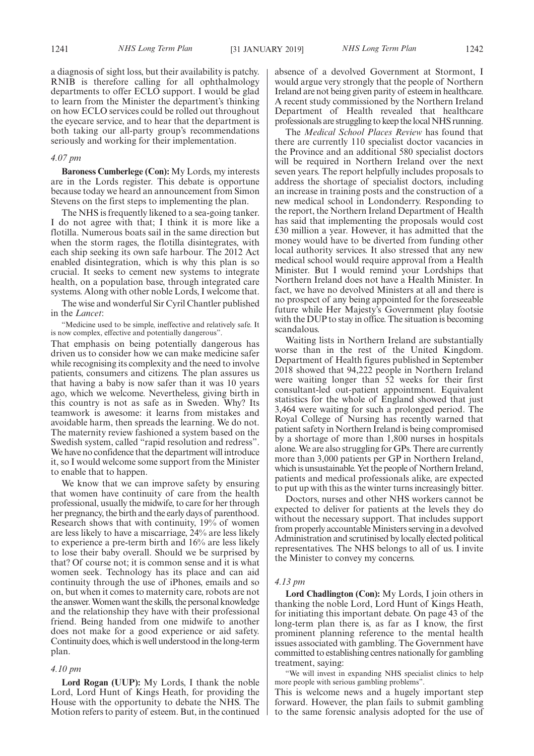a diagnosis of sight loss, but their availability is patchy. RNIB is therefore calling for all ophthalmology departments to offer ECLO support. I would be glad to learn from the Minister the department's thinking on how ECLO services could be rolled out throughout the eyecare service, and to hear that the department is both taking our all-party group's recommendations seriously and working for their implementation.

*4.07 pm*

**Baroness Cumberlege (Con):** My Lords, my interests are in the Lords register. This debate is opportune because today we heard an announcement from Simon Stevens on the first steps to implementing the plan.

The NHS is frequently likened to a sea-going tanker. I do not agree with that; I think it is more like a flotilla. Numerous boats sail in the same direction but when the storm rages, the flotilla disintegrates, with each ship seeking its own safe harbour. The 2012 Act enabled disintegration, which is why this plan is so crucial. It seeks to cement new systems to integrate health, on a population base, through integrated care systems. Along with other noble Lords, I welcome that.

The wise and wonderful Sir Cyril Chantler published in the *Lancet*:

"Medicine used to be simple, ineffective and relatively safe. It is now complex, effective and potentially dangerous".

That emphasis on being potentially dangerous has driven us to consider how we can make medicine safer while recognising its complexity and the need to involve patients, consumers and citizens. The plan assures us that having a baby is now safer than it was 10 years ago, which we welcome. Nevertheless, giving birth in this country is not as safe as in Sweden. Why? Its teamwork is awesome: it learns from mistakes and avoidable harm, then spreads the learning. We do not. The maternity review fashioned a system based on the Swedish system, called "rapid resolution and redress". We have no confidence that the department will introduce it, so I would welcome some support from the Minister to enable that to happen.

We know that we can improve safety by ensuring that women have continuity of care from the health professional, usually the midwife, to care for her through her pregnancy, the birth and the early days of parenthood. Research shows that with continuity, 19% of women are less likely to have a miscarriage, 24% are less likely to experience a pre-term birth and 16% are less likely to lose their baby overall. Should we be surprised by that? Of course not; it is common sense and it is what women seek. Technology has its place and can aid continuity through the use of iPhones, emails and so on, but when it comes to maternity care, robots are not the answer. Women want the skills, the personal knowledge and the relationship they have with their professional friend. Being handed from one midwife to another does not make for a good experience or aid safety. Continuity does, which is well understood in the long-term plan.

*4.10 pm*

**Lord Rogan (UUP):** My Lords, I thank the noble Lord, Lord Hunt of Kings Heath, for providing the House with the opportunity to debate the NHS. The Motion refers to parity of esteem. But, in the continued absence of a devolved Government at Stormont, I would argue very strongly that the people of Northern Ireland are not being given parity of esteem in healthcare. A recent study commissioned by the Northern Ireland Department of Health revealed that healthcare professionals are struggling to keep the local NHS running.

The *Medical School Places Review* has found that there are currently 110 specialist doctor vacancies in the Province and an additional 580 specialist doctors will be required in Northern Ireland over the next seven years. The report helpfully includes proposals to address the shortage of specialist doctors, including an increase in training posts and the construction of a new medical school in Londonderry. Responding to the report, the Northern Ireland Department of Health has said that implementing the proposals would cost £30 million a year. However, it has admitted that the money would have to be diverted from funding other local authority services. It also stressed that any new medical school would require approval from a Health Minister. But I would remind your Lordships that Northern Ireland does not have a Health Minister. In fact, we have no devolved Ministers at all and there is no prospect of any being appointed for the foreseeable future while Her Majesty's Government play footsie with the DUP to stay in office. The situation is becoming scandalous.

Waiting lists in Northern Ireland are substantially worse than in the rest of the United Kingdom. Department of Health figures published in September 2018 showed that 94,222 people in Northern Ireland were waiting longer than 52 weeks for their first consultant-led out-patient appointment. Equivalent statistics for the whole of England showed that just 3,464 were waiting for such a prolonged period. The Royal College of Nursing has recently warned that patient safety in Northern Ireland is being compromised by a shortage of more than 1,800 nurses in hospitals alone. We are also struggling for GPs. There are currently more than 3,000 patients per GP in Northern Ireland, which is unsustainable. Yet the people of Northern Ireland, patients and medical professionals alike, are expected to put up with this as the winter turns increasingly bitter.

Doctors, nurses and other NHS workers cannot be expected to deliver for patients at the levels they do without the necessary support. That includes support from properly accountable Ministers serving in a devolved Administration and scrutinised by locally elected political representatives. The NHS belongs to all of us. I invite the Minister to convey my concerns.

*4.13 pm*

**Lord Chadlington (Con):** My Lords, I join others in thanking the noble Lord, Lord Hunt of Kings Heath, for initiating this important debate. On page 43 of the long-term plan there is, as far as I know, the first prominent planning reference to the mental health issues associated with gambling. The Government have committed to establishing centres nationally for gambling treatment, saying:

"We will invest in expanding NHS specialist clinics to help more people with serious gambling problems".

This is welcome news and a hugely important step forward. However, the plan fails to submit gambling to the same forensic analysis adopted for the use of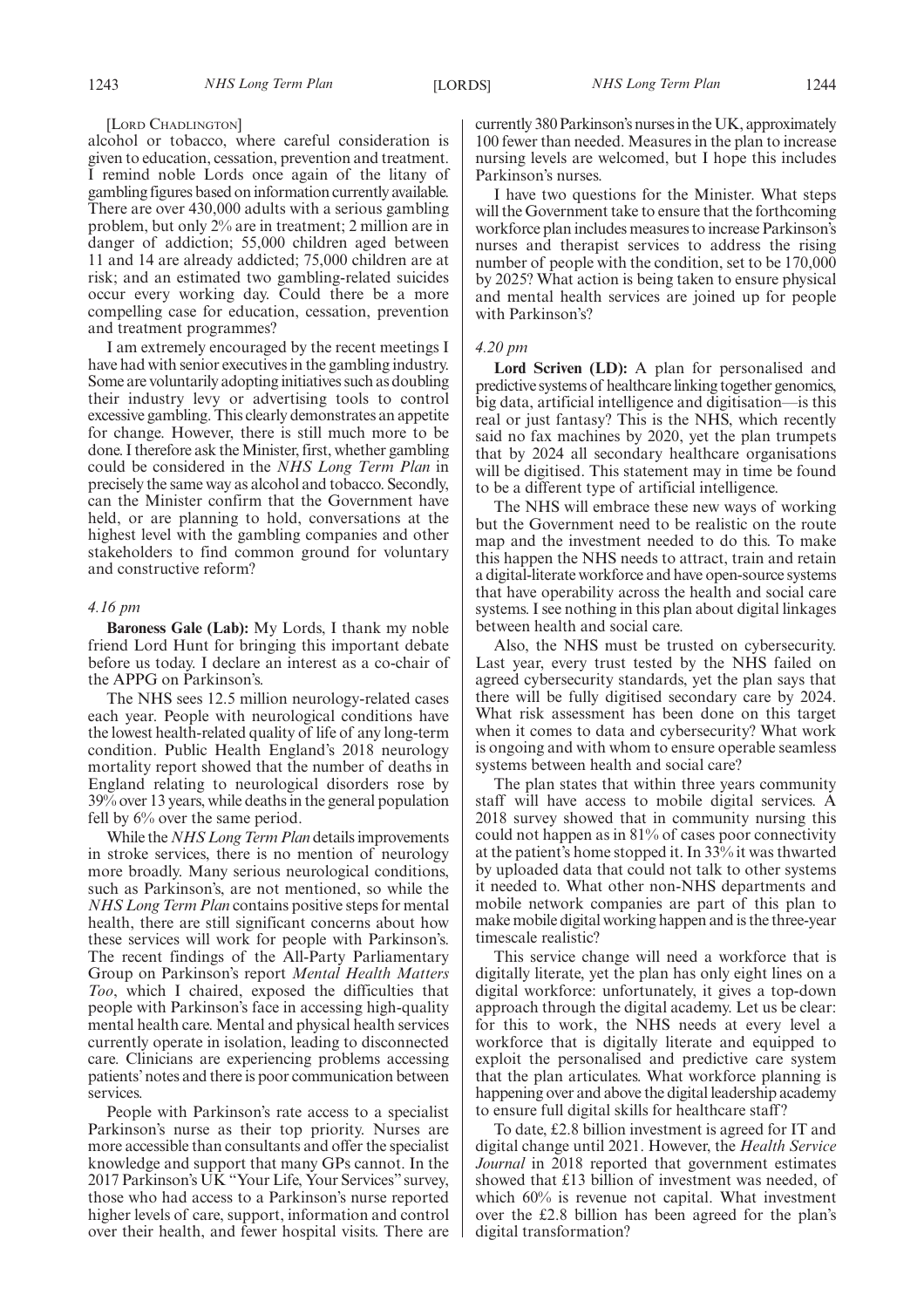[LORD CHADLINGTON]

alcohol or tobacco, where careful consideration is given to education, cessation, prevention and treatment. I remind noble Lords once again of the litany of gambling figures based on information currently available. There are over 430,000 adults with a serious gambling problem, but only 2% are in treatment; 2 million are in danger of addiction; 55,000 children aged between 11 and 14 are already addicted; 75,000 children are at risk; and an estimated two gambling-related suicides occur every working day. Could there be a more compelling case for education, cessation, prevention and treatment programmes?

I am extremely encouraged by the recent meetings I have had with senior executives in the gambling industry. Some are voluntarily adopting initiatives such as doubling their industry levy or advertising tools to control excessive gambling. This clearly demonstrates an appetite for change. However, there is still much more to be done. I therefore ask the Minister, first, whether gambling could be considered in the *NHS Long Term Plan* in precisely the same way as alcohol and tobacco. Secondly, can the Minister confirm that the Government have held, or are planning to hold, conversations at the highest level with the gambling companies and other stakeholders to find common ground for voluntary and constructive reform?

*4.16 pm*

**Baroness Gale (Lab):** My Lords, I thank my noble friend Lord Hunt for bringing this important debate before us today. I declare an interest as a co-chair of the APPG on Parkinson's.

The NHS sees 12.5 million neurology-related cases each year. People with neurological conditions have the lowest health-related quality of life of any long-term condition. Public Health England's 2018 neurology mortality report showed that the number of deaths in England relating to neurological disorders rose by 39% over 13 years, while deaths in the general population fell by 6% over the same period.

While the *NHS Long Term Plan* details improvements in stroke services, there is no mention of neurology more broadly. Many serious neurological conditions, such as Parkinson's, are not mentioned, so while the *NHS Long Term Plan* contains positive steps for mental health, there are still significant concerns about how these services will work for people with Parkinson's. The recent findings of the All-Party Parliamentary Group on Parkinson's report *Mental Health Matters Too*, which I chaired, exposed the difficulties that people with Parkinson's face in accessing high-quality mental health care. Mental and physical health services currently operate in isolation, leading to disconnected care. Clinicians are experiencing problems accessing patients' notes and there is poor communication between services.

People with Parkinson's rate access to a specialist Parkinson's nurse as their top priority. Nurses are more accessible than consultants and offer the specialist knowledge and support that many GPs cannot. In the 2017 Parkinson's UK "Your Life, Your Services" survey, those who had access to a Parkinson's nurse reported higher levels of care, support, information and control over their health, and fewer hospital visits. There are currently 380 Parkinson's nurses in the UK, approximately 100 fewer than needed. Measures in the plan to increase nursing levels are welcomed, but I hope this includes Parkinson's nurses.

I have two questions for the Minister. What steps will the Government take to ensure that the forthcoming workforce plan includes measures to increase Parkinson's nurses and therapist services to address the rising number of people with the condition, set to be 170,000 by 2025? What action is being taken to ensure physical and mental health services are joined up for people with Parkinson's?

*4.20 pm*

**Lord Scriven (LD):** A plan for personalised and predictive systems of healthcare linking together genomics, big data, artificial intelligence and digitisation—is this real or just fantasy? This is the NHS, which recently said no fax machines by 2020, yet the plan trumpets that by 2024 all secondary healthcare organisations will be digitised. This statement may in time be found to be a different type of artificial intelligence.

The NHS will embrace these new ways of working but the Government need to be realistic on the route map and the investment needed to do this. To make this happen the NHS needs to attract, train and retain a digital-literate workforce and have open-source systems that have operability across the health and social care systems. I see nothing in this plan about digital linkages between health and social care.

Also, the NHS must be trusted on cybersecurity. Last year, every trust tested by the NHS failed on agreed cybersecurity standards, yet the plan says that there will be fully digitised secondary care by 2024. What risk assessment has been done on this target when it comes to data and cybersecurity? What work is ongoing and with whom to ensure operable seamless systems between health and social care?

The plan states that within three years community staff will have access to mobile digital services. A 2018 survey showed that in community nursing this could not happen as in 81% of cases poor connectivity at the patient's home stopped it. In 33% it was thwarted by uploaded data that could not talk to other systems it needed to. What other non-NHS departments and mobile network companies are part of this plan to make mobile digital working happen and is the three-year timescale realistic?

This service change will need a workforce that is digitally literate, yet the plan has only eight lines on a digital workforce: unfortunately, it gives a top-down approach through the digital academy. Let us be clear: for this to work, the NHS needs at every level a workforce that is digitally literate and equipped to exploit the personalised and predictive care system that the plan articulates. What workforce planning is happening over and above the digital leadership academy to ensure full digital skills for healthcare staff?

To date, £2.8 billion investment is agreed for IT and digital change until 2021. However, the *Health Service Journal* in 2018 reported that government estimates showed that £13 billion of investment was needed, of which 60% is revenue not capital. What investment over the £2.8 billion has been agreed for the plan's digital transformation?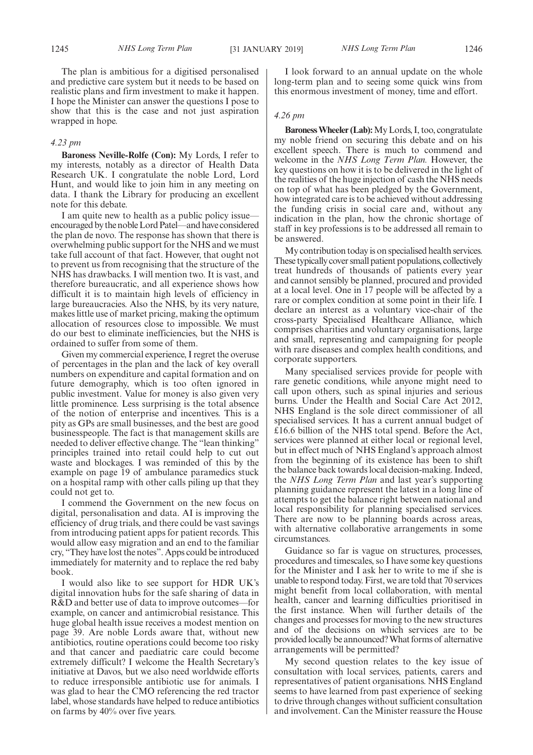The plan is ambitious for a digitised personalised and predictive care system but it needs to be based on realistic plans and firm investment to make it happen. I hope the Minister can answer the questions I pose to show that this is the case and not just aspiration wrapped in hope.

*4.23 pm*

**Baroness Neville-Rolfe (Con):** My Lords, I refer to my interests, notably as a director of Health Data Research UK. I congratulate the noble Lord, Lord Hunt, and would like to join him in any meeting on data. I thank the Library for producing an excellent note for this debate.

I am quite new to health as a public policy issue—encouraged by the noble Lord Patel—and have considered the plan de novo. The response has shown that there is overwhelming public support for the NHS and we must take full account of that fact. However, that ought not to prevent us from recognising that the structure of the NHS has drawbacks. I will mention two. It is vast, and therefore bureaucratic, and all experience shows how difficult it is to maintain high levels of efficiency in large bureaucracies. Also the NHS, by its very nature, makes little use of market pricing, making the optimum allocation of resources close to impossible. We must do our best to eliminate inefficiencies, but the NHS is ordained to suffer from some of them.

Given my commercial experience, I regret the overuse of percentages in the plan and the lack of key overall numbers on expenditure and capital formation and on future demography, which is too often ignored in public investment. Value for money is also given very little prominence. Less surprising is the total absence of the notion of enterprise and incentives. This is a pity as GPs are small businesses, and the best are good businesspeople. The fact is that management skills are needed to deliver effective change. The "lean thinking" principles trained into retail could help to cut out waste and blockages. I was reminded of this by the example on page 19 of ambulance paramedics stuck on a hospital ramp with other calls piling up that they could not get to.

I commend the Government on the new focus on digital, personalisation and data. AI is improving the efficiency of drug trials, and there could be vast savings from introducing patient apps for patient records. This would allow easy migration and an end to the familiar cry, "They have lost the notes". Apps could be introduced immediately for maternity and to replace the red baby book.

I would also like to see support for HDR UK's digital innovation hubs for the safe sharing of data in R&D and better use of data to improve outcomes—for example, on cancer and antimicrobial resistance. This huge global health issue receives a modest mention on page 39. Are noble Lords aware that, without new antibiotics, routine operations could become too risky and that cancer and paediatric care could become extremely difficult? I welcome the Health Secretary's initiative at Davos, but we also need worldwide efforts to reduce irresponsible antibiotic use for animals. I was glad to hear the CMO referencing the red tractor label, whose standards have helped to reduce antibiotics on farms by 40% over five years.

I look forward to an annual update on the whole long-term plan and to seeing some quick wins from this enormous investment of money, time and effort.

*4.26 pm*

**Baroness Wheeler (Lab):** My Lords, I, too, congratulate my noble friend on securing this debate and on his excellent speech. There is much to commend and welcome in the *NHS Long Term Plan.* However, the key questions on how it is to be delivered in the light of the realities of the huge injection of cash the NHS needs on top of what has been pledged by the Government, how integrated care is to be achieved without addressing the funding crisis in social care and, without any indication in the plan, how the chronic shortage of staff in key professions is to be addressed all remain to be answered.

My contribution today is on specialised health services. These typically cover small patient populations, collectively treat hundreds of thousands of patients every year and cannot sensibly be planned, procured and provided at a local level. One in 17 people will be affected by a rare or complex condition at some point in their life. I declare an interest as a voluntary vice-chair of the cross-party Specialised Healthcare Alliance, which comprises charities and voluntary organisations, large and small, representing and campaigning for people with rare diseases and complex health conditions, and corporate supporters.

Many specialised services provide for people with rare genetic conditions, while anyone might need to call upon others, such as spinal injuries and serious burns. Under the Health and Social Care Act 2012, NHS England is the sole direct commissioner of all specialised services. It has a current annual budget of £16.6 billion of the NHS total spend. Before the Act, services were planned at either local or regional level, but in effect much of NHS England's approach almost from the beginning of its existence has been to shift the balance back towards local decision-making. Indeed, the *NHS Long Term Plan* and last year's supporting planning guidance represent the latest in a long line of attempts to get the balance right between national and local responsibility for planning specialised services. There are now to be planning boards across areas, with alternative collaborative arrangements in some circumstances.

Guidance so far is vague on structures, processes, procedures and timescales, so I have some key questions for the Minister and I ask her to write to me if she is unable to respond today. First, we are told that 70 services might benefit from local collaboration, with mental health, cancer and learning difficulties prioritised in the first instance. When will further details of the changes and processes for moving to the new structures and of the decisions on which services are to be provided locally be announced? What forms of alternative arrangements will be permitted?

My second question relates to the key issue of consultation with local services, patients, carers and representatives of patient organisations. NHS England seems to have learned from past experience of seeking to drive through changes without sufficient consultation and involvement. Can the Minister reassure the House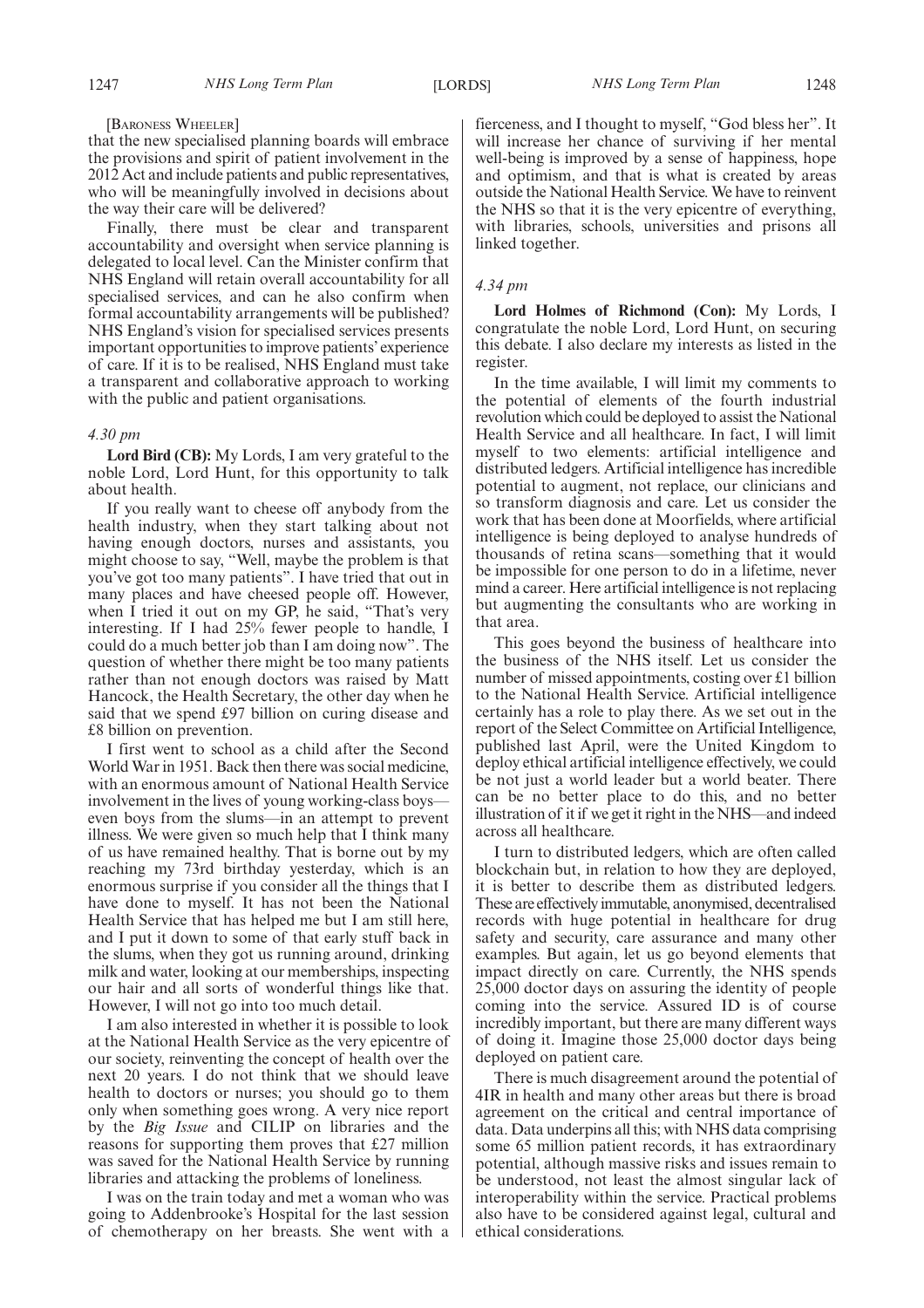[Baroness Wheeler]

that the new specialised planning boards will embrace the provisions and spirit of patient involvement in the 2012 Act and include patients and public representatives, who will be meaningfully involved in decisions about the way their care will be delivered?

Finally, there must be clear and transparent accountability and oversight when service planning is delegated to local level. Can the Minister confirm that NHS England will retain overall accountability for all specialised services, and can he also confirm when formal accountability arrangements will be published? NHS England's vision for specialised services presents important opportunities to improve patients' experience of care. If it is to be realised, NHS England must take a transparent and collaborative approach to working with the public and patient organisations.

*4.30 pm*

**Lord Bird (CB):** My Lords, I am very grateful to the noble Lord, Lord Hunt, for this opportunity to talk about health.

If you really want to cheese off anybody from the health industry, when they start talking about not having enough doctors, nurses and assistants, you might choose to say, "Well, maybe the problem is that you've got too many patients". I have tried that out in many places and have cheesed people off. However, when I tried it out on my GP, he said, "That's very interesting. If I had 25% fewer people to handle, I could do a much better job than I am doing now". The question of whether there might be too many patients rather than not enough doctors was raised by Matt Hancock, the Health Secretary, the other day when he said that we spend £97 billion on curing disease and £8 billion on prevention.

I first went to school as a child after the Second World War in 1951. Back then there was social medicine, with an enormous amount of National Health Service involvement in the lives of young working-class boys—even boys from the slums—in an attempt to prevent illness. We were given so much help that I think many of us have remained healthy. That is borne out by my reaching my 73rd birthday yesterday, which is an enormous surprise if you consider all the things that I have done to myself. It has not been the National Health Service that has helped me but I am still here, and I put it down to some of that early stuff back in the slums, when they got us running around, drinking milk and water, looking at our memberships, inspecting our hair and all sorts of wonderful things like that. However, I will not go into too much detail.

I am also interested in whether it is possible to look at the National Health Service as the very epicentre of our society, reinventing the concept of health over the next 20 years. I do not think that we should leave health to doctors or nurses; you should go to them only when something goes wrong. A very nice report by the *Big Issue* and CILIP on libraries and the reasons for supporting them proves that £27 million was saved for the National Health Service by running libraries and attacking the problems of loneliness.

I was on the train today and met a woman who was going to Addenbrooke's Hospital for the last session of chemotherapy on her breasts. She went with a fierceness, and I thought to myself, "God bless her". It will increase her chance of surviving if her mental well-being is improved by a sense of happiness, hope and optimism, and that is what is created by areas outside the National Health Service. We have to reinvent the NHS so that it is the very epicentre of everything, with libraries, schools, universities and prisons all linked together.

*4.34 pm*

**Lord Holmes of Richmond (Con):** My Lords, I congratulate the noble Lord, Lord Hunt, on securing this debate. I also declare my interests as listed in the register.

In the time available, I will limit my comments to the potential of elements of the fourth industrial revolution which could be deployed to assist the National Health Service and all healthcare. In fact, I will limit myself to two elements: artificial intelligence and distributed ledgers. Artificial intelligence has incredible potential to augment, not replace, our clinicians and so transform diagnosis and care. Let us consider the work that has been done at Moorfields, where artificial intelligence is being deployed to analyse hundreds of thousands of retina scans—something that it would be impossible for one person to do in a lifetime, never mind a career. Here artificial intelligence is not replacing but augmenting the consultants who are working in that area.

This goes beyond the business of healthcare into the business of the NHS itself. Let us consider the number of missed appointments, costing over £1 billion to the National Health Service. Artificial intelligence certainly has a role to play there. As we set out in the report of the Select Committee on Artificial Intelligence, published last April, were the United Kingdom to deploy ethical artificial intelligence effectively, we could be not just a world leader but a world beater. There can be no better place to do this, and no better illustration of it if we get it right in the NHS—and indeed across all healthcare.

I turn to distributed ledgers, which are often called blockchain but, in relation to how they are deployed, it is better to describe them as distributed ledgers. These are effectively immutable, anonymised, decentralised records with huge potential in healthcare for drug safety and security, care assurance and many other examples. But again, let us go beyond elements that impact directly on care. Currently, the NHS spends 25,000 doctor days on assuring the identity of people coming into the service. Assured ID is of course incredibly important, but there are many different ways of doing it. Imagine those 25,000 doctor days being deployed on patient care.

There is much disagreement around the potential of 4IR in health and many other areas but there is broad agreement on the critical and central importance of data. Data underpins all this; with NHS data comprising some 65 million patient records, it has extraordinary potential, although massive risks and issues remain to be understood, not least the almost singular lack of interoperability within the service. Practical problems also have to be considered against legal, cultural and ethical considerations.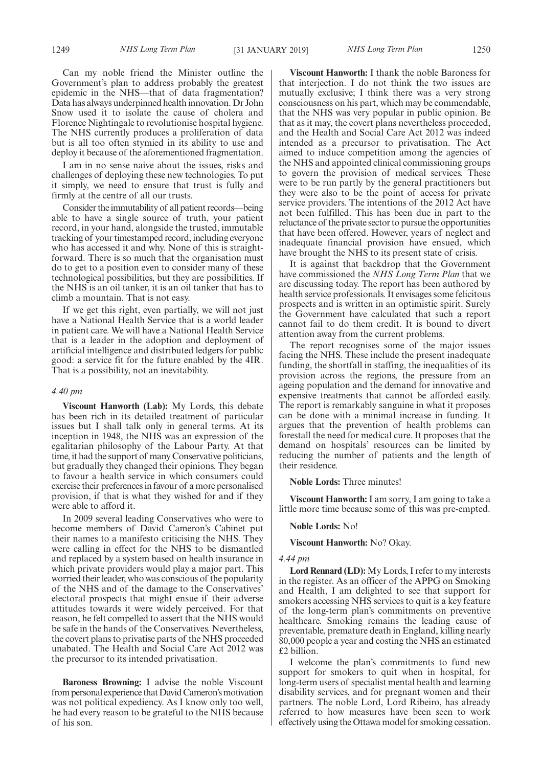Can my noble friend the Minister outline the Government's plan to address probably the greatest epidemic in the NHS—that of data fragmentation? Data has always underpinned health innovation. Dr John Snow used it to isolate the cause of cholera and Florence Nightingale to revolutionise hospital hygiene. The NHS currently produces a proliferation of data but is all too often stymied in its ability to use and deploy it because of the aforementioned fragmentation.

I am in no sense naive about the issues, risks and challenges of deploying these new technologies. To put it simply, we need to ensure that trust is fully and firmly at the centre of all our trusts.

Consider the immutability of all patient records—being able to have a single source of truth, your patient record, in your hand, alongside the trusted, immutable tracking of your timestamped record, including everyone who has accessed it and why. None of this is straightforward. There is so much that the organisation must do to get to a position even to consider many of these technological possibilities, but they are possibilities. If the NHS is an oil tanker, it is an oil tanker that has to climb a mountain. That is not easy.

If we get this right, even partially, we will not just have a National Health Service that is a world leader in patient care. We will have a National Health Service that is a leader in the adoption and deployment of artificial intelligence and distributed ledgers for public good: a service fit for the future enabled by the 4IR. That is a possibility, not an inevitability.

*4.40 pm*

**Viscount Hanworth (Lab):** My Lords, this debate has been rich in its detailed treatment of particular issues but I shall talk only in general terms. At its inception in 1948, the NHS was an expression of the egalitarian philosophy of the Labour Party. At that time, it had the support of many Conservative politicians, but gradually they changed their opinions. They began to favour a health service in which consumers could exercise their preferences in favour of a more personalised provision, if that is what they wished for and if they were able to afford it.

In 2009 several leading Conservatives who were to become members of David Cameron's Cabinet put their names to a manifesto criticising the NHS. They were calling in effect for the NHS to be dismantled and replaced by a system based on health insurance in which private providers would play a major part. This worried their leader, who was conscious of the popularity of the NHS and of the damage to the Conservatives' electoral prospects that might ensue if their adverse attitudes towards it were widely perceived. For that reason, he felt compelled to assert that the NHS would be safe in the hands of the Conservatives. Nevertheless, the covert plans to privatise parts of the NHS proceeded unabated. The Health and Social Care Act 2012 was the precursor to its intended privatisation.

**Baroness Browning:** I advise the noble Viscount from personal experience that David Cameron's motivation was not political expediency. As I know only too well, he had every reason to be grateful to the NHS because of his son.

**Viscount Hanworth:** I thank the noble Baroness for that interjection. I do not think the two issues are mutually exclusive; I think there was a very strong consciousness on his part, which may be commendable, that the NHS was very popular in public opinion. Be that as it may, the covert plans nevertheless proceeded, and the Health and Social Care Act 2012 was indeed intended as a precursor to privatisation. The Act aimed to induce competition among the agencies of the NHS and appointed clinical commissioning groups to govern the provision of medical services. These were to be run partly by the general practitioners but they were also to be the point of access for private service providers. The intentions of the 2012 Act have not been fulfilled. This has been due in part to the reluctance of the private sector to pursue the opportunities that have been offered. However, years of neglect and inadequate financial provision have ensued, which have brought the NHS to its present state of crisis.

It is against that backdrop that the Government have commissioned the *NHS Long Term Plan* that we are discussing today. The report has been authored by health service professionals. It envisages some felicitous prospects and is written in an optimistic spirit. Surely the Government have calculated that such a report cannot fail to do them credit. It is bound to divert attention away from the current problems.

The report recognises some of the major issues facing the NHS. These include the present inadequate funding, the shortfall in staffing, the inequalities of its provision across the regions, the pressure from an ageing population and the demand for innovative and expensive treatments that cannot be afforded easily. The report is remarkably sanguine in what it proposes can be done with a minimal increase in funding. It argues that the prevention of health problems can forestall the need for medical cure. It proposes that the demand on hospitals' resources can be limited by reducing the number of patients and the length of their residence.

**Noble Lords:** Three minutes!

**Viscount Hanworth:** I am sorry, I am going to take a little more time because some of this was pre-empted.

**Noble Lords:** No!

**Viscount Hanworth:** No? Okay.

*4.44 pm*

**Lord Rennard (LD):** My Lords, I refer to my interests in the register. As an officer of the APPG on Smoking and Health, I am delighted to see that support for smokers accessing NHS services to quit is a key feature of the long-term plan's commitments on preventive healthcare. Smoking remains the leading cause of preventable, premature death in England, killing nearly 80,000 people a year and costing the NHS an estimated £2 billion.

I welcome the plan's commitments to fund new support for smokers to quit when in hospital, for long-term users of specialist mental health and learning disability services, and for pregnant women and their partners. The noble Lord, Lord Ribeiro, has already referred to how measures have been seen to work effectively using the Ottawa model for smoking cessation.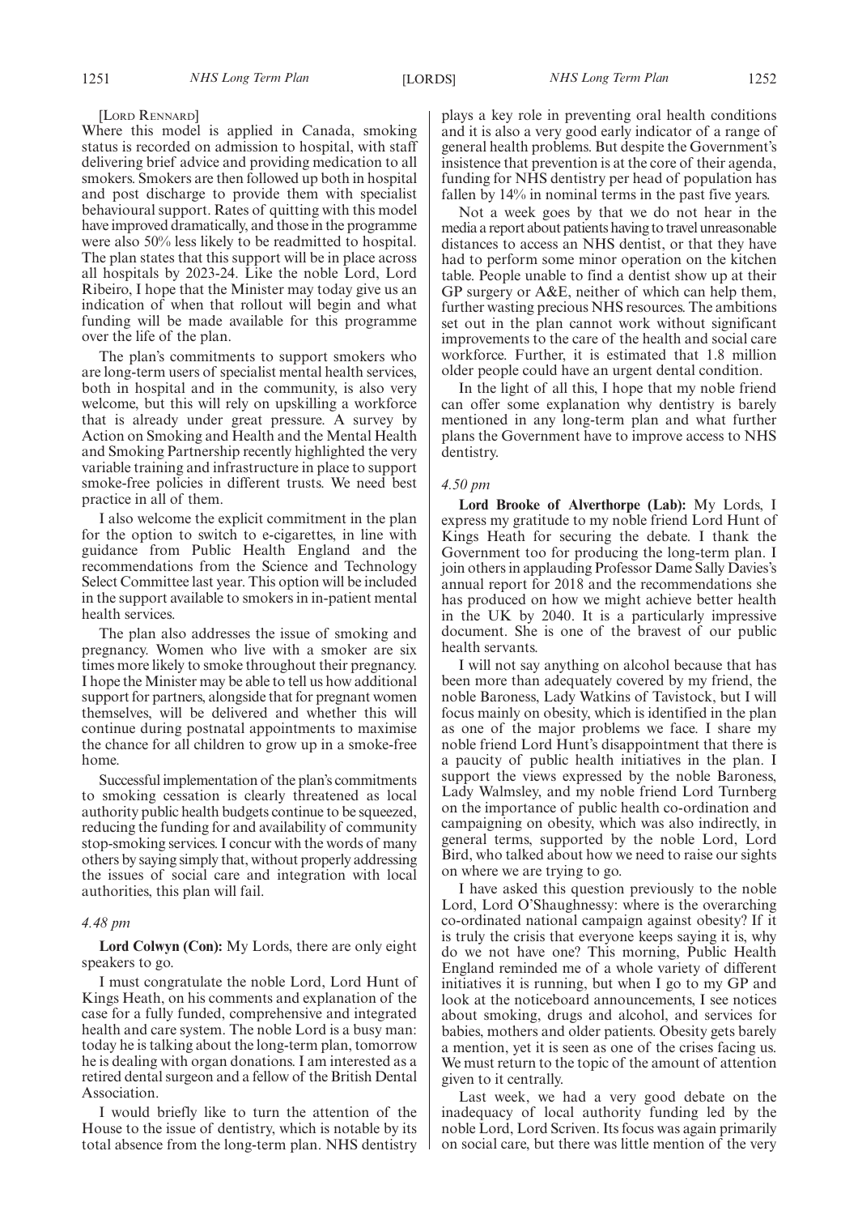[LORD RENNARD]

Where this model is applied in Canada, smoking status is recorded on admission to hospital, with staff delivering brief advice and providing medication to all smokers. Smokers are then followed up both in hospital and post discharge to provide them with specialist behavioural support. Rates of quitting with this model have improved dramatically, and those in the programme were also 50% less likely to be readmitted to hospital. The plan states that this support will be in place across all hospitals by 2023-24. Like the noble Lord, Lord Ribeiro, I hope that the Minister may today give us an indication of when that rollout will begin and what funding will be made available for this programme over the life of the plan.

The plan's commitments to support smokers who are long-term users of specialist mental health services, both in hospital and in the community, is also very welcome, but this will rely on upskilling a workforce that is already under great pressure. A survey by Action on Smoking and Health and the Mental Health and Smoking Partnership recently highlighted the very variable training and infrastructure in place to support smoke-free policies in different trusts. We need best practice in all of them.

I also welcome the explicit commitment in the plan for the option to switch to e-cigarettes, in line with guidance from Public Health England and the recommendations from the Science and Technology Select Committee last year. This option will be included in the support available to smokers in in-patient mental health services.

The plan also addresses the issue of smoking and pregnancy. Women who live with a smoker are six times more likely to smoke throughout their pregnancy. I hope the Minister may be able to tell us how additional support for partners, alongside that for pregnant women themselves, will be delivered and whether this will continue during postnatal appointments to maximise the chance for all children to grow up in a smoke-free home.

Successful implementation of the plan's commitments to smoking cessation is clearly threatened as local authority public health budgets continue to be squeezed, reducing the funding for and availability of community stop-smoking services. I concur with the words of many others by saying simply that, without properly addressing the issues of social care and integration with local authorities, this plan will fail.

*4.48 pm*

**Lord Colwyn (Con):** My Lords, there are only eight speakers to go.

I must congratulate the noble Lord, Lord Hunt of Kings Heath, on his comments and explanation of the case for a fully funded, comprehensive and integrated health and care system. The noble Lord is a busy man: today he is talking about the long-term plan, tomorrow he is dealing with organ donations. I am interested as a retired dental surgeon and a fellow of the British Dental Association.

I would briefly like to turn the attention of the House to the issue of dentistry, which is notable by its total absence from the long-term plan. NHS dentistry plays a key role in preventing oral health conditions and it is also a very good early indicator of a range of general health problems. But despite the Government's insistence that prevention is at the core of their agenda, funding for NHS dentistry per head of population has fallen by 14% in nominal terms in the past five years.

Not a week goes by that we do not hear in the media a report about patients having to travel unreasonable distances to access an NHS dentist, or that they have had to perform some minor operation on the kitchen table. People unable to find a dentist show up at their GP surgery or A&E, neither of which can help them, further wasting precious NHS resources. The ambitions set out in the plan cannot work without significant improvements to the care of the health and social care workforce. Further, it is estimated that 1.8 million older people could have an urgent dental condition.

In the light of all this, I hope that my noble friend can offer some explanation why dentistry is barely mentioned in any long-term plan and what further plans the Government have to improve access to NHS dentistry.

*4.50 pm*

**Lord Brooke of Alverthorpe (Lab):** My Lords, I express my gratitude to my noble friend Lord Hunt of Kings Heath for securing the debate. I thank the Government too for producing the long-term plan. I join others in applauding Professor Dame Sally Davies's annual report for 2018 and the recommendations she has produced on how we might achieve better health in the UK by 2040. It is a particularly impressive document. She is one of the bravest of our public health servants.

I will not say anything on alcohol because that has been more than adequately covered by my friend, the noble Baroness, Lady Watkins of Tavistock, but I will focus mainly on obesity, which is identified in the plan as one of the major problems we face. I share my noble friend Lord Hunt's disappointment that there is a paucity of public health initiatives in the plan. I support the views expressed by the noble Baroness, Lady Walmsley, and my noble friend Lord Turnberg on the importance of public health co-ordination and campaigning on obesity, which was also indirectly, in general terms, supported by the noble Lord, Lord Bird, who talked about how we need to raise our sights on where we are trying to go.

I have asked this question previously to the noble Lord, Lord O'Shaughnessy: where is the overarching co-ordinated national campaign against obesity? If it is truly the crisis that everyone keeps saying it is, why do we not have one? This morning, Public Health England reminded me of a whole variety of different initiatives it is running, but when I go to my GP and look at the noticeboard announcements, I see notices about smoking, drugs and alcohol, and services for babies, mothers and older patients. Obesity gets barely a mention, yet it is seen as one of the crises facing us. We must return to the topic of the amount of attention given to it centrally.

Last week, we had a very good debate on the inadequacy of local authority funding led by the noble Lord, Lord Scriven. Its focus was again primarily on social care, but there was little mention of the very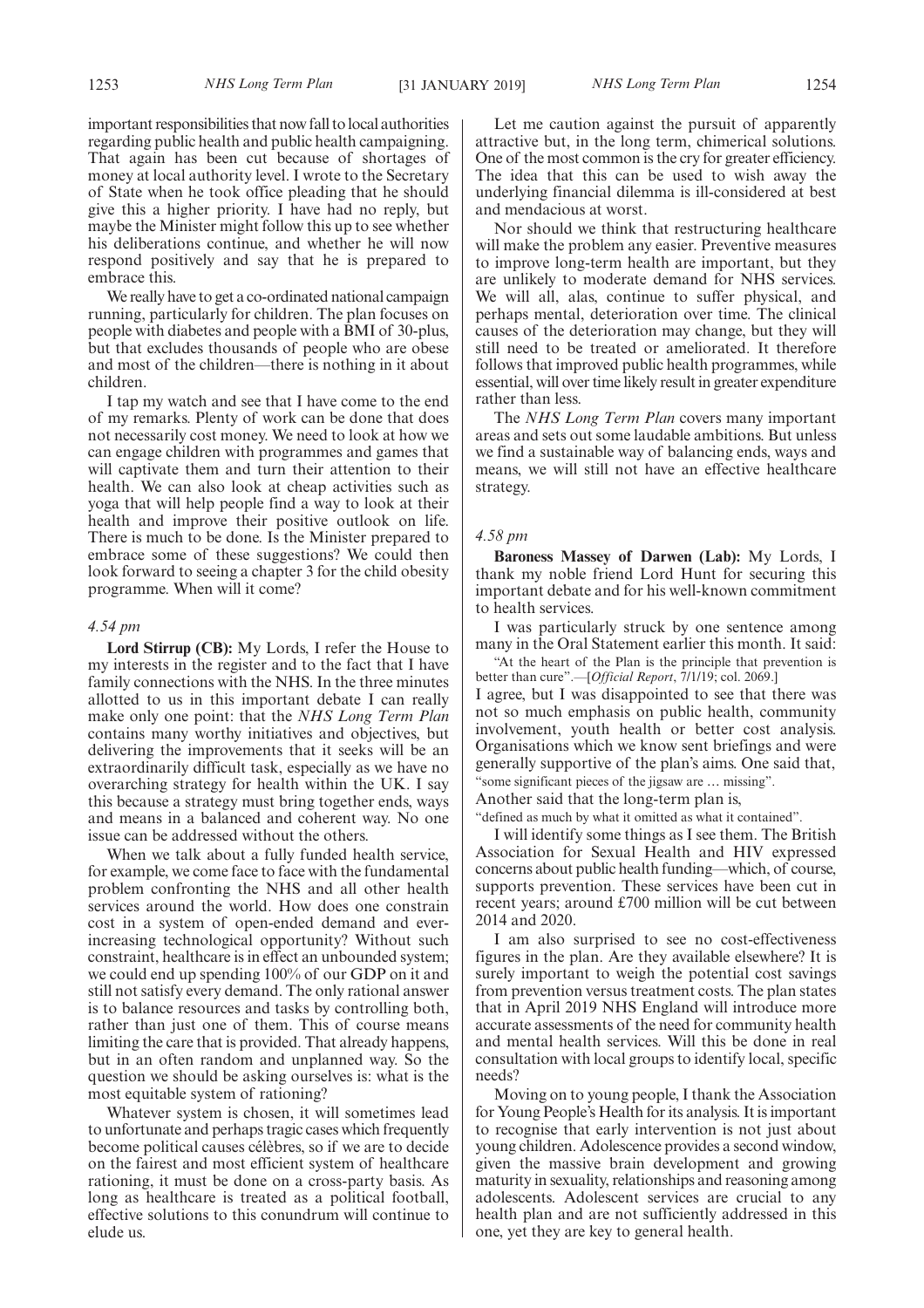important responsibilities that now fall to local authorities regarding public health and public health campaigning. That again has been cut because of shortages of money at local authority level. I wrote to the Secretary of State when he took office pleading that he should give this a higher priority. I have had no reply, but maybe the Minister might follow this up to see whether his deliberations continue, and whether he will now respond positively and say that he is prepared to embrace this.

We really have to get a co-ordinated national campaign running, particularly for children. The plan focuses on people with diabetes and people with a BMI of 30-plus, but that excludes thousands of people who are obese and most of the children—there is nothing in it about children.

I tap my watch and see that I have come to the end of my remarks. Plenty of work can be done that does not necessarily cost money. We need to look at how we can engage children with programmes and games that will captivate them and turn their attention to their health. We can also look at cheap activities such as yoga that will help people find a way to look at their health and improve their positive outlook on life. There is much to be done. Is the Minister prepared to embrace some of these suggestions? We could then look forward to seeing a chapter 3 for the child obesity programme. When will it come?

*4.54 pm*

**Lord Stirrup (CB):** My Lords, I refer the House to my interests in the register and to the fact that I have family connections with the NHS. In the three minutes allotted to us in this important debate I can really make only one point: that the *NHS Long Term Plan* contains many worthy initiatives and objectives, but delivering the improvements that it seeks will be an extraordinarily difficult task, especially as we have no overarching strategy for health within the UK. I say this because a strategy must bring together ends, ways and means in a balanced and coherent way. No one issue can be addressed without the others.

When we talk about a fully funded health service, for example, we come face to face with the fundamental problem confronting the NHS and all other health services around the world. How does one constrain cost in a system of open-ended demand and ever-increasing technological opportunity? Without such constraint, healthcare is in effect an unbounded system; we could end up spending 100% of our GDP on it and still not satisfy every demand. The only rational answer is to balance resources and tasks by controlling both, rather than just one of them. This of course means limiting the care that is provided. That already happens, but in an often random and unplanned way. So the question we should be asking ourselves is: what is the most equitable system of rationing?

Whatever system is chosen, it will sometimes lead to unfortunate and perhaps tragic cases which frequently become political causes célèbres, so if we are to decide on the fairest and most efficient system of healthcare rationing, it must be done on a cross-party basis. As long as healthcare is treated as a political football, effective solutions to this conundrum will continue to elude us.

Let me caution against the pursuit of apparently attractive but, in the long term, chimerical solutions. One of the most common is the cry for greater efficiency. The idea that this can be used to wish away the underlying financial dilemma is ill-considered at best and mendacious at worst.

Nor should we think that restructuring healthcare will make the problem any easier. Preventive measures to improve long-term health are important, but they are unlikely to moderate demand for NHS services. We will all, alas, continue to suffer physical, and perhaps mental, deterioration over time. The clinical causes of the deterioration may change, but they will still need to be treated or ameliorated. It therefore follows that improved public health programmes, while essential, will over time likely result in greater expenditure rather than less.

The *NHS Long Term Plan* covers many important areas and sets out some laudable ambitions. But unless we find a sustainable way of balancing ends, ways and means, we will still not have an effective healthcare strategy.

*4.58 pm*

**Baroness Massey of Darwen (Lab):** My Lords, I thank my noble friend Lord Hunt for securing this important debate and for his well-known commitment to health services.

I was particularly struck by one sentence among many in the Oral Statement earlier this month. It said:

"At the heart of the Plan is the principle that prevention is better than cure".—[*Official Report*, 7/1/19; col. 2069.]

I agree, but I was disappointed to see that there was not so much emphasis on public health, community involvement, youth health or better cost analysis. Organisations which we know sent briefings and were generally supportive of the plan's aims. One said that,

"some significant pieces of the jigsaw are … missing".

Another said that the long-term plan is,

"defined as much by what it omitted as what it contained".

I will identify some things as I see them. The British Association for Sexual Health and HIV expressed concerns about public health funding—which, of course, supports prevention. These services have been cut in recent years; around £700 million will be cut between 2014 and 2020.

I am also surprised to see no cost-effectiveness figures in the plan. Are they available elsewhere? It is surely important to weigh the potential cost savings from prevention versus treatment costs. The plan states that in April 2019 NHS England will introduce more accurate assessments of the need for community health and mental health services. Will this be done in real consultation with local groups to identify local, specific needs?

Moving on to young people, I thank the Association for Young People's Health for its analysis. It is important to recognise that early intervention is not just about young children. Adolescence provides a second window, given the massive brain development and growing maturity in sexuality, relationships and reasoning among adolescents. Adolescent services are crucial to any health plan and are not sufficiently addressed in this one, yet they are key to general health.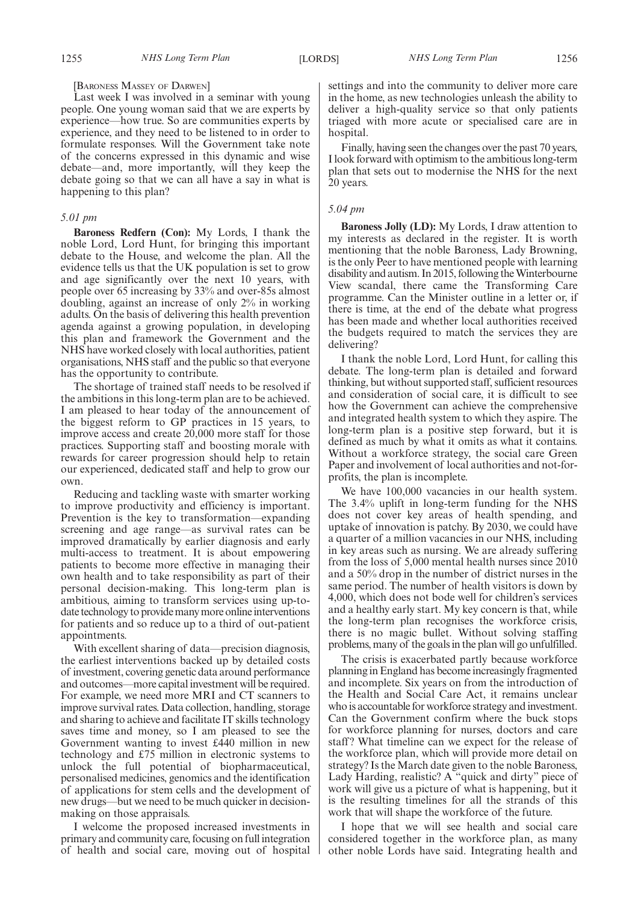[Baroness Massey of Darwen]

Last week I was involved in a seminar with young people. One young woman said that we are experts by experience—how true. So are communities experts by experience, and they need to be listened to in order to formulate responses. Will the Government take note of the concerns expressed in this dynamic and wise debate—and, more importantly, will they keep the debate going so that we can all have a say in what is happening to this plan?

*5.01 pm*

**Baroness Redfern (Con):** My Lords, I thank the noble Lord, Lord Hunt, for bringing this important debate to the House, and welcome the plan. All the evidence tells us that the UK population is set to grow and age significantly over the next 10 years, with people over 65 increasing by 33% and over-85s almost doubling, against an increase of only 2% in working adults. On the basis of delivering this health prevention agenda against a growing population, in developing this plan and framework the Government and the NHS have worked closely with local authorities, patient organisations, NHS staff and the public so that everyone has the opportunity to contribute.

The shortage of trained staff needs to be resolved if the ambitions in this long-term plan are to be achieved. I am pleased to hear today of the announcement of the biggest reform to GP practices in 15 years, to improve access and create 20,000 more staff for those practices. Supporting staff and boosting morale with rewards for career progression should help to retain our experienced, dedicated staff and help to grow our own.

Reducing and tackling waste with smarter working to improve productivity and efficiency is important. Prevention is the key to transformation—expanding screening and age range—as survival rates can be improved dramatically by earlier diagnosis and early multi-access to treatment. It is about empowering patients to become more effective in managing their own health and to take responsibility as part of their personal decision-making. This long-term plan is ambitious, aiming to transform services using up-to-date technology to provide many more online interventions for patients and so reduce up to a third of out-patient appointments.

With excellent sharing of data—precision diagnosis, the earliest interventions backed up by detailed costs of investment, covering genetic data around performance and outcomes—more capital investment will be required. For example, we need more MRI and CT scanners to improve survival rates. Data collection, handling, storage and sharing to achieve and facilitate IT skills technology saves time and money, so I am pleased to see the Government wanting to invest £440 million in new technology and £75 million in electronic systems to unlock the full potential of biopharmaceutical, personalised medicines, genomics and the identification of applications for stem cells and the development of new drugs—but we need to be much quicker in decision-making on those appraisals.

I welcome the proposed increased investments in primary and community care, focusing on full integration of health and social care, moving out of hospital settings and into the community to deliver more care in the home, as new technologies unleash the ability to deliver a high-quality service so that only patients triaged with more acute or specialised care are in hospital.

Finally, having seen the changes over the past 70 years, I look forward with optimism to the ambitious long-term plan that sets out to modernise the NHS for the next 20 years.

*5.04 pm*

**Baroness Jolly (LD):** My Lords, I draw attention to my interests as declared in the register. It is worth mentioning that the noble Baroness, Lady Browning, is the only Peer to have mentioned people with learning disability and autism. In 2015, following the Winterbourne View scandal, there came the Transforming Care programme. Can the Minister outline in a letter or, if there is time, at the end of the debate what progress has been made and whether local authorities received the budgets required to match the services they are delivering?

I thank the noble Lord, Lord Hunt, for calling this debate. The long-term plan is detailed and forward thinking, but without supported staff, sufficient resources and consideration of social care, it is difficult to see how the Government can achieve the comprehensive and integrated health system to which they aspire. The long-term plan is a positive step forward, but it is defined as much by what it omits as what it contains. Without a workforce strategy, the social care Green Paper and involvement of local authorities and not-for-profits, the plan is incomplete.

We have 100,000 vacancies in our health system. The 3.4% uplift in long-term funding for the NHS does not cover key areas of health spending, and uptake of innovation is patchy. By 2030, we could have a quarter of a million vacancies in our NHS, including in key areas such as nursing. We are already suffering from the loss of 5,000 mental health nurses since 2010 and a 50% drop in the number of district nurses in the same period. The number of health visitors is down by 4,000, which does not bode well for children's services and a healthy early start. My key concern is that, while the long-term plan recognises the workforce crisis, there is no magic bullet. Without solving staffing problems, many of the goals in the plan will go unfulfilled.

The crisis is exacerbated partly because workforce planning in England has become increasingly fragmented and incomplete. Six years on from the introduction of the Health and Social Care Act, it remains unclear who is accountable for workforce strategy and investment. Can the Government confirm where the buck stops for workforce planning for nurses, doctors and care staff? What timeline can we expect for the release of the workforce plan, which will provide more detail on strategy? Is the March date given to the noble Baroness, Lady Harding, realistic? A "quick and dirty" piece of work will give us a picture of what is happening, but it is the resulting timelines for all the strands of this work that will shape the workforce of the future.

I hope that we will see health and social care considered together in the workforce plan, as many other noble Lords have said. Integrating health and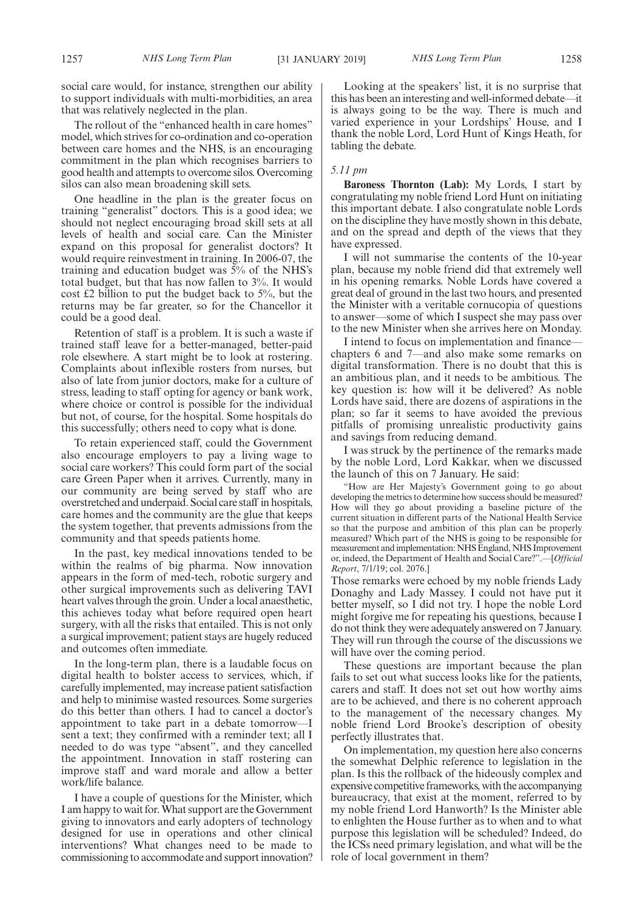social care would, for instance, strengthen our ability to support individuals with multi-morbidities, an area that was relatively neglected in the plan.

The rollout of the "enhanced health in care homes" model, which strives for co-ordination and co-operation between care homes and the NHS, is an encouraging commitment in the plan which recognises barriers to good health and attempts to overcome silos. Overcoming silos can also mean broadening skill sets.

One headline in the plan is the greater focus on training "generalist" doctors. This is a good idea; we should not neglect encouraging broad skill sets at all levels of health and social care. Can the Minister expand on this proposal for generalist doctors? It would require reinvestment in training. In 2006-07, the training and education budget was 5% of the NHS's total budget, but that has now fallen to 3%. It would cost £2 billion to put the budget back to 5%, but the returns may be far greater, so for the Chancellor it could be a good deal.

Retention of staff is a problem. It is such a waste if trained staff leave for a better-managed, better-paid role elsewhere. A start might be to look at rostering. Complaints about inflexible rosters from nurses, but also of late from junior doctors, make for a culture of stress, leading to staff opting for agency or bank work, where choice or control is possible for the individual but not, of course, for the hospital. Some hospitals do this successfully; others need to copy what is done.

To retain experienced staff, could the Government also encourage employers to pay a living wage to social care workers? This could form part of the social care Green Paper when it arrives. Currently, many in our community are being served by staff who are overstretched and underpaid. Social care staff in hospitals, care homes and the community are the glue that keeps the system together, that prevents admissions from the community and that speeds patients home.

In the past, key medical innovations tended to be within the realms of big pharma. Now innovation appears in the form of med-tech, robotic surgery and other surgical improvements such as delivering TAVI heart valves through the groin. Under a local anaesthetic, this achieves today what before required open heart surgery, with all the risks that entailed. This is not only a surgical improvement; patient stays are hugely reduced and outcomes often immediate.

In the long-term plan, there is a laudable focus on digital health to bolster access to services, which, if carefully implemented, may increase patient satisfaction and help to minimise wasted resources. Some surgeries do this better than others. I had to cancel a doctor's appointment to take part in a debate tomorrow—I sent a text; they confirmed with a reminder text; all I needed to do was type "absent", and they cancelled the appointment. Innovation in staff rostering can improve staff and ward morale and allow a better work/life balance.

I have a couple of questions for the Minister, which I am happy to wait for. What support are the Government giving to innovators and early adopters of technology designed for use in operations and other clinical interventions? What changes need to be made to commissioning to accommodate and support innovation?

Looking at the speakers' list, it is no surprise that this has been an interesting and well-informed debate—it is always going to be the way. There is much and varied experience in your Lordships' House, and I thank the noble Lord, Lord Hunt of Kings Heath, for tabling the debate.

*5.11 pm*

**Baroness Thornton (Lab):** My Lords, I start by congratulating my noble friend Lord Hunt on initiating this important debate. I also congratulate noble Lords on the discipline they have mostly shown in this debate, and on the spread and depth of the views that they have expressed.

I will not summarise the contents of the 10-year plan, because my noble friend did that extremely well in his opening remarks. Noble Lords have covered a great deal of ground in the last two hours, and presented the Minister with a veritable cornucopia of questions to answer—some of which I suspect she may pass over to the new Minister when she arrives here on Monday.

I intend to focus on implementation and finance—chapters 6 and 7—and also make some remarks on digital transformation. There is no doubt that this is an ambitious plan, and it needs to be ambitious. The key question is: how will it be delivered? As noble Lords have said, there are dozens of aspirations in the plan; so far it seems to have avoided the previous pitfalls of promising unrealistic productivity gains and savings from reducing demand.

I was struck by the pertinence of the remarks made by the noble Lord, Lord Kakkar, when we discussed the launch of this on 7 January. He said:

"How are Her Majesty's Government going to go about developing the metrics to determine how success should be measured? How will they go about providing a baseline picture of the current situation in different parts of the National Health Service so that the purpose and ambition of this plan can be properly measured? Which part of the NHS is going to be responsible for measurement and implementation: NHS England, NHS Improvement or, indeed, the Department of Health and Social Care?".—[*Official Report*, 7/1/19; col. 2076.]

Those remarks were echoed by my noble friends Lady Donaghy and Lady Massey. I could not have put it better myself, so I did not try. I hope the noble Lord might forgive me for repeating his questions, because I do not think they were adequately answered on 7 January. They will run through the course of the discussions we will have over the coming period.

These questions are important because the plan fails to set out what success looks like for the patients, carers and staff. It does not set out how worthy aims are to be achieved, and there is no coherent approach to the management of the necessary changes. My noble friend Lord Brooke's description of obesity perfectly illustrates that.

On implementation, my question here also concerns the somewhat Delphic reference to legislation in the plan. Is this the rollback of the hideously complex and expensive competitive frameworks, with the accompanying bureaucracy, that exist at the moment, referred to by my noble friend Lord Hanworth? Is the Minister able to enlighten the House further as to when and to what purpose this legislation will be scheduled? Indeed, do the ICSs need primary legislation, and what will be the role of local government in them?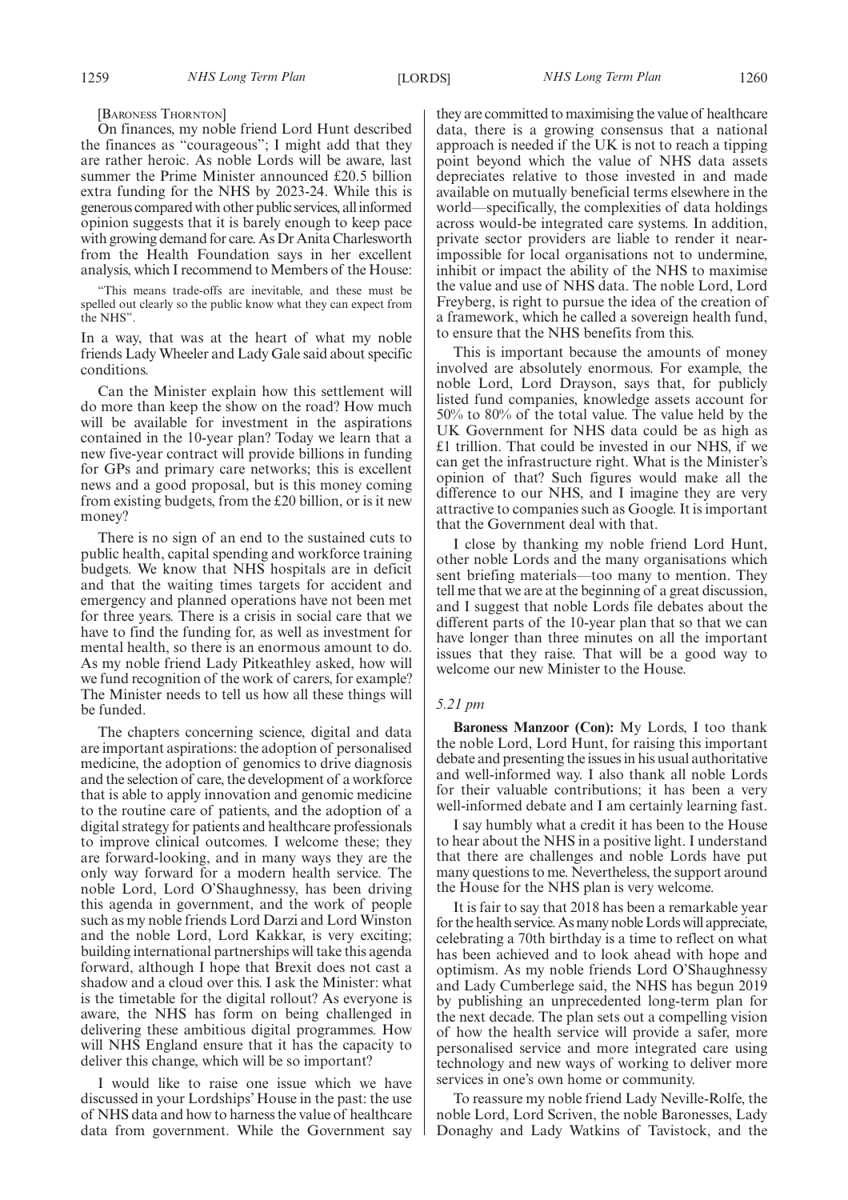[Baroness Thornton]

On finances, my noble friend Lord Hunt described the finances as "courageous"; I might add that they are rather heroic. As noble Lords will be aware, last summer the Prime Minister announced £20.5 billion extra funding for the NHS by 2023-24. While this is generous compared with other public services, all informed opinion suggests that it is barely enough to keep pace with growing demand for care. As Dr Anita Charlesworth from the Health Foundation says in her excellent analysis, which I recommend to Members of the House:

> "This means trade-offs are inevitable, and these must be spelled out clearly so the public know what they can expect from the NHS".

In a way, that was at the heart of what my noble friends Lady Wheeler and Lady Gale said about specific conditions.

Can the Minister explain how this settlement will do more than keep the show on the road? How much will be available for investment in the aspirations contained in the 10-year plan? Today we learn that a new five-year contract will provide billions in funding for GPs and primary care networks; this is excellent news and a good proposal, but is this money coming from existing budgets, from the £20 billion, or is it new money?

There is no sign of an end to the sustained cuts to public health, capital spending and workforce training budgets. We know that NHS hospitals are in deficit and that the waiting times targets for accident and emergency and planned operations have not been met for three years. There is a crisis in social care that we have to find the funding for, as well as investment for mental health, so there is an enormous amount to do. As my noble friend Lady Pitkeathley asked, how will we fund recognition of the work of carers, for example? The Minister needs to tell us how all these things will be funded.

The chapters concerning science, digital and data are important aspirations: the adoption of personalised medicine, the adoption of genomics to drive diagnosis and the selection of care, the development of a workforce that is able to apply innovation and genomic medicine to the routine care of patients, and the adoption of a digital strategy for patients and healthcare professionals to improve clinical outcomes. I welcome these; they are forward-looking, and in many ways they are the only way forward for a modern health service. The noble Lord, Lord O'Shaughnessy, has been driving this agenda in government, and the work of people such as my noble friends Lord Darzi and Lord Winston and the noble Lord, Lord Kakkar, is very exciting; building international partnerships will take this agenda forward, although I hope that Brexit does not cast a shadow and a cloud over this. I ask the Minister: what is the timetable for the digital rollout? As everyone is aware, the NHS has form on being challenged in delivering these ambitious digital programmes. How will NHS England ensure that it has the capacity to deliver this change, which will be so important?

I would like to raise one issue which we have discussed in your Lordships' House in the past: the use of NHS data and how to harness the value of healthcare data from government. While the Government say they are committed to maximising the value of healthcare data, there is a growing consensus that a national approach is needed if the UK is not to reach a tipping point beyond which the value of NHS data assets depreciates relative to those invested in and made available on mutually beneficial terms elsewhere in the world—specifically, the complexities of data holdings across would-be integrated care systems. In addition, private sector providers are liable to render it near-impossible for local organisations not to undermine, inhibit or impact the ability of the NHS to maximise the value and use of NHS data. The noble Lord, Lord Freyberg, is right to pursue the idea of the creation of a framework, which he called a sovereign health fund, to ensure that the NHS benefits from this.

This is important because the amounts of money involved are absolutely enormous. For example, the noble Lord, Lord Drayson, says that, for publicly listed fund companies, knowledge assets account for 50% to 80% of the total value. The value held by the UK Government for NHS data could be as high as £1 trillion. That could be invested in our NHS, if we can get the infrastructure right. What is the Minister's opinion of that? Such figures would make all the difference to our NHS, and I imagine they are very attractive to companies such as Google. It is important that the Government deal with that.

I close by thanking my noble friend Lord Hunt, other noble Lords and the many organisations which sent briefing materials—too many to mention. They tell me that we are at the beginning of a great discussion, and I suggest that noble Lords file debates about the different parts of the 10-year plan that so that we can have longer than three minutes on all the important issues that they raise. That will be a good way to welcome our new Minister to the House.

*5.21 pm*

**Baroness Manzoor (Con):** My Lords, I too thank the noble Lord, Lord Hunt, for raising this important debate and presenting the issues in his usual authoritative and well-informed way. I also thank all noble Lords for their valuable contributions; it has been a very well-informed debate and I am certainly learning fast.

I say humbly what a credit it has been to the House to hear about the NHS in a positive light. I understand that there are challenges and noble Lords have put many questions to me. Nevertheless, the support around the House for the NHS plan is very welcome.

It is fair to say that 2018 has been a remarkable year for the health service. As many noble Lords will appreciate, celebrating a 70th birthday is a time to reflect on what has been achieved and to look ahead with hope and optimism. As my noble friends Lord O'Shaughnessy and Lady Cumberlege said, the NHS has begun 2019 by publishing an unprecedented long-term plan for the next decade. The plan sets out a compelling vision of how the health service will provide a safer, more personalised service and more integrated care using technology and new ways of working to deliver more services in one's own home or community.

To reassure my noble friend Lady Neville-Rolfe, the noble Lord, Lord Scriven, the noble Baronesses, Lady Donaghy and Lady Watkins of Tavistock, and the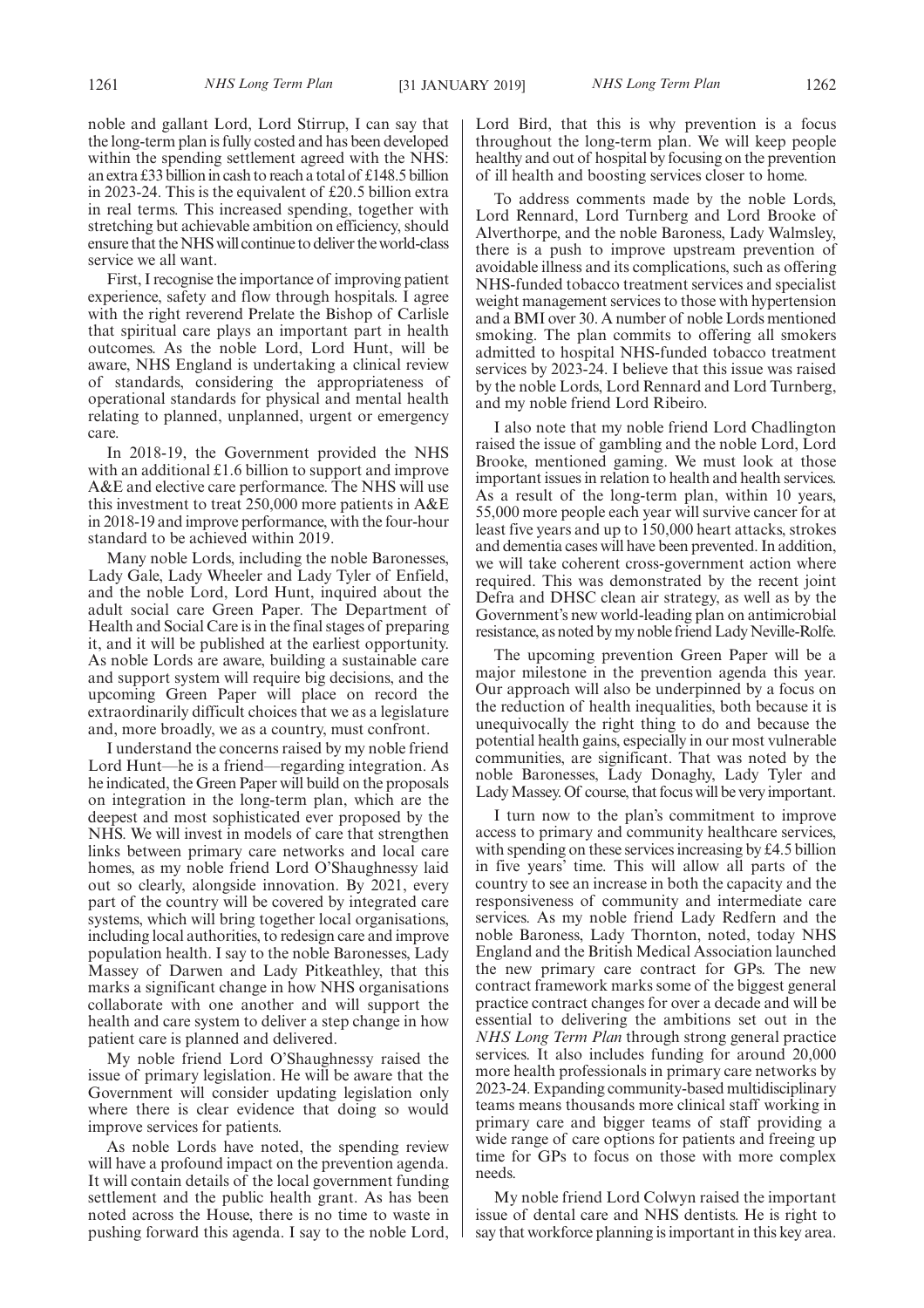noble and gallant Lord, Lord Stirrup, I can say that the long-term plan is fully costed and has been developed within the spending settlement agreed with the NHS: an extra £33 billion in cash to reach a total of £148.5 billion in 2023-24. This is the equivalent of £20.5 billion extra in real terms. This increased spending, together with stretching but achievable ambition on efficiency, should ensure that the NHS will continue to deliver the world-class service we all want.

First, I recognise the importance of improving patient experience, safety and flow through hospitals. I agree with the right reverend Prelate the Bishop of Carlisle that spiritual care plays an important part in health outcomes. As the noble Lord, Lord Hunt, will be aware, NHS England is undertaking a clinical review of standards, considering the appropriateness of operational standards for physical and mental health relating to planned, unplanned, urgent or emergency care.

In 2018-19, the Government provided the NHS with an additional £1.6 billion to support and improve A&E and elective care performance. The NHS will use this investment to treat 250,000 more patients in A&E in 2018-19 and improve performance, with the four-hour standard to be achieved within 2019.

Many noble Lords, including the noble Baronesses, Lady Gale, Lady Wheeler and Lady Tyler of Enfield, and the noble Lord, Lord Hunt, inquired about the adult social care Green Paper. The Department of Health and Social Care is in the final stages of preparing it, and it will be published at the earliest opportunity. As noble Lords are aware, building a sustainable care and support system will require big decisions, and the upcoming Green Paper will place on record the extraordinarily difficult choices that we as a legislature and, more broadly, we as a country, must confront.

I understand the concerns raised by my noble friend Lord Hunt—he is a friend—regarding integration. As he indicated, the Green Paper will build on the proposals on integration in the long-term plan, which are the deepest and most sophisticated ever proposed by the NHS. We will invest in models of care that strengthen links between primary care networks and local care homes, as my noble friend Lord O'Shaughnessy laid out so clearly, alongside innovation. By 2021, every part of the country will be covered by integrated care systems, which will bring together local organisations, including local authorities, to redesign care and improve population health. I say to the noble Baronesses, Lady Massey of Darwen and Lady Pitkeathley, that this marks a significant change in how NHS organisations collaborate with one another and will support the health and care system to deliver a step change in how patient care is planned and delivered.

My noble friend Lord O'Shaughnessy raised the issue of primary legislation. He will be aware that the Government will consider updating legislation only where there is clear evidence that doing so would improve services for patients.

As noble Lords have noted, the spending review will have a profound impact on the prevention agenda. It will contain details of the local government funding settlement and the public health grant. As has been noted across the House, there is no time to waste in pushing forward this agenda. I say to the noble Lord, Lord Bird, that this is why prevention is a focus throughout the long-term plan. We will keep people healthy and out of hospital by focusing on the prevention of ill health and boosting services closer to home.

To address comments made by the noble Lords, Lord Rennard, Lord Turnberg and Lord Brooke of Alverthorpe, and the noble Baroness, Lady Walmsley, there is a push to improve upstream prevention of avoidable illness and its complications, such as offering NHS-funded tobacco treatment services and specialist weight management services to those with hypertension and a BMI over 30. A number of noble Lords mentioned smoking. The plan commits to offering all smokers admitted to hospital NHS-funded tobacco treatment services by 2023-24. I believe that this issue was raised by the noble Lords, Lord Rennard and Lord Turnberg, and my noble friend Lord Ribeiro.

I also note that my noble friend Lord Chadlington raised the issue of gambling and the noble Lord, Lord Brooke, mentioned gaming. We must look at those important issues in relation to health and health services. As a result of the long-term plan, within 10 years, 55,000 more people each year will survive cancer for at least five years and up to 150,000 heart attacks, strokes and dementia cases will have been prevented. In addition, we will take coherent cross-government action where required. This was demonstrated by the recent joint Defra and DHSC clean air strategy, as well as by the Government's new world-leading plan on antimicrobial resistance, as noted by my noble friend Lady Neville-Rolfe.

The upcoming prevention Green Paper will be a major milestone in the prevention agenda this year. Our approach will also be underpinned by a focus on the reduction of health inequalities, both because it is unequivocally the right thing to do and because the potential health gains, especially in our most vulnerable communities, are significant. That was noted by the noble Baronesses, Lady Donaghy, Lady Tyler and Lady Massey. Of course, that focus will be very important.

I turn now to the plan's commitment to improve access to primary and community healthcare services, with spending on these services increasing by £4.5 billion in five years' time. This will allow all parts of the country to see an increase in both the capacity and the responsiveness of community and intermediate care services. As my noble friend Lady Redfern and the noble Baroness, Lady Thornton, noted, today NHS England and the British Medical Association launched the new primary care contract for GPs. The new contract framework marks some of the biggest general practice contract changes for over a decade and will be essential to delivering the ambitions set out in the *NHS Long Term Plan* through strong general practice services. It also includes funding for around 20,000 more health professionals in primary care networks by 2023-24. Expanding community-based multidisciplinary teams means thousands more clinical staff working in primary care and bigger teams of staff providing a wide range of care options for patients and freeing up time for GPs to focus on those with more complex needs.

My noble friend Lord Colwyn raised the important issue of dental care and NHS dentists. He is right to say that workforce planning is important in this key area.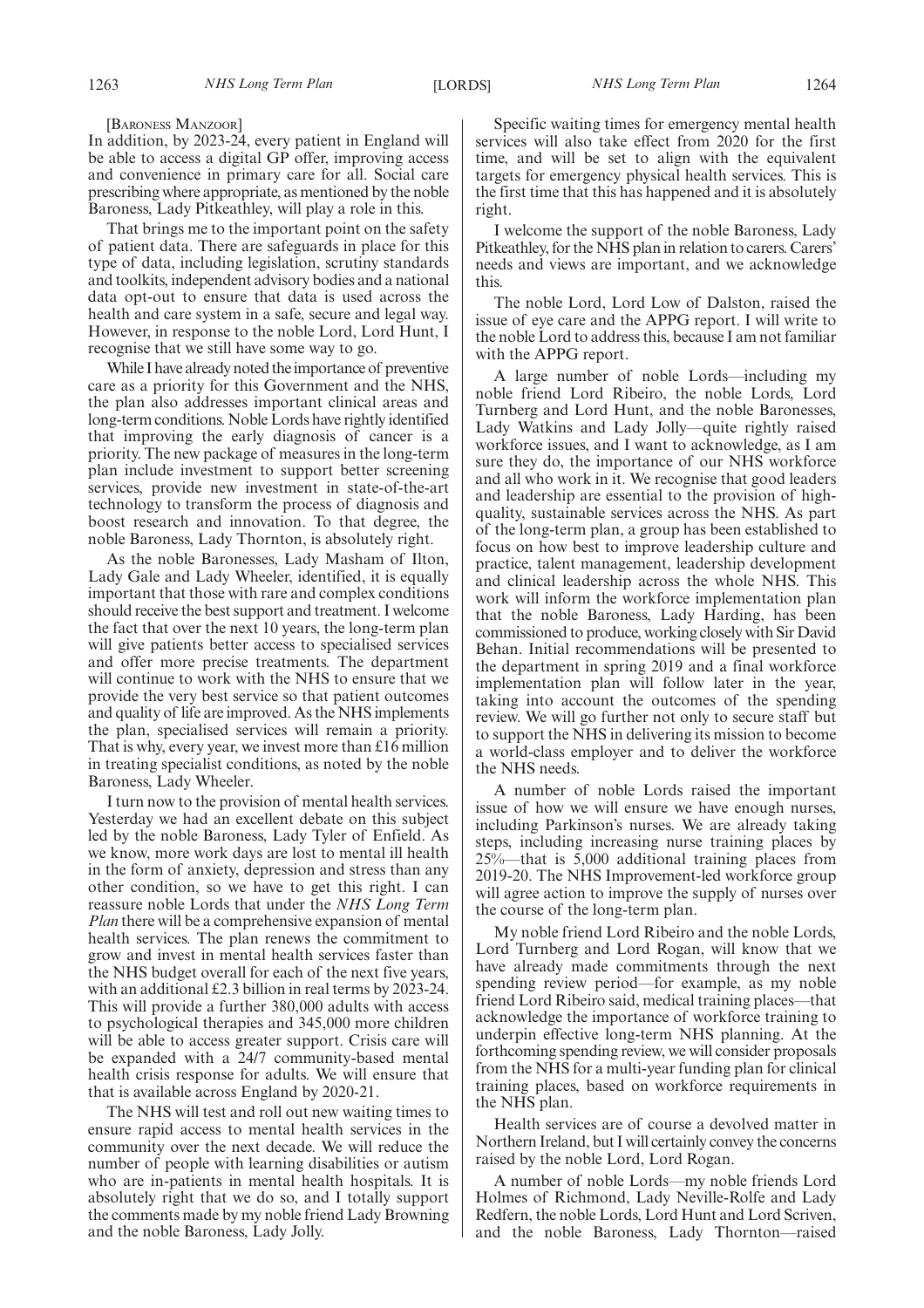[BARONESS MANZOOR]

In addition, by 2023-24, every patient in England will be able to access a digital GP offer, improving access and convenience in primary care for all. Social care prescribing where appropriate, as mentioned by the noble Baroness, Lady Pitkeathley, will play a role in this.

That brings me to the important point on the safety of patient data. There are safeguards in place for this type of data, including legislation, scrutiny standards and toolkits, independent advisory bodies and a national data opt-out to ensure that data is used across the health and care system in a safe, secure and legal way. However, in response to the noble Lord, Lord Hunt, I recognise that we still have some way to go.

While I have already noted the importance of preventive care as a priority for this Government and the NHS, the plan also addresses important clinical areas and long-term conditions. Noble Lords have rightly identified that improving the early diagnosis of cancer is a priority. The new package of measures in the long-term plan include investment to support better screening services, provide new investment in state-of-the-art technology to transform the process of diagnosis and boost research and innovation. To that degree, the noble Baroness, Lady Thornton, is absolutely right.

As the noble Baronesses, Lady Masham of Ilton, Lady Gale and Lady Wheeler, identified, it is equally important that those with rare and complex conditions should receive the best support and treatment. I welcome the fact that over the next 10 years, the long-term plan will give patients better access to specialised services and offer more precise treatments. The department will continue to work with the NHS to ensure that we provide the very best service so that patient outcomes and quality of life are improved. As the NHS implements the plan, specialised services will remain a priority. That is why, every year, we invest more than £16 million in treating specialist conditions, as noted by the noble Baroness, Lady Wheeler.

I turn now to the provision of mental health services. Yesterday we had an excellent debate on this subject led by the noble Baroness, Lady Tyler of Enfield. As we know, more work days are lost to mental ill health in the form of anxiety, depression and stress than any other condition, so we have to get this right. I can reassure noble Lords that under the *NHS Long Term Plan* there will be a comprehensive expansion of mental health services. The plan renews the commitment to grow and invest in mental health services faster than the NHS budget overall for each of the next five years, with an additional £2.3 billion in real terms by 2023-24. This will provide a further 380,000 adults with access to psychological therapies and 345,000 more children will be able to access greater support. Crisis care will be expanded with a 24/7 community-based mental health crisis response for adults. We will ensure that that is available across England by 2020-21.

The NHS will test and roll out new waiting times to ensure rapid access to mental health services in the community over the next decade. We will reduce the number of people with learning disabilities or autism who are in-patients in mental health hospitals. It is absolutely right that we do so, and I totally support the comments made by my noble friend Lady Browning and the noble Baroness, Lady Jolly.

Specific waiting times for emergency mental health services will also take effect from 2020 for the first time, and will be set to align with the equivalent targets for emergency physical health services. This is the first time that this has happened and it is absolutely right.

I welcome the support of the noble Baroness, Lady Pitkeathley, for the NHS plan in relation to carers. Carers' needs and views are important, and we acknowledge this.

The noble Lord, Lord Low of Dalston, raised the issue of eye care and the APPG report. I will write to the noble Lord to address this, because I am not familiar with the APPG report.

A large number of noble Lords—including my noble friend Lord Ribeiro, the noble Lords, Lord Turnberg and Lord Hunt, and the noble Baronesses, Lady Watkins and Lady Jolly—quite rightly raised workforce issues, and I want to acknowledge, as I am sure they do, the importance of our NHS workforce and all who work in it. We recognise that good leaders and leadership are essential to the provision of high-quality, sustainable services across the NHS. As part of the long-term plan, a group has been established to focus on how best to improve leadership culture and practice, talent management, leadership development and clinical leadership across the whole NHS. This work will inform the workforce implementation plan that the noble Baroness, Lady Harding, has been commissioned to produce, working closely with Sir David Behan. Initial recommendations will be presented to the department in spring 2019 and a final workforce implementation plan will follow later in the year, taking into account the outcomes of the spending review. We will go further not only to secure staff but to support the NHS in delivering its mission to become a world-class employer and to deliver the workforce the NHS needs.

A number of noble Lords raised the important issue of how we will ensure we have enough nurses, including Parkinson's nurses. We are already taking steps, including increasing nurse training places by 25%—that is 5,000 additional training places from 2019-20. The NHS Improvement-led workforce group will agree action to improve the supply of nurses over the course of the long-term plan.

My noble friend Lord Ribeiro and the noble Lords, Lord Turnberg and Lord Rogan, will know that we have already made commitments through the next spending review period—for example, as my noble friend Lord Ribeiro said, medical training places—that acknowledge the importance of workforce training to underpin effective long-term NHS planning. At the forthcoming spending review, we will consider proposals from the NHS for a multi-year funding plan for clinical training places, based on workforce requirements in the NHS plan.

Health services are of course a devolved matter in Northern Ireland, but I will certainly convey the concerns raised by the noble Lord, Lord Rogan.

A number of noble Lords—my noble friends Lord Holmes of Richmond, Lady Neville-Rolfe and Lady Redfern, the noble Lords, Lord Hunt and Lord Scriven, and the noble Baroness, Lady Thornton—raised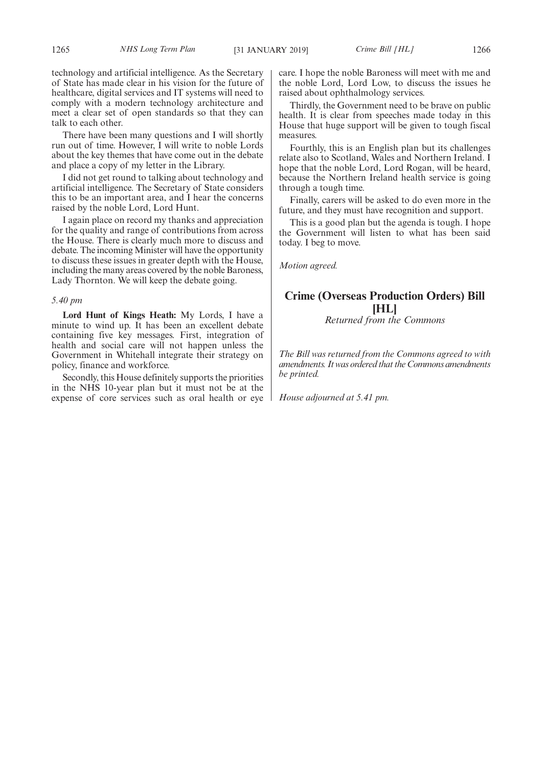technology and artificial intelligence. As the Secretary of State has made clear in his vision for the future of healthcare, digital services and IT systems will need to comply with a modern technology architecture and meet a clear set of open standards so that they can talk to each other.

There have been many questions and I will shortly run out of time. However, I will write to noble Lords about the key themes that have come out in the debate and place a copy of my letter in the Library.

I did not get round to talking about technology and artificial intelligence. The Secretary of State considers this to be an important area, and I hear the concerns raised by the noble Lord, Lord Hunt.

I again place on record my thanks and appreciation for the quality and range of contributions from across the House. There is clearly much more to discuss and debate. The incoming Minister will have the opportunity to discuss these issues in greater depth with the House, including the many areas covered by the noble Baroness, Lady Thornton. We will keep the debate going.

*5.40 pm*

**Lord Hunt of Kings Heath:** My Lords, I have a minute to wind up. It has been an excellent debate containing five key messages. First, integration of health and social care will not happen unless the Government in Whitehall integrate their strategy on policy, finance and workforce.

Secondly, this House definitely supports the priorities in the NHS 10-year plan but it must not be at the expense of core services such as oral health or eye care. I hope the noble Baroness will meet with me and the noble Lord, Lord Low, to discuss the issues he raised about ophthalmology services.

Thirdly, the Government need to be brave on public health. It is clear from speeches made today in this House that huge support will be given to tough fiscal measures.

Fourthly, this is an English plan but its challenges relate also to Scotland, Wales and Northern Ireland. I hope that the noble Lord, Lord Rogan, will be heard, because the Northern Ireland health service is going through a tough time.

Finally, carers will be asked to do even more in the future, and they must have recognition and support.

This is a good plan but the agenda is tough. I hope the Government will listen to what has been said today. I beg to move.

*Motion agreed.*

## Crime (Overseas Production Orders) Bill [HL]

*Returned from the Commons*

*The Bill was returned from the Commons agreed to with amendments. It was ordered that the Commons amendments be printed.*

*House adjourned at 5.41 pm.*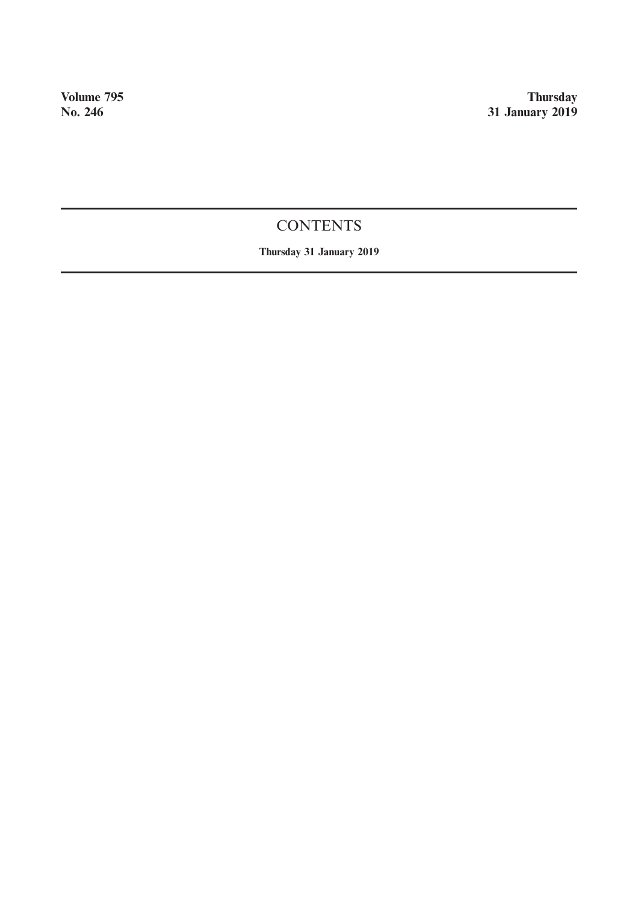Volume 795
No. 246

Thursday
31 January 2019

# CONTENTS

**Thursday 31 January 2019**